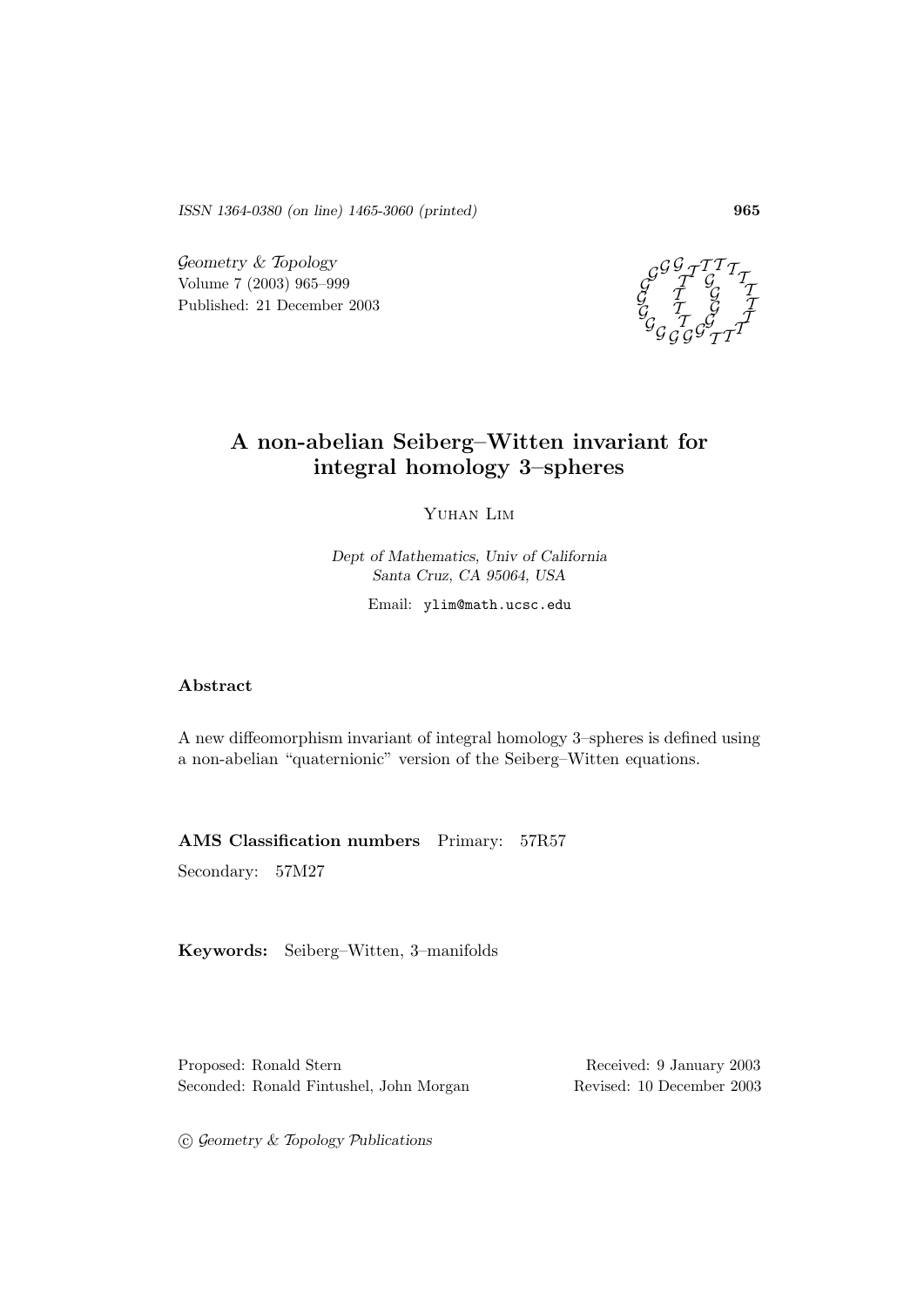ISSN 1364-0380 (on line) 1465-3060 (printed)

Geometry & Topology
Volume 7 (2003) 965–999
Published: 21 December 2003

# A non-abelian Seiberg–Witten invariant for integral homology 3–spheres

Yuhan Lim

*Dept of Mathematics, Univ of California*
*Santa Cruz, CA 95064, USA*

Email: `ylim@math.ucsc.edu`

## Abstract

A new diffeomorphism invariant of integral homology 3–spheres is defined using a non-abelian "quaternionic" version of the Seiberg–Witten equations.

**AMS Classification numbers** Primary: 57R57

Secondary: 57M27

**Keywords:** Seiberg–Witten, 3–manifolds

Proposed: Ronald Stern
Seconded: Ronald Fintushel, John Morgan

Received: 9 January 2003
Revised: 10 December 2003

© Geometry & Topology Publications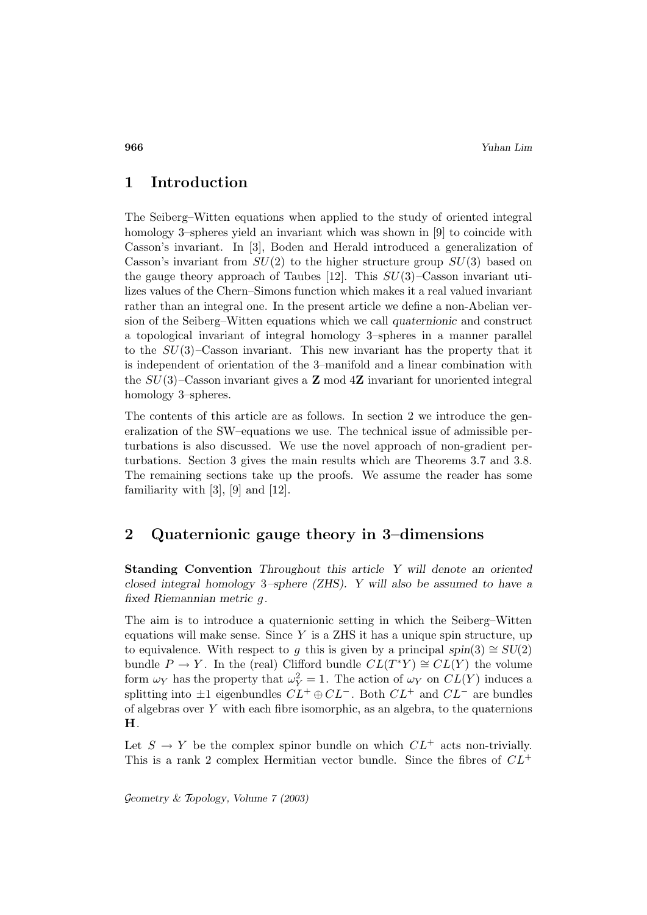## 1 Introduction

The Seiberg–Witten equations when applied to the study of oriented integral homology 3–spheres yield an invariant which was shown in [9] to coincide with Casson's invariant. In [3], Boden and Herald introduced a generalization of Casson's invariant from $SU(2)$ to the higher structure group $SU(3)$ based on the gauge theory approach of Taubes [12]. This $SU(3)$–Casson invariant utilizes values of the Chern–Simons function which makes it a real valued invariant rather than an integral one. In the present article we define a non-Abelian version of the Seiberg–Witten equations which we call *quaternionic* and construct a topological invariant of integral homology 3–spheres in a manner parallel to the $SU(3)$–Casson invariant. This new invariant has the property that it is independent of orientation of the 3–manifold and a linear combination with the $SU(3)$–Casson invariant gives a $\mathbf{Z}$ mod $4\mathbf{Z}$ invariant for unoriented integral homology 3–spheres.

The contents of this article are as follows. In section 2 we introduce the generalization of the SW–equations we use. The technical issue of admissible perturbations is also discussed. We use the novel approach of non-gradient perturbations. Section 3 gives the main results which are Theorems 3.7 and 3.8. The remaining sections take up the proofs. We assume the reader has some familiarity with [3], [9] and [12].

## 2 Quaternionic gauge theory in 3–dimensions

**Standing Convention** *Throughout this article $Y$ will denote an oriented closed integral homology 3–sphere (ZHS). $Y$ will also be assumed to have a fixed Riemannian metric $g$.*

The aim is to introduce a quaternionic setting in which the Seiberg–Witten equations will make sense. Since $Y$ is a ZHS it has a unique spin structure, up to equivalence. With respect to $g$ this is given by a principal $spin(3) \cong SU(2)$ bundle $P \to Y$. In the (real) Clifford bundle $CL(T^*Y) \cong CL(Y)$ the volume form $\omega_Y$ has the property that $\omega_Y^2 = 1$. The action of $\omega_Y$ on $CL(Y)$ induces a splitting into $\pm 1$ eigenbundles $CL^+ \oplus CL^-$. Both $CL^+$ and $CL^-$ are bundles of algebras over $Y$ with each fibre isomorphic, as an algebra, to the quaternions $\mathbf{H}$.

Let $S \to Y$ be the complex spinor bundle on which $CL^+$ acts non-trivially. This is a rank 2 complex Hermitian vector bundle. Since the fibres of $CL^+$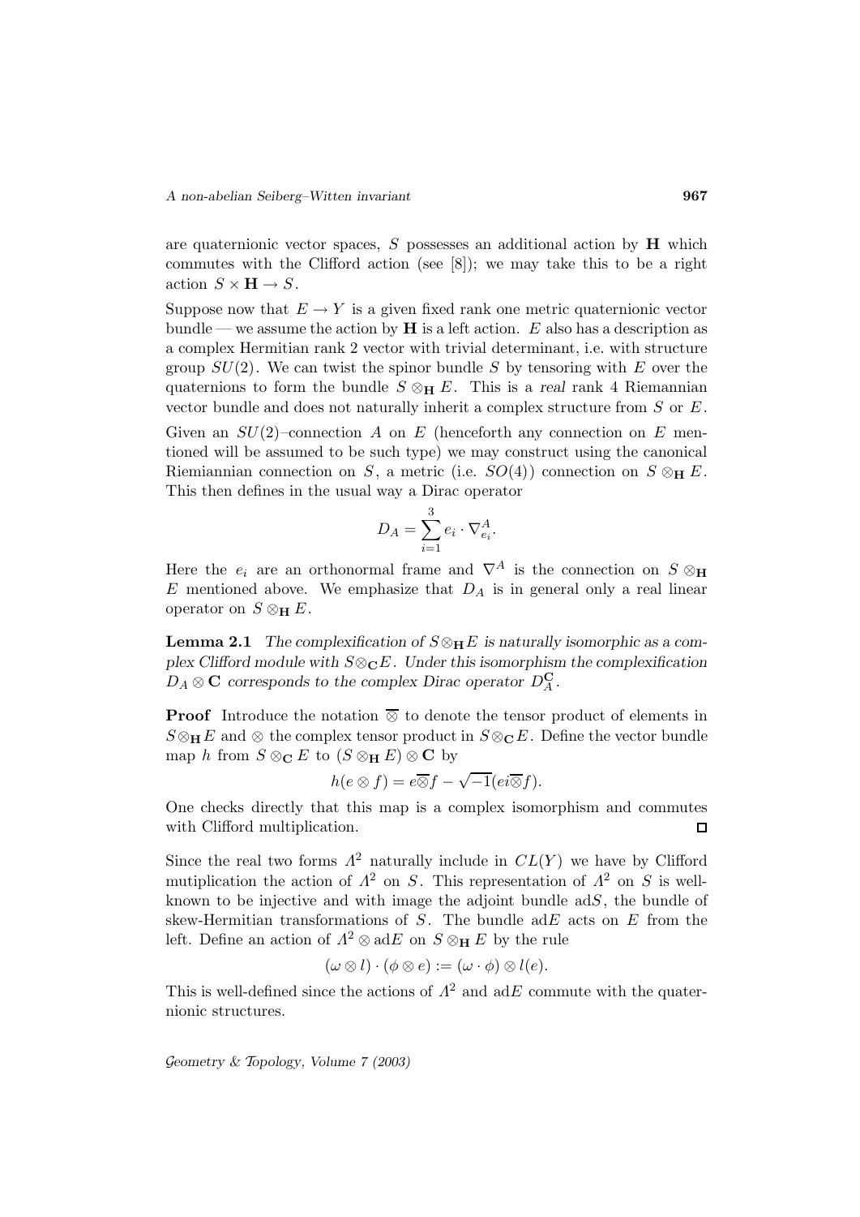are quaternionic vector spaces, $S$ possesses an additional action by $\mathbf{H}$ which commutes with the Clifford action (see [8]); we may take this to be a right action $S \times \mathbf{H} \to S$.

Suppose now that $E \to Y$ is a given fixed rank one metric quaternionic vector bundle — we assume the action by $\mathbf{H}$ is a left action. $E$ also has a description as a complex Hermitian rank 2 vector with trivial determinant, i.e. with structure group $SU(2)$. We can twist the spinor bundle $S$ by tensoring with $E$ over the quaternions to form the bundle $S \otimes_{\mathbf{H}} E$. This is a *real* rank 4 Riemannian vector bundle and does not naturally inherit a complex structure from $S$ or $E$.

Given an $SU(2)$–connection $A$ on $E$ (henceforth any connection on $E$ mentioned will be assumed to be such type) we may construct using the canonical Riemiannian connection on $S$, a metric (i.e. $SO(4)$) connection on $S \otimes_{\mathbf{H}} E$. This then defines in the usual way a Dirac operator

$$D_A = \sum_{i=1}^{3} e_i \cdot \nabla^A_{e_i}.$$

Here the $e_i$ are an orthonormal frame and $\nabla^A$ is the connection on $S \otimes_{\mathbf{H}} E$ mentioned above. We emphasize that $D_A$ is in general only a real linear operator on $S \otimes_{\mathbf{H}} E$.

**Lemma 2.1** *The complexification of $S \otimes_{\mathbf{H}} E$ is naturally isomorphic as a complex Clifford module with $S \otimes_{\mathbf{C}} E$. Under this isomorphism the complexification $D_A \otimes \mathbf{C}$ corresponds to the complex Dirac operator $D^{\mathbf{C}}_A$.*

**Proof** Introduce the notation $\overline{\otimes}$ to denote the tensor product of elements in $S \otimes_{\mathbf{H}} E$ and $\otimes$ the complex tensor product in $S \otimes_{\mathbf{C}} E$. Define the vector bundle map $h$ from $S \otimes_{\mathbf{C}} E$ to $(S \otimes_{\mathbf{H}} E) \otimes \mathbf{C}$ by

$$h(e \otimes f) = e \overline{\otimes} f - \sqrt{-1}(ei \overline{\otimes} f).$$

One checks directly that this map is a complex isomorphism and commutes with Clifford multiplication. □

Since the real two forms $\Lambda^2$ naturally include in $CL(Y)$ we have by Clifford mutiplication the action of $\Lambda^2$ on $S$. This representation of $\Lambda^2$ on $S$ is well-known to be injective and with image the adjoint bundle $\mathrm{ad}S$, the bundle of skew-Hermitian transformations of $S$. The bundle $\mathrm{ad}E$ acts on $E$ from the left. Define an action of $\Lambda^2 \otimes \mathrm{ad}E$ on $S \otimes_{\mathbf{H}} E$ by the rule

$$(\omega \otimes l) \cdot (\phi \otimes e) := (\omega \cdot \phi) \otimes l(e).$$

This is well-defined since the actions of $\Lambda^2$ and $\mathrm{ad}E$ commute with the quaternionic structures.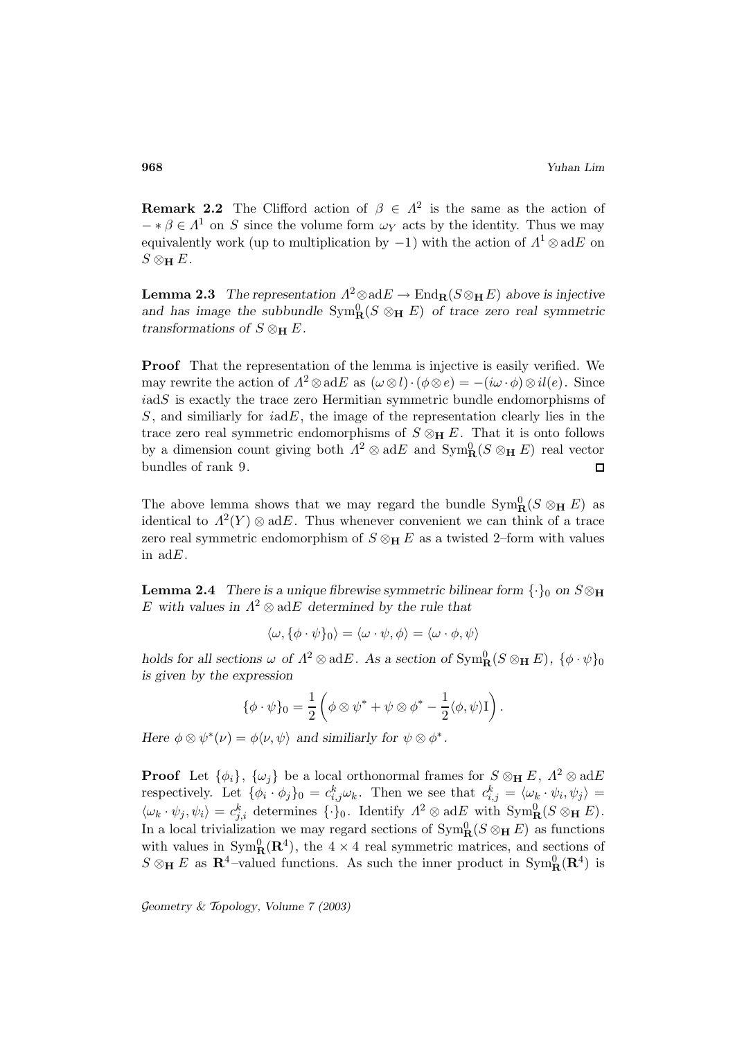**Remark 2.2** The Clifford action of $\beta \in \Lambda^2$ is the same as the action of $-*\beta \in \Lambda^1$ on $S$ since the volume form $\omega_Y$ acts by the identity. Thus we may equivalently work (up to multiplication by $-1$) with the action of $\Lambda^1 \otimes \mathrm{ad}E$ on $S \otimes_{\mathbf{H}} E$.

**Lemma 2.3** *The representation $\Lambda^2 \otimes \mathrm{ad}E \to \mathrm{End}_{\mathbf{R}}(S \otimes_{\mathbf{H}} E)$ above is injective and has image the subbundle $\mathrm{Sym}^0_{\mathbf{R}}(S \otimes_{\mathbf{H}} E)$ of trace zero real symmetric transformations of $S \otimes_{\mathbf{H}} E$.*

**Proof** That the representation of the lemma is injective is easily verified. We may rewrite the action of $\Lambda^2 \otimes \mathrm{ad}E$ as $(\omega \otimes l) \cdot (\phi \otimes e) = -(i\omega \cdot \phi) \otimes il(e)$. Since $i\mathrm{ad}S$ is exactly the trace zero Hermitian symmetric bundle endomorphisms of $S$, and similiarly for $i\mathrm{ad}E$, the image of the representation clearly lies in the trace zero real symmetric endomorphisms of $S \otimes_{\mathbf{H}} E$. That it is onto follows by a dimension count giving both $\Lambda^2 \otimes \mathrm{ad}E$ and $\mathrm{Sym}^0_{\mathbf{R}}(S \otimes_{\mathbf{H}} E)$ real vector bundles of rank 9. $\square$

The above lemma shows that we may regard the bundle $\mathrm{Sym}^0_{\mathbf{R}}(S \otimes_{\mathbf{H}} E)$ as identical to $\Lambda^2(Y) \otimes \mathrm{ad}E$. Thus whenever convenient we can think of a trace zero real symmetric endomorphism of $S \otimes_{\mathbf{H}} E$ as a twisted 2–form with values in $\mathrm{ad}E$.

**Lemma 2.4** *There is a unique fibrewise symmetric bilinear form $\{\cdot\}_0$ on $S \otimes_{\mathbf{H}} E$ with values in $\Lambda^2 \otimes \mathrm{ad}E$ determined by the rule that*

$$\langle \omega, \{\phi \cdot \psi\}_0 \rangle = \langle \omega \cdot \psi, \phi \rangle = \langle \omega \cdot \phi, \psi \rangle$$

*holds for all sections $\omega$ of $\Lambda^2 \otimes \mathrm{ad}E$. As a section of $\mathrm{Sym}^0_{\mathbf{R}}(S \otimes_{\mathbf{H}} E)$, $\{\phi \cdot \psi\}_0$ is given by the expression*

$$\{\phi \cdot \psi\}_0 = \frac{1}{2}\left( \phi \otimes \psi^* + \psi \otimes \phi^* - \frac{1}{2}\langle \phi, \psi \rangle \mathrm{I} \right).$$

*Here $\phi \otimes \psi^*(\nu) = \phi\langle \nu, \psi \rangle$ and similiarly for $\psi \otimes \phi^*$.*

**Proof** Let $\{\phi_i\}$, $\{\omega_j\}$ be a local orthonormal frames for $S \otimes_{\mathbf{H}} E$, $\Lambda^2 \otimes \mathrm{ad}E$ respectively. Let $\{\phi_i \cdot \phi_j\}_0 = c^k_{i,j}\omega_k$. Then we see that $c^k_{i,j} = \langle \omega_k \cdot \psi_i, \psi_j \rangle = \langle \omega_k \cdot \psi_j, \psi_i \rangle = c^k_{j,i}$ determines $\{\cdot\}_0$. Identify $\Lambda^2 \otimes \mathrm{ad}E$ with $\mathrm{Sym}^0_{\mathbf{R}}(S \otimes_{\mathbf{H}} E)$. In a local trivialization we may regard sections of $\mathrm{Sym}^0_{\mathbf{R}}(S \otimes_{\mathbf{H}} E)$ as functions with values in $\mathrm{Sym}^0_{\mathbf{R}}(\mathbf{R}^4)$, the $4 \times 4$ real symmetric matrices, and sections of $S \otimes_{\mathbf{H}} E$ as $\mathbf{R}^4$–valued functions. As such the inner product in $\mathrm{Sym}^0_{\mathbf{R}}(\mathbf{R}^4)$ is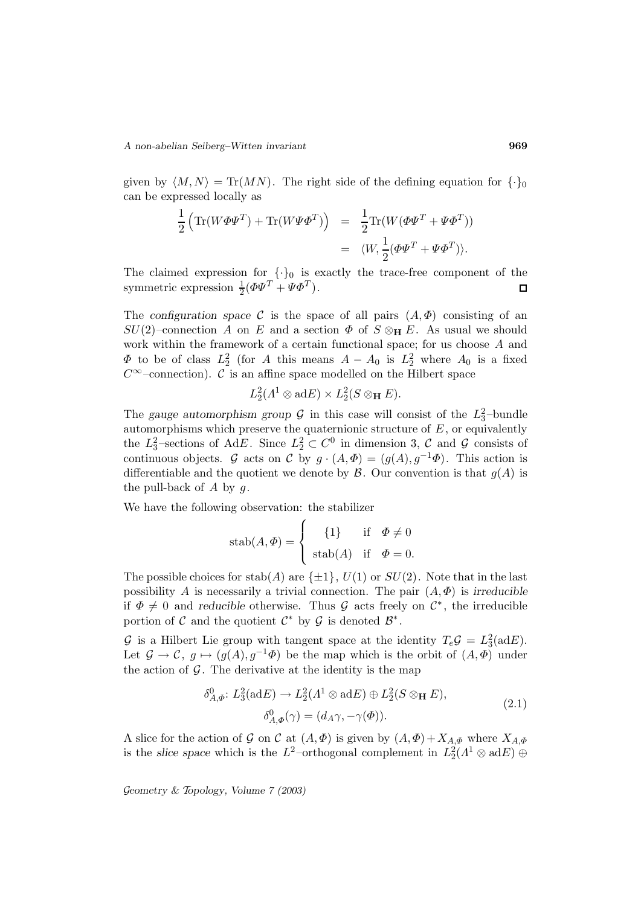given by $\langle M, N\rangle = \mathrm{Tr}(MN)$. The right side of the defining equation for $\{\cdot\}_0$ can be expressed locally as

$$\begin{aligned}
\frac{1}{2}\left(\mathrm{Tr}(W\Phi\Psi^T) + \mathrm{Tr}(W\Psi\Phi^T)\right) &= \frac{1}{2}\mathrm{Tr}(W(\Phi\Psi^T + \Psi\Phi^T)) \\
&= \langle W, \frac{1}{2}(\Phi\Psi^T + \Psi\Phi^T)\rangle.
\end{aligned}$$

The claimed expression for $\{\cdot\}_0$ is exactly the trace-free component of the symmetric expression $\frac{1}{2}(\Phi\Psi^T + \Psi\Phi^T)$. □

The *configuration space* $\mathcal{C}$ is the space of all pairs $(A, \Phi)$ consisting of an $SU(2)$–connection $A$ on $E$ and a section $\Phi$ of $S \otimes_{\mathbf{H}} E$. As usual we should work within the framework of a certain functional space; for us choose $A$ and $\Phi$ to be of class $L^2_2$ (for $A$ this means $A - A_0$ is $L^2_2$ where $A_0$ is a fixed $C^\infty$–connection). $\mathcal{C}$ is an affine space modelled on the Hilbert space

$$L^2_2(\Lambda^1 \otimes \mathrm{ad}E) \times L^2_2(S \otimes_{\mathbf{H}} E).$$

The *gauge automorphism group* $\mathcal{G}$ in this case will consist of the $L^2_3$–bundle automorphisms which preserve the quaternionic structure of $E$, or equivalently the $L^2_3$–sections of $\mathrm{Ad}E$. Since $L^2_2 \subset C^0$ in dimension 3, $\mathcal{C}$ and $\mathcal{G}$ consists of continuous objects. $\mathcal{G}$ acts on $\mathcal{C}$ by $g \cdot (A, \Phi) = (g(A), g^{-1}\Phi)$. This action is differentiable and the quotient we denote by $\mathcal{B}$. Our convention is that $g(A)$ is the pull-back of $A$ by $g$.

We have the following observation: the stabilizer

$$\mathrm{stab}(A, \Phi) = \begin{cases} \{1\} & \text{if} \quad \Phi \neq 0 \\ \mathrm{stab}(A) & \text{if} \quad \Phi = 0. \end{cases}$$

The possible choices for $\mathrm{stab}(A)$ are $\{\pm 1\}$, $U(1)$ or $SU(2)$. Note that in the last possibility $A$ is necessarily a trivial connection. The pair $(A, \Phi)$ is *irreducible* if $\Phi \neq 0$ and *reducible* otherwise. Thus $\mathcal{G}$ acts freely on $\mathcal{C}^*$, the irreducible portion of $\mathcal{C}$ and the quotient $\mathcal{C}^*$ by $\mathcal{G}$ is denoted $\mathcal{B}^*$.

$\mathcal{G}$ is a Hilbert Lie group with tangent space at the identity $T_e\mathcal{G} = L^2_3(\mathrm{ad}E)$. Let $\mathcal{G} \to \mathcal{C}$, $g \mapsto (g(A), g^{-1}\Phi)$ be the map which is the orbit of $(A, \Phi)$ under the action of $\mathcal{G}$. The derivative at the identity is the map

$$\begin{aligned}
\delta^0_{A,\Phi}\colon L^2_3(\mathrm{ad}E) &\to L^2_2(\Lambda^1 \otimes \mathrm{ad}E) \oplus L^2_2(S \otimes_{\mathbf{H}} E), \\
\delta^0_{A,\Phi}(\gamma) &= (d_A\gamma, -\gamma(\Phi)).
\end{aligned} \tag{2.1}$$

A slice for the action of $\mathcal{G}$ on $\mathcal{C}$ at $(A, \Phi)$ is given by $(A, \Phi) + X_{A,\Phi}$ where $X_{A,\Phi}$ is the *slice space* which is the $L^2$–orthogonal complement in $L^2_2(\Lambda^1 \otimes \mathrm{ad}E) \oplus$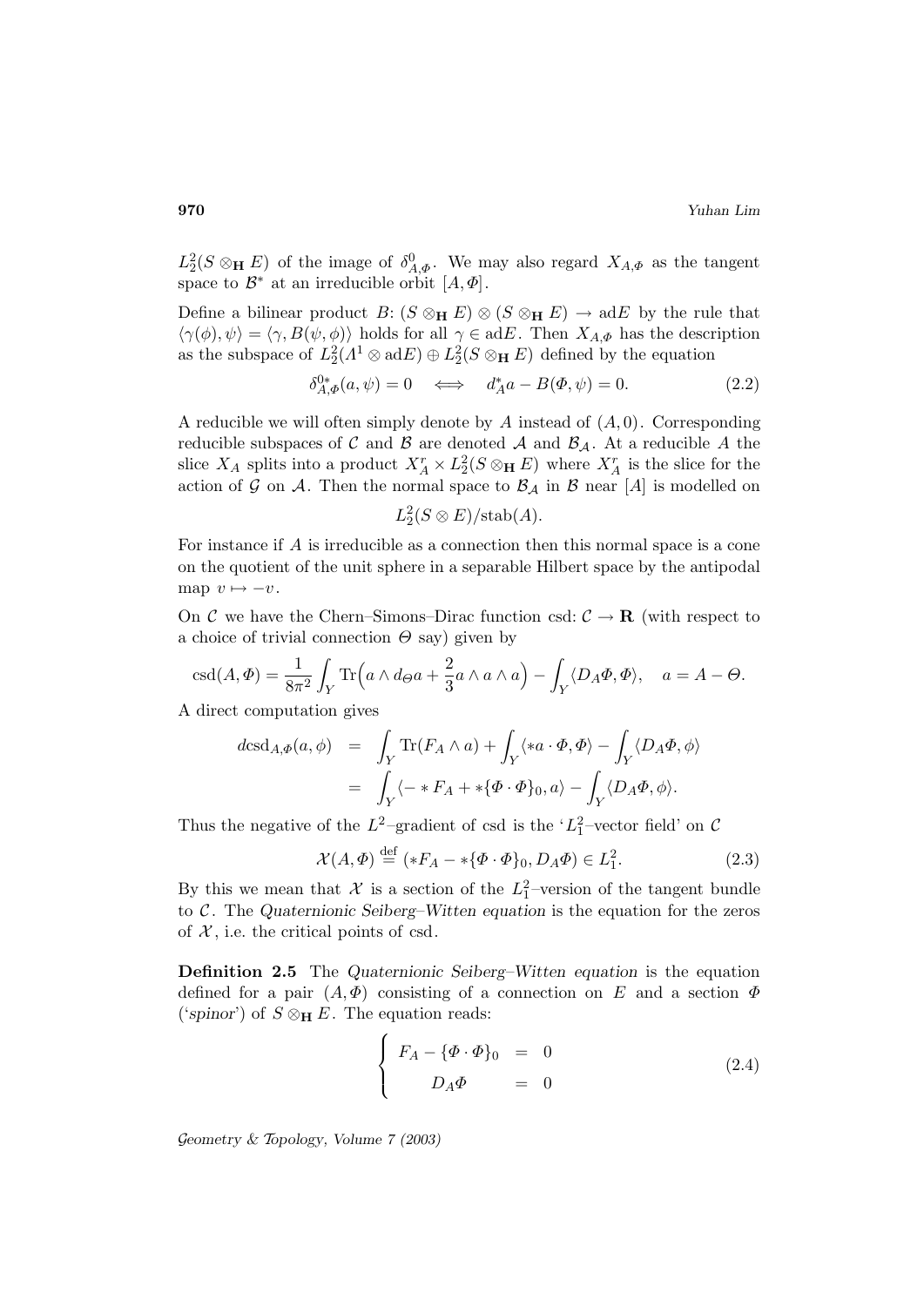$L^2_2(S \otimes_{\mathbf{H}} E)$ of the image of $\delta^0_{A,\Phi}$. We may also regard $X_{A,\Phi}$ as the tangent space to $\mathcal{B}^*$ at an irreducible orbit $[A,\Phi]$.

Define a bilinear product $B\colon (S \otimes_{\mathbf{H}} E) \otimes (S \otimes_{\mathbf{H}} E) \to \mathrm{ad}E$ by the rule that $\langle \gamma(\phi), \psi \rangle = \langle \gamma, B(\psi, \phi) \rangle$ holds for all $\gamma \in \mathrm{ad}E$. Then $X_{A,\Phi}$ has the description as the subspace of $L^2_2(\Lambda^1 \otimes \mathrm{ad}E) \oplus L^2_2(S \otimes_{\mathbf{H}} E)$ defined by the equation

$$\delta^{0*}_{A,\Phi}(a, \psi) = 0 \quad \Longleftrightarrow \quad d^*_A a - B(\Phi, \psi) = 0. \tag{2.2}$$

A reducible we will often simply denote by $A$ instead of $(A, 0)$. Corresponding reducible subspaces of $\mathcal{C}$ and $\mathcal{B}$ are denoted $\mathcal{A}$ and $\mathcal{B}_{\mathcal{A}}$. At a reducible $A$ the slice $X_A$ splits into a product $X^r_A \times L^2_2(S \otimes_{\mathbf{H}} E)$ where $X^r_A$ is the slice for the action of $\mathcal{G}$ on $\mathcal{A}$. Then the normal space to $\mathcal{B}_{\mathcal{A}}$ in $\mathcal{B}$ near $[A]$ is modelled on

$$L^2_2(S \otimes E)/\mathrm{stab}(A).$$

For instance if $A$ is irreducible as a connection then this normal space is a cone on the quotient of the unit sphere in a separable Hilbert space by the antipodal map $v \mapsto -v$.

On $\mathcal{C}$ we have the Chern–Simons–Dirac function $\mathrm{csd}\colon \mathcal{C} \to \mathbf{R}$ (with respect to a choice of trivial connection $\Theta$ say) given by

$$\mathrm{csd}(A, \Phi) = \frac{1}{8\pi^2} \int_Y \mathrm{Tr}\Big(a \wedge d_\Theta a + \frac{2}{3} a \wedge a \wedge a\Big) - \int_Y \langle D_A \Phi, \Phi \rangle, \quad a = A - \Theta.$$

A direct computation gives

$$\begin{aligned} d\mathrm{csd}_{A,\Phi}(a, \phi) &= \int_Y \mathrm{Tr}(F_A \wedge a) + \int_Y \langle *a \cdot \Phi, \Phi \rangle - \int_Y \langle D_A \Phi, \phi \rangle \\ &= \int_Y \langle - * F_A + *\{\Phi \cdot \Phi\}_0, a \rangle - \int_Y \langle D_A \Phi, \phi \rangle. \end{aligned}$$

Thus the negative of the $L^2$–gradient of csd is the '$L^2_1$–vector field' on $\mathcal{C}$

$$\mathcal{X}(A, \Phi) \overset{\mathrm{def}}{=} (*F_A - *\{\Phi \cdot \Phi\}_0, D_A \Phi) \in L^2_1. \tag{2.3}$$

By this we mean that $\mathcal{X}$ is a section of the $L^2_1$–version of the tangent bundle to $\mathcal{C}$. The *Quaternionic Seiberg–Witten equation* is the equation for the zeros of $\mathcal{X}$, i.e. the critical points of csd.

**Definition 2.5** The *Quaternionic Seiberg–Witten equation* is the equation defined for a pair $(A, \Phi)$ consisting of a connection on $E$ and a section $\Phi$ ('*spinor*') of $S \otimes_{\mathbf{H}} E$. The equation reads:

$$\left\{ \begin{array}{rcl} F_A - \{\Phi \cdot \Phi\}_0 &=& 0 \\ D_A \Phi &=& 0 \end{array} \right. \tag{2.4}$$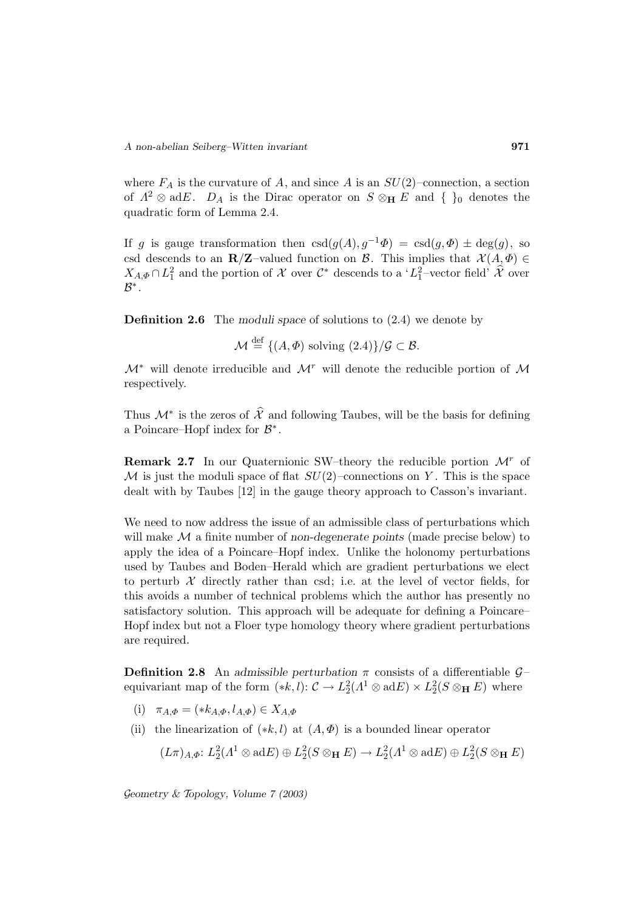where $F_A$ is the curvature of $A$, and since $A$ is an $SU(2)$–connection, a section of $\Lambda^2 \otimes \mathrm{ad}E$. $D_A$ is the Dirac operator on $S \otimes_{\mathbf{H}} E$ and $\{\ \}_0$ denotes the quadratic form of Lemma 2.4.

If $g$ is gauge transformation then $\mathrm{csd}(g(A), g^{-1}\Phi) = \mathrm{csd}(g, \Phi) \pm \deg(g)$, so csd descends to an $\mathbf{R}/\mathbf{Z}$–valued function on $\mathcal{B}$. This implies that $\mathcal{X}(A, \Phi) \in X_{A,\Phi} \cap L^2_1$ and the portion of $\mathcal{X}$ over $\mathcal{C}^*$ descends to a '$L^2_1$–vector field' $\widehat{\mathcal{X}}$ over $\mathcal{B}^*$.

**Definition 2.6** The *moduli space* of solutions to (2.4) we denote by

$$\mathcal{M} \stackrel{\text{def}}{=} \{(A, \Phi) \text{ solving } (2.4)\}/\mathcal{G} \subset \mathcal{B}.$$

$\mathcal{M}^*$ will denote irreducible and $\mathcal{M}^r$ will denote the reducible portion of $\mathcal{M}$ respectively.

Thus $\mathcal{M}^*$ is the zeros of $\widehat{\mathcal{X}}$ and following Taubes, will be the basis for defining a Poincare–Hopf index for $\mathcal{B}^*$.

**Remark 2.7** In our Quaternionic SW–theory the reducible portion $\mathcal{M}^r$ of $\mathcal{M}$ is just the moduli space of flat $SU(2)$–connections on $Y$. This is the space dealt with by Taubes [12] in the gauge theory approach to Casson's invariant.

We need to now address the issue of an admissible class of perturbations which will make $\mathcal{M}$ a finite number of *non-degenerate points* (made precise below) to apply the idea of a Poincare–Hopf index. Unlike the holonomy perturbations used by Taubes and Boden–Herald which are gradient perturbations we elect to perturb $\mathcal{X}$ directly rather than csd; i.e. at the level of vector fields, for this avoids a number of technical problems which the author has presently no satisfactory solution. This approach will be adequate for defining a Poincare–Hopf index but not a Floer type homology theory where gradient perturbations are required.

**Definition 2.8** An *admissible perturbation* $\pi$ consists of a differentiable $\mathcal{G}$–equivariant map of the form $(*k, l)\colon \mathcal{C} \to L^2_2(\Lambda^1 \otimes \mathrm{ad}E) \times L^2_2(S \otimes_{\mathbf{H}} E)$ where

(i) $\pi_{A,\Phi} = (*k_{A,\Phi}, l_{A,\Phi}) \in X_{A,\Phi}$

(ii) the linearization of $(*k, l)$ at $(A, \Phi)$ is a bounded linear operator

$$(L\pi)_{A,\Phi}\colon L^2_2(\Lambda^1 \otimes \mathrm{ad}E) \oplus L^2_2(S \otimes_{\mathbf{H}} E) \to L^2_2(\Lambda^1 \otimes \mathrm{ad}E) \oplus L^2_2(S \otimes_{\mathbf{H}} E)$$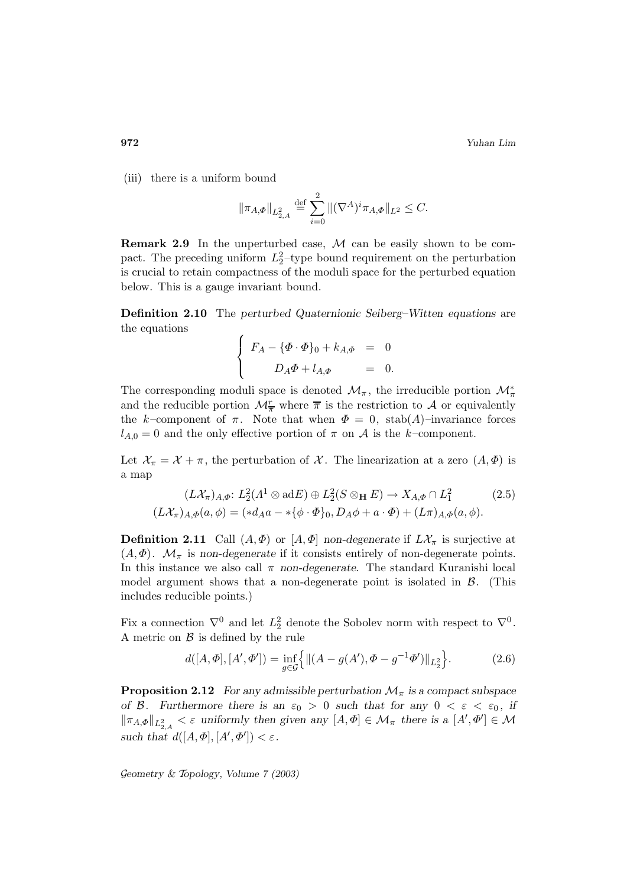(iii) there is a uniform bound

$$\|\pi_{A,\Phi}\|_{L^2_{2,A}} \stackrel{\text{def}}{=} \sum_{i=0}^{2} \|(\nabla^A)^i \pi_{A,\Phi}\|_{L^2} \leq C.$$

**Remark 2.9** In the unperturbed case, $\mathcal{M}$ can be easily shown to be compact. The preceding uniform $L^2_2$–type bound requirement on the perturbation is crucial to retain compactness of the moduli space for the perturbed equation below. This is a gauge invariant bound.

**Definition 2.10** The *perturbed Quaternionic Seiberg–Witten equations* are the equations

$$\begin{cases} F_A - \{\Phi \cdot \Phi\}_0 + k_{A,\Phi} &= 0 \\ D_A\Phi + l_{A,\Phi} &= 0. \end{cases}$$

The corresponding moduli space is denoted $\mathcal{M}_\pi$, the irreducible portion $\mathcal{M}^*_\pi$ and the reducible portion $\mathcal{M}^r_{\overline{\pi}}$ where $\overline{\pi}$ is the restriction to $\mathcal{A}$ or equivalently the $k$–component of $\pi$. Note that when $\Phi = 0$, $\operatorname{stab}(A)$–invariance forces $l_{A,0} = 0$ and the only effective portion of $\pi$ on $\mathcal{A}$ is the $k$–component.

Let $\mathcal{X}_\pi = \mathcal{X} + \pi$, the perturbation of $\mathcal{X}$. The linearization at a zero $(A, \Phi)$ is a map

$$\begin{aligned} (L\mathcal{X}_\pi)_{A,\Phi}\colon L^2_2(\Lambda^1 \otimes \operatorname{ad}E) \oplus L^2_2(S \otimes_{\mathbf{H}} E) &\to X_{A,\Phi} \cap L^2_1 \\ (L\mathcal{X}_\pi)_{A,\Phi}(a, \phi) = (*d_A a - *\{\phi \cdot \Phi\}_0, D_A\phi + a \cdot \Phi) &+ (L\pi)_{A,\Phi}(a, \phi). \end{aligned} \tag{2.5}$$

**Definition 2.11** Call $(A, \Phi)$ or $[A, \Phi]$ *non-degenerate* if $L\mathcal{X}_\pi$ is surjective at $(A, \Phi)$. $\mathcal{M}_\pi$ is *non-degenerate* if it consists entirely of non-degenerate points. In this instance we also call $\pi$ *non-degenerate*. The standard Kuranishi local model argument shows that a non-degenerate point is isolated in $\mathcal{B}$. (This includes reducible points.)

Fix a connection $\nabla^0$ and let $L^2_2$ denote the Sobolev norm with respect to $\nabla^0$. A metric on $\mathcal{B}$ is defined by the rule

$$d([A, \Phi], [A', \Phi']) = \inf_{g \in \mathcal{G}} \Big\{ \|(A - g(A'), \Phi - g^{-1}\Phi')\|_{L^2_2} \Big\}. \tag{2.6}$$

**Proposition 2.12** *For any admissible perturbation $\mathcal{M}_\pi$ is a compact subspace of $\mathcal{B}$. Furthermore there is an $\varepsilon_0 > 0$ such that for any $0 < \varepsilon < \varepsilon_0$, if $\|\pi_{A,\Phi}\|_{L^2_{2,A}} < \varepsilon$ uniformly then given any $[A, \Phi] \in \mathcal{M}_\pi$ there is a $[A', \Phi'] \in \mathcal{M}$ such that $d([A, \Phi], [A', \Phi']) < \varepsilon$.*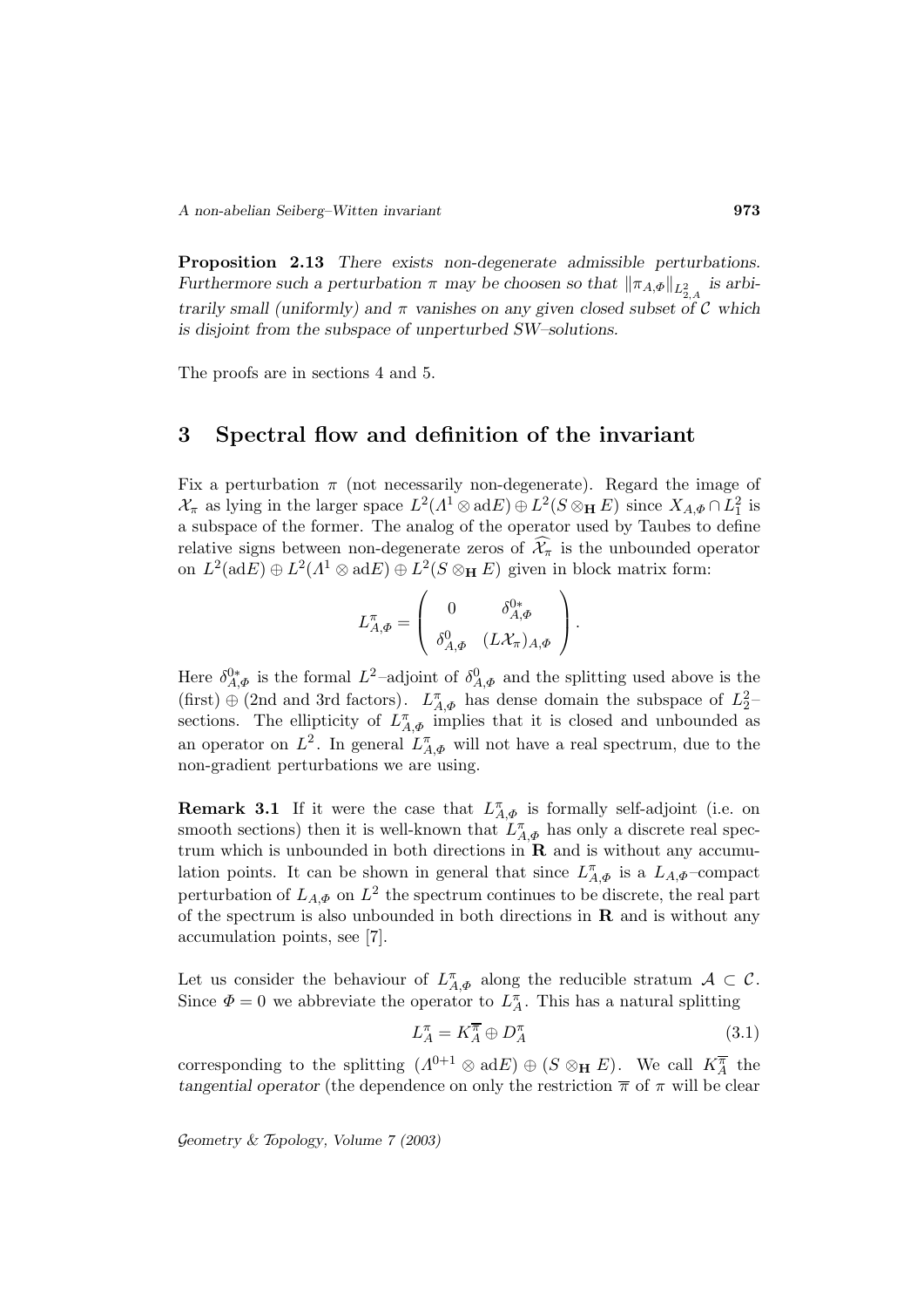**Proposition 2.13** *There exists non-degenerate admissible perturbations. Furthermore such a perturbation $\pi$ may be choosen so that $\|\pi_{A,\Phi}\|_{L^2_{2,A}}$ is arbitrarily small (uniformly) and $\pi$ vanishes on any given closed subset of $\mathcal{C}$ which is disjoint from the subspace of unperturbed SW–solutions.*

The proofs are in sections 4 and 5.

## 3 Spectral flow and definition of the invariant

Fix a perturbation $\pi$ (not necessarily non-degenerate). Regard the image of $\mathcal{X}_\pi$ as lying in the larger space $L^2(\Lambda^1 \otimes \mathrm{ad}E) \oplus L^2(S \otimes_{\mathbf{H}} E)$ since $X_{A,\Phi} \cap L^2_1$ is a subspace of the former. The analog of the operator used by Taubes to define relative signs between non-degenerate zeros of $\widehat{\mathcal{X}_\pi}$ is the unbounded operator on $L^2(\mathrm{ad}E) \oplus L^2(\Lambda^1 \otimes \mathrm{ad}E) \oplus L^2(S \otimes_{\mathbf{H}} E)$ given in block matrix form:

$$L^\pi_{A,\Phi} = \begin{pmatrix} 0 & \delta^{0*}_{A,\Phi} \\ \delta^0_{A,\Phi} & (L\mathcal{X}_\pi)_{A,\Phi} \end{pmatrix}.$$

Here $\delta^{0*}_{A,\Phi}$ is the formal $L^2$–adjoint of $\delta^0_{A,\Phi}$ and the splitting used above is the (first) $\oplus$ (2nd and 3rd factors). $L^\pi_{A,\Phi}$ has dense domain the subspace of $L^2_2$–sections. The ellipticity of $L^\pi_{A,\Phi}$ implies that it is closed and unbounded as an operator on $L^2$. In general $L^\pi_{A,\Phi}$ will not have a real spectrum, due to the non-gradient perturbations we are using.

**Remark 3.1** If it were the case that $L^\pi_{A,\Phi}$ is formally self-adjoint (i.e. on smooth sections) then it is well-known that $L^\pi_{A,\Phi}$ has only a discrete real spectrum which is unbounded in both directions in $\mathbf{R}$ and is without any accumulation points. It can be shown in general that since $L^\pi_{A,\Phi}$ is a $L_{A,\Phi}$–compact perturbation of $L_{A,\Phi}$ on $L^2$ the spectrum continues to be discrete, the real part of the spectrum is also unbounded in both directions in $\mathbf{R}$ and is without any accumulation points, see [7].

Let us consider the behaviour of $L^\pi_{A,\Phi}$ along the reducible stratum $\mathcal{A} \subset \mathcal{C}$. Since $\Phi = 0$ we abbreviate the operator to $L^\pi_A$. This has a natural splitting

$$L^\pi_A = K^{\overline{\pi}}_A \oplus D^\pi_A \tag{3.1}$$

corresponding to the splitting $(\Lambda^{0+1} \otimes \mathrm{ad}E) \oplus (S \otimes_{\mathbf{H}} E)$. We call $K^{\overline{\pi}}_A$ the *tangential operator* (the dependence on only the restriction $\overline{\pi}$ of $\pi$ will be clear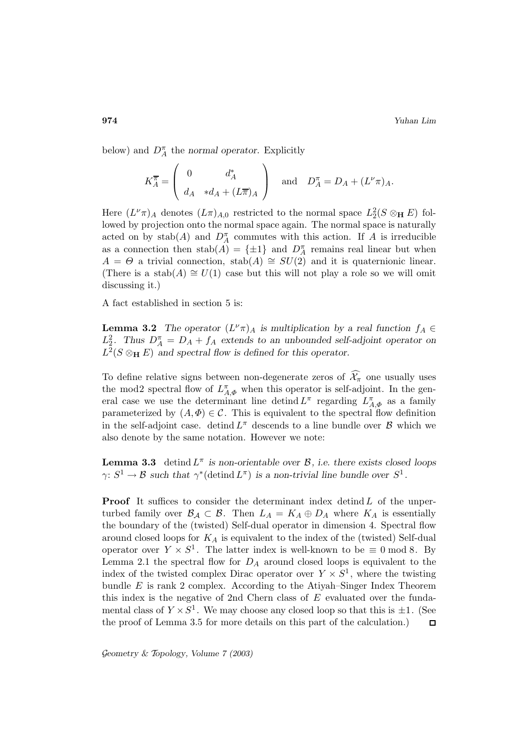below) and $D^{\pi}_A$ the *normal operator*. Explicitly

$$K^{\overline{\pi}}_A = \left( \begin{array}{cc} 0 & d^*_A \\ d_A & *d_A + (L\overline{\pi})_A \end{array} \right) \quad \text{and} \quad D^{\pi}_A = D_A + (L^{\nu}\pi)_A.$$

Here $(L^{\nu}\pi)_A$ denotes $(L\pi)_{A,0}$ restricted to the normal space $L^2_2(S \otimes_{\mathbf{H}} E)$ followed by projection onto the normal space again. The normal space is naturally acted on by $\mathrm{stab}(A)$ and $D^{\pi}_A$ commutes with this action. If $A$ is irreducible as a connection then $\mathrm{stab}(A) = \{\pm 1\}$ and $D^{\pi}_A$ remains real linear but when $A = \Theta$ a trivial connection, $\mathrm{stab}(A) \cong SU(2)$ and it is quaternionic linear. (There is a $\mathrm{stab}(A) \cong U(1)$ case but this will not play a role so we will omit discussing it.)

A fact established in section 5 is:

**Lemma 3.2** *The operator $(L^{\nu}\pi)_A$ is multiplication by a real function $f_A \in L^2_2$. Thus $D^{\pi}_A = D_A + f_A$ extends to an unbounded self-adjoint operator on $L^2(S \otimes_{\mathbf{H}} E)$ and spectral flow is defined for this operator.*

To define relative signs between non-degenerate zeros of $\widehat{\mathcal{X}_\pi}$ one usually uses the mod2 spectral flow of $L^{\pi}_{A,\Phi}$ when this operator is self-adjoint. In the general case we use the determinant line $\mathrm{detind}\, L^{\pi}$ regarding $L^{\pi}_{A,\Phi}$ as a family parameterized by $(A, \Phi) \in \mathcal{C}$. This is equivalent to the spectral flow definition in the self-adjoint case. $\mathrm{detind}\, L^{\pi}$ descends to a line bundle over $\mathcal{B}$ which we also denote by the same notation. However we note:

**Lemma 3.3** *$\mathrm{detind}\, L^{\pi}$ is non-orientable over $\mathcal{B}$, i.e. there exists closed loops $\gamma\colon S^1 \to \mathcal{B}$ such that $\gamma^*(\mathrm{detind}\, L^{\pi})$ is a non-trivial line bundle over $S^1$.*

**Proof** It suffices to consider the determinant index $\mathrm{detind}\, L$ of the unperturbed family over $\mathcal{B}_{\mathcal{A}} \subset \mathcal{B}$. Then $L_A = K_A \oplus D_A$ where $K_A$ is essentially the boundary of the (twisted) Self-dual operator in dimension 4. Spectral flow around closed loops for $K_A$ is equivalent to the index of the (twisted) Self-dual operator over $Y \times S^1$. The latter index is well-known to be $\equiv 0 \bmod 8$. By Lemma 2.1 the spectral flow for $D_A$ around closed loops is equivalent to the index of the twisted complex Dirac operator over $Y \times S^1$, where the twisting bundle $E$ is rank 2 complex. According to the Atiyah–Singer Index Theorem this index is the negative of 2nd Chern class of $E$ evaluated over the fundamental class of $Y \times S^1$. We may choose any closed loop so that this is $\pm 1$. (See the proof of Lemma 3.5 for more details on this part of the calculation.) $\square$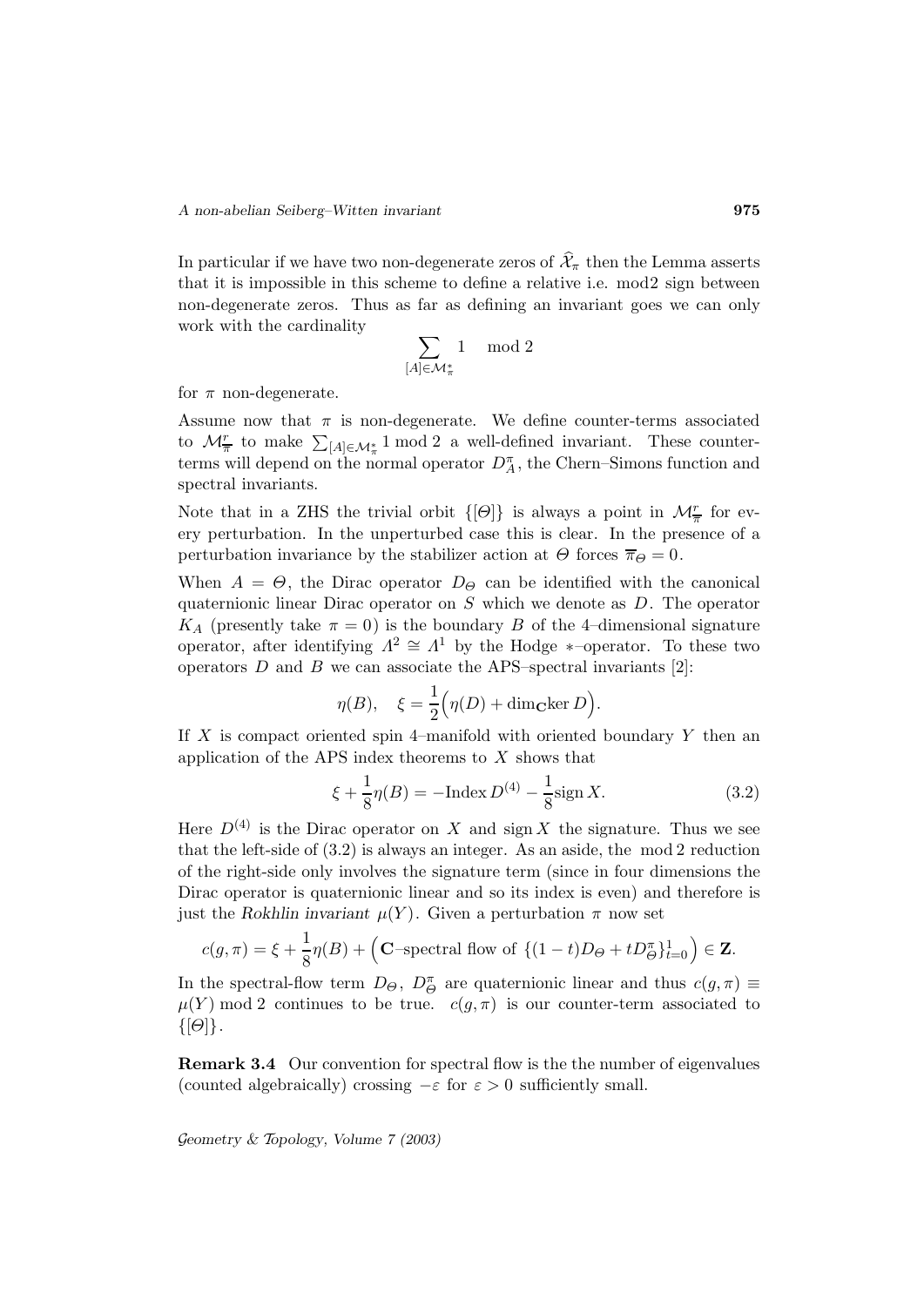In particular if we have two non-degenerate zeros of $\widehat{\mathcal{X}}_\pi$ then the Lemma asserts that it is impossible in this scheme to define a relative i.e. mod2 sign between non-degenerate zeros. Thus as far as defining an invariant goes we can only work with the cardinality

$$\sum_{[A]\in\mathcal{M}^*_\pi} 1 \mod 2$$

for $\pi$ non-degenerate.

Assume now that $\pi$ is non-degenerate. We define counter-terms associated to $\mathcal{M}^r_{\overline{\pi}}$ to make $\sum_{[A]\in\mathcal{M}^*_\pi} 1 \bmod 2$ a well-defined invariant. These counter-terms will depend on the normal operator $D^\pi_A$, the Chern–Simons function and spectral invariants.

Note that in a ZHS the trivial orbit $\{[\Theta]\}$ is always a point in $\mathcal{M}^r_{\overline{\pi}}$ for every perturbation. In the unperturbed case this is clear. In the presence of a perturbation invariance by the stabilizer action at $\Theta$ forces $\overline{\pi}_\Theta = 0$.

When $A = \Theta$, the Dirac operator $D_\Theta$ can be identified with the canonical quaternionic linear Dirac operator on $S$ which we denote as $D$. The operator $K_A$ (presently take $\pi = 0$) is the boundary $B$ of the 4–dimensional signature operator, after identifying $\Lambda^2 \cong \Lambda^1$ by the Hodge $*$–operator. To these two operators $D$ and $B$ we can associate the APS–spectral invariants [2]:

$$\eta(B), \quad \xi = \frac{1}{2}\Big(\eta(D) + \dim_{\mathbf{C}}\ker D\Big).$$

If $X$ is compact oriented spin 4–manifold with oriented boundary $Y$ then an application of the APS index theorems to $X$ shows that

$$\xi + \frac{1}{8}\eta(B) = -\mathrm{Index}\, D^{(4)} - \frac{1}{8}\mathrm{sign}\, X. \tag{3.2}$$

Here $D^{(4)}$ is the Dirac operator on $X$ and $\mathrm{sign}\, X$ the signature. Thus we see that the left-side of (3.2) is always an integer. As an aside, the mod 2 reduction of the right-side only involves the signature term (since in four dimensions the Dirac operator is quaternionic linear and so its index is even) and therefore is just the *Rokhlin invariant* $\mu(Y)$. Given a perturbation $\pi$ now set

$$c(g,\pi) = \xi + \frac{1}{8}\eta(B) + \Big(\mathbf{C}\text{–spectral flow of } \{(1-t)D_\Theta + tD^\pi_\Theta\}^1_{t=0}\Big) \in \mathbf{Z}.$$

In the spectral-flow term $D_\Theta$, $D^\pi_\Theta$ are quaternionic linear and thus $c(g,\pi) \equiv \mu(Y) \bmod 2$ continues to be true. $c(g,\pi)$ is our counter-term associated to $\{[\Theta]\}$.

**Remark 3.4** Our convention for spectral flow is the the number of eigenvalues (counted algebraically) crossing $-\varepsilon$ for $\varepsilon > 0$ sufficiently small.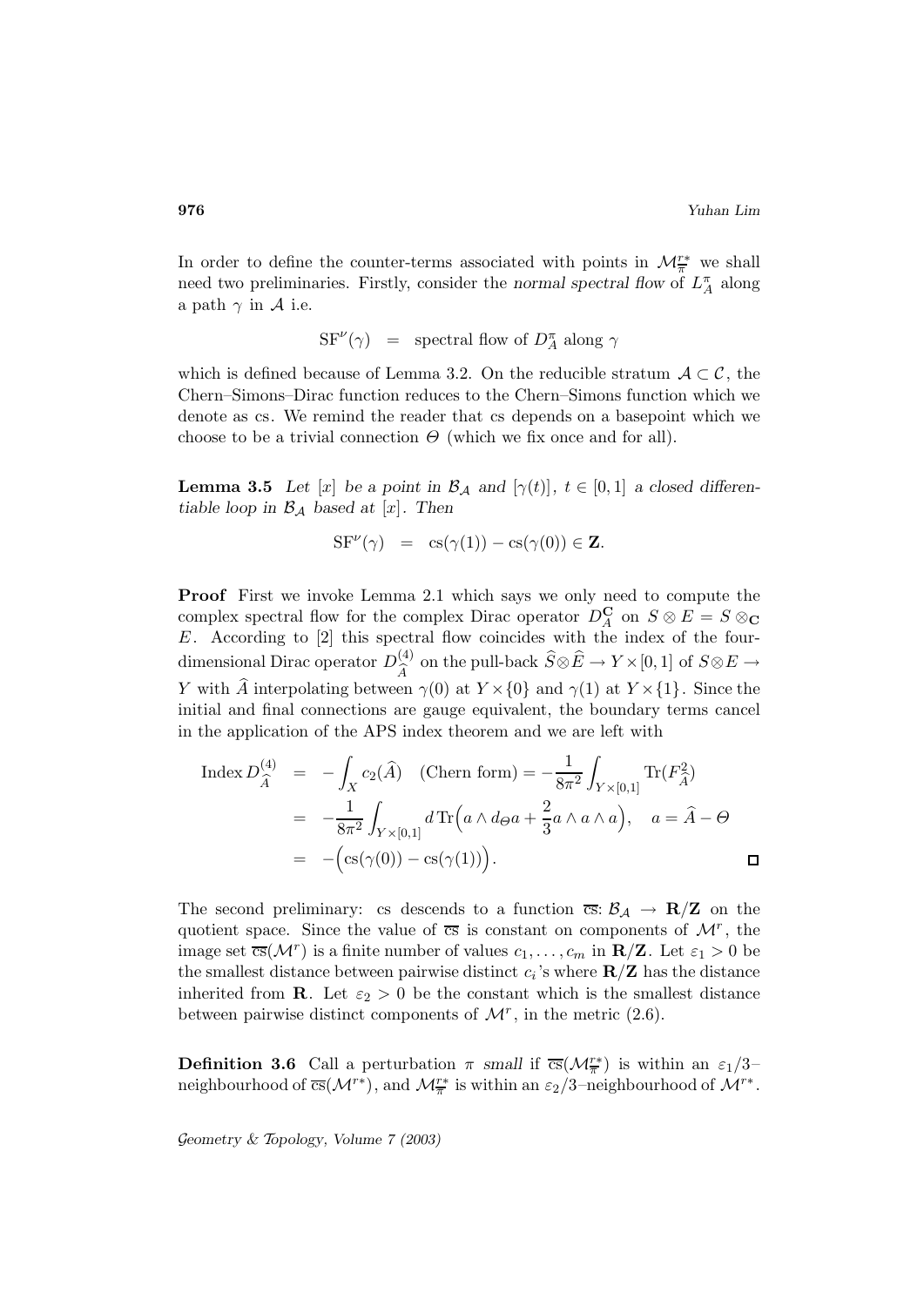In order to define the counter-terms associated with points in $\mathcal{M}^{r*}_{\overline{\pi}}$ we shall need two preliminaries. Firstly, consider the *normal spectral flow* of $L^{\pi}_{A}$ along a path $\gamma$ in $\mathcal{A}$ i.e.

$$\mathrm{SF}^{\nu}(\gamma) \;\; = \;\; \text{spectral flow of } D^{\pi}_{A} \text{ along } \gamma$$

which is defined because of Lemma 3.2. On the reducible stratum $\mathcal{A} \subset \mathcal{C}$, the Chern–Simons–Dirac function reduces to the Chern–Simons function which we denote as cs. We remind the reader that cs depends on a basepoint which we choose to be a trivial connection $\Theta$ (which we fix once and for all).

**Lemma 3.5** *Let $[x]$ be a point in $\mathcal{B}_{\mathcal{A}}$ and $[\gamma(t)]$, $t \in [0,1]$ a closed differentiable loop in $\mathcal{B}_{\mathcal{A}}$ based at $[x]$. Then*

$$\mathrm{SF}^{\nu}(\gamma) \;\; = \;\; \mathrm{cs}(\gamma(1)) - \mathrm{cs}(\gamma(0)) \in \mathbf{Z}.$$

**Proof** First we invoke Lemma 2.1 which says we only need to compute the complex spectral flow for the complex Dirac operator $D^{\mathbf{C}}_{A}$ on $S \otimes E = S \otimes_{\mathbf{C}} E$. According to [2] this spectral flow coincides with the index of the four-dimensional Dirac operator $D^{(4)}_{\widehat{A}}$ on the pull-back $\widehat{S} \otimes \widehat{E} \to Y \times [0,1]$ of $S \otimes E \to Y$ with $\widehat{A}$ interpolating between $\gamma(0)$ at $Y \times \{0\}$ and $\gamma(1)$ at $Y \times \{1\}$. Since the initial and final connections are gauge equivalent, the boundary terms cancel in the application of the APS index theorem and we are left with

$$\begin{aligned}
\operatorname{Index} D^{(4)}_{\widehat{A}} &= -\int_X c_2(\widehat{A}) \quad \text{(Chern form)} = -\frac{1}{8\pi^2}\int_{Y\times[0,1]} \operatorname{Tr}(F^2_{\widehat{A}}) \\
&= -\frac{1}{8\pi^2}\int_{Y\times[0,1]} d\operatorname{Tr}\Big(a \wedge d_{\Theta} a + \frac{2}{3} a \wedge a \wedge a\Big), \quad a = \widehat{A} - \Theta \\
&= -\Big(\mathrm{cs}(\gamma(0)) - \mathrm{cs}(\gamma(1))\Big).
\end{aligned}$$

□

The second preliminary: cs descends to a function $\overline{\mathrm{cs}}\colon \mathcal{B}_{\mathcal{A}} \to \mathbf{R}/\mathbf{Z}$ on the quotient space. Since the value of $\overline{\mathrm{cs}}$ is constant on components of $\mathcal{M}^{r}$, the image set $\overline{\mathrm{cs}}(\mathcal{M}^{r})$ is a finite number of values $c_1, \ldots, c_m$ in $\mathbf{R}/\mathbf{Z}$. Let $\varepsilon_1 > 0$ be the smallest distance between pairwise distinct $c_i$'s where $\mathbf{R}/\mathbf{Z}$ has the distance inherited from $\mathbf{R}$. Let $\varepsilon_2 > 0$ be the constant which is the smallest distance between pairwise distinct components of $\mathcal{M}^{r}$, in the metric (2.6).

**Definition 3.6** Call a perturbation $\pi$ *small* if $\overline{\mathrm{cs}}(\mathcal{M}^{r*}_{\overline{\pi}})$ is within an $\varepsilon_1/3$–neighbourhood of $\overline{\mathrm{cs}}(\mathcal{M}^{r*})$, and $\mathcal{M}^{r*}_{\overline{\pi}}$ is within an $\varepsilon_2/3$–neighbourhood of $\mathcal{M}^{r*}$.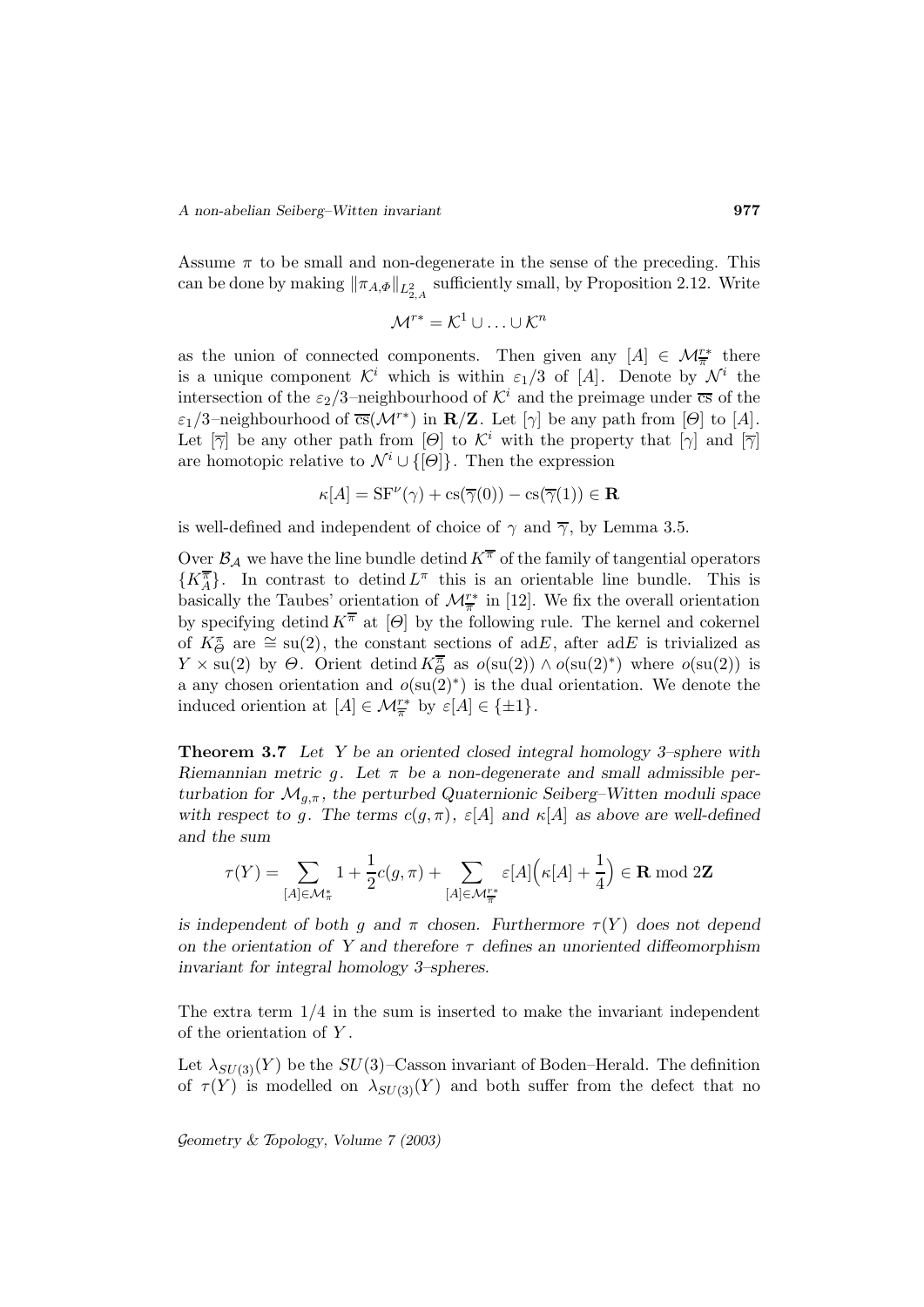Assume $\pi$ to be small and non-degenerate in the sense of the preceding. This can be done by making $\|\pi_{A,\Phi}\|_{L^2_{2,A}}$ sufficiently small, by Proposition 2.12. Write

$$\mathcal{M}^{r*} = \mathcal{K}^1 \cup \ldots \cup \mathcal{K}^n$$

as the union of connected components. Then given any $[A] \in \mathcal{M}^{r*}_{\overline{\pi}}$ there is a unique component $\mathcal{K}^i$ which is within $\varepsilon_1/3$ of $[A]$. Denote by $\mathcal{N}^i$ the intersection of the $\varepsilon_2/3$–neighbourhood of $\mathcal{K}^i$ and the preimage under $\overline{\text{cs}}$ of the $\varepsilon_1/3$–neighbourhood of $\overline{\text{cs}}(\mathcal{M}^{r*})$ in $\mathbf{R}/\mathbf{Z}$. Let $[\gamma]$ be any path from $[\Theta]$ to $[A]$. Let $[\overline{\gamma}]$ be any other path from $[\Theta]$ to $\mathcal{K}^i$ with the property that $[\gamma]$ and $[\overline{\gamma}]$ are homotopic relative to $\mathcal{N}^i \cup \{[\Theta]\}$. Then the expression

$$\kappa[A] = \text{SF}^{\nu}(\gamma) + \text{cs}(\overline{\gamma}(0)) - \text{cs}(\overline{\gamma}(1)) \in \mathbf{R}$$

is well-defined and independent of choice of $\gamma$ and $\overline{\gamma}$, by Lemma 3.5.

Over $\mathcal{B}_{\mathcal{A}}$ we have the line bundle $\text{detind}\, K^{\overline{\pi}}$ of the family of tangential operators $\{K^{\overline{\pi}}_A\}$. In contrast to $\text{detind}\, L^{\pi}$ this is an orientable line bundle. This is basically the Taubes' orientation of $\mathcal{M}^{r*}_{\overline{\pi}}$ in [12]. We fix the overall orientation by specifying $\text{detind}\, K^{\overline{\pi}}$ at $[\Theta]$ by the following rule. The kernel and cokernel of $K^{\pi}_{\Theta}$ are $\cong \text{su}(2)$, the constant sections of $\text{ad}E$, after $\text{ad}E$ is trivialized as $Y \times \text{su}(2)$ by $\Theta$. Orient $\text{detind}\, K^{\overline{\pi}}_{\Theta}$ as $o(\text{su}(2)) \wedge o(\text{su}(2)^*)$ where $o(\text{su}(2))$ is a any chosen orientation and $o(\text{su}(2)^*)$ the dual orientation. We denote the induced oriention at $[A] \in \mathcal{M}^{r*}_{\overline{\pi}}$ by $\varepsilon[A] \in \{\pm 1\}$.

**Theorem 3.7** *Let $Y$ be an oriented closed integral homology 3–sphere with Riemannian metric $g$. Let $\pi$ be a non-degenerate and small admissible perturbation for $\mathcal{M}_{g,\pi}$, the perturbed Quaternionic Seiberg–Witten moduli space with respect to $g$. The terms $c(g,\pi)$, $\varepsilon[A]$ and $\kappa[A]$ as above are well-defined and the sum*

$$\tau(Y) = \sum_{[A]\in\mathcal{M}^*_{\pi}} 1 + \frac{1}{2}c(g,\pi) + \sum_{[A]\in\mathcal{M}^{r*}_{\overline{\pi}}} \varepsilon[A]\Big(\kappa[A] + \frac{1}{4}\Big) \in \mathbf{R} \bmod 2\mathbf{Z}$$

*is independent of both $g$ and $\pi$ chosen. Furthermore $\tau(Y)$ does not depend on the orientation of $Y$ and therefore $\tau$ defines an unoriented diffeomorphism invariant for integral homology 3–spheres.*

The extra term $1/4$ in the sum is inserted to make the invariant independent of the orientation of $Y$.

Let $\lambda_{SU(3)}(Y)$ be the $SU(3)$–Casson invariant of Boden–Herald. The definition of $\tau(Y)$ is modelled on $\lambda_{SU(3)}(Y)$ and both suffer from the defect that no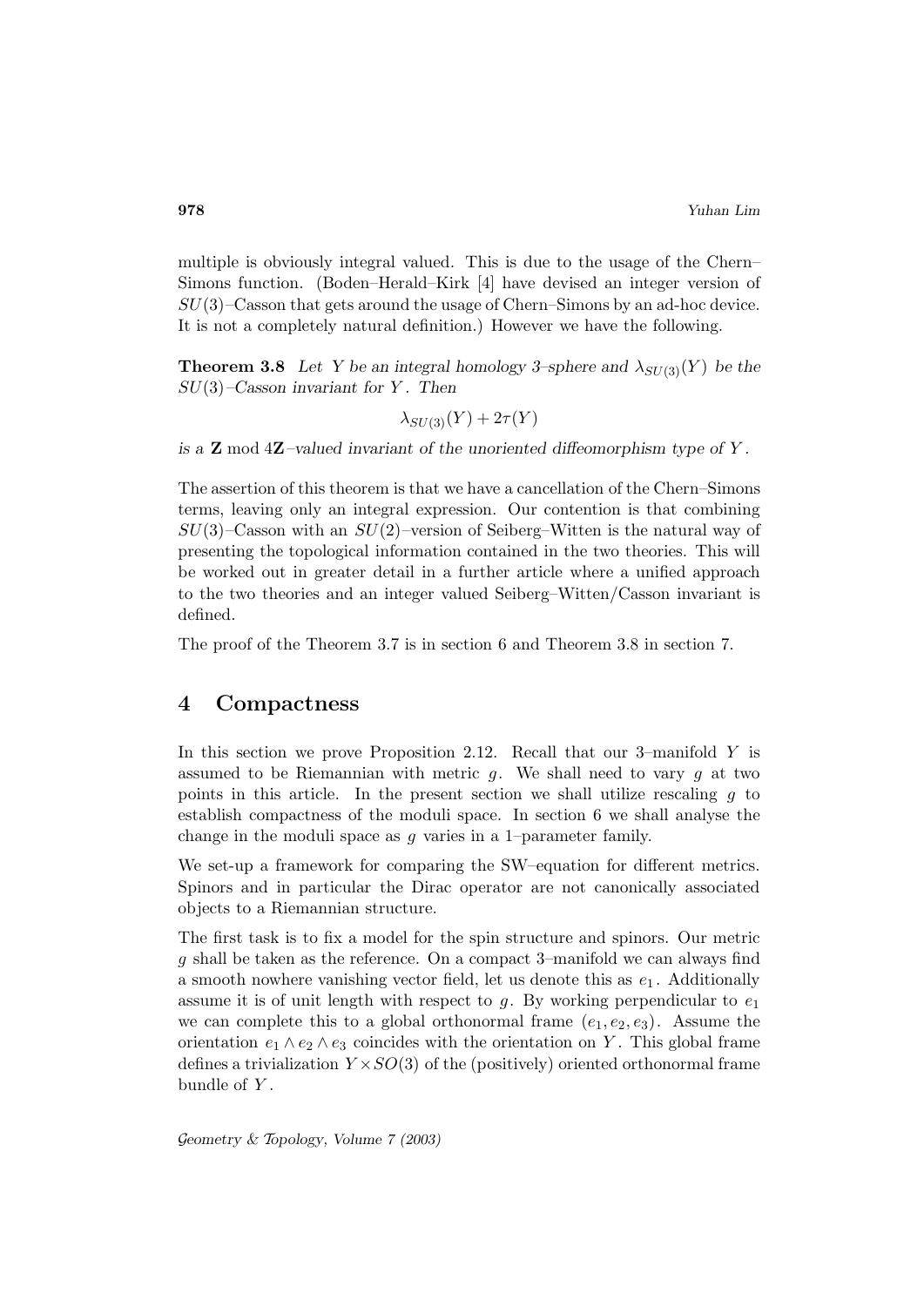multiple is obviously integral valued. This is due to the usage of the Chern–Simons function. (Boden–Herald–Kirk [4] have devised an integer version of $SU(3)$–Casson that gets around the usage of Chern–Simons by an ad-hoc device. It is not a completely natural definition.) However we have the following.

**Theorem 3.8** *Let $Y$ be an integral homology 3–sphere and $\lambda_{SU(3)}(Y)$ be the $SU(3)$–Casson invariant for $Y$. Then*

$$\lambda_{SU(3)}(Y) + 2\tau(Y)$$

*is a $\mathbf{Z} \bmod 4\mathbf{Z}$–valued invariant of the unoriented diffeomorphism type of $Y$.*

The assertion of this theorem is that we have a cancellation of the Chern–Simons terms, leaving only an integral expression. Our contention is that combining $SU(3)$–Casson with an $SU(2)$–version of Seiberg–Witten is the natural way of presenting the topological information contained in the two theories. This will be worked out in greater detail in a further article where a unified approach to the two theories and an integer valued Seiberg–Witten/Casson invariant is defined.

The proof of the Theorem 3.7 is in section 6 and Theorem 3.8 in section 7.

## 4 Compactness

In this section we prove Proposition 2.12. Recall that our 3–manifold $Y$ is assumed to be Riemannian with metric $g$. We shall need to vary $g$ at two points in this article. In the present section we shall utilize rescaling $g$ to establish compactness of the moduli space. In section 6 we shall analyse the change in the moduli space as $g$ varies in a 1–parameter family.

We set-up a framework for comparing the SW–equation for different metrics. Spinors and in particular the Dirac operator are not canonically associated objects to a Riemannian structure.

The first task is to fix a model for the spin structure and spinors. Our metric $g$ shall be taken as the reference. On a compact 3–manifold we can always find a smooth nowhere vanishing vector field, let us denote this as $e_1$. Additionally assume it is of unit length with respect to $g$. By working perpendicular to $e_1$ we can complete this to a global orthonormal frame $(e_1, e_2, e_3)$. Assume the orientation $e_1 \wedge e_2 \wedge e_3$ coincides with the orientation on $Y$. This global frame defines a trivialization $Y \times SO(3)$ of the (positively) oriented orthonormal frame bundle of $Y$.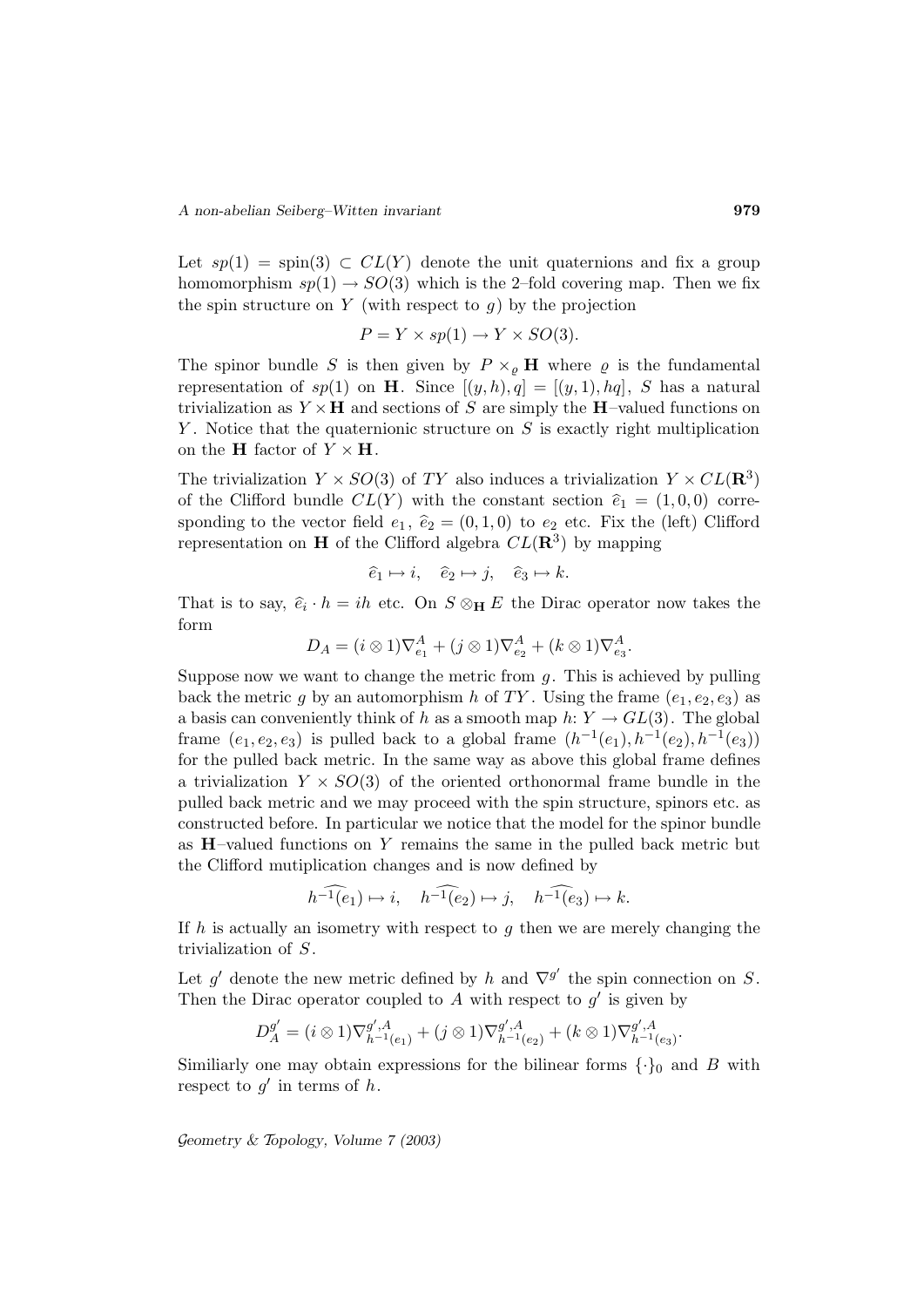Let $sp(1) = \text{spin}(3) \subset CL(Y)$ denote the unit quaternions and fix a group homomorphism $sp(1) \to SO(3)$ which is the 2–fold covering map. Then we fix the spin structure on $Y$ (with respect to $g$) by the projection

$$P = Y \times sp(1) \to Y \times SO(3).$$

The spinor bundle $S$ is then given by $P \times_\varrho \mathbf{H}$ where $\varrho$ is the fundamental representation of $sp(1)$ on $\mathbf{H}$. Since $[(y,h),q] = [(y,1),hq]$, $S$ has a natural trivialization as $Y \times \mathbf{H}$ and sections of $S$ are simply the $\mathbf{H}$–valued functions on $Y$. Notice that the quaternionic structure on $S$ is exactly right multiplication on the $\mathbf{H}$ factor of $Y \times \mathbf{H}$.

The trivialization $Y \times SO(3)$ of $TY$ also induces a trivialization $Y \times CL(\mathbf{R}^3)$ of the Clifford bundle $CL(Y)$ with the constant section $\widehat{e}_1 = (1,0,0)$ corresponding to the vector field $e_1$, $\widehat{e}_2 = (0,1,0)$ to $e_2$ etc. Fix the (left) Clifford representation on $\mathbf{H}$ of the Clifford algebra $CL(\mathbf{R}^3)$ by mapping

$$\widehat{e}_1 \mapsto i, \quad \widehat{e}_2 \mapsto j, \quad \widehat{e}_3 \mapsto k.$$

That is to say, $\widehat{e}_i \cdot h = ih$ etc. On $S \otimes_{\mathbf{H}} E$ the Dirac operator now takes the form

$$D_A = (i \otimes 1)\nabla^A_{e_1} + (j \otimes 1)\nabla^A_{e_2} + (k \otimes 1)\nabla^A_{e_3}.$$

Suppose now we want to change the metric from $g$. This is achieved by pulling back the metric $g$ by an automorphism $h$ of $TY$. Using the frame $(e_1, e_2, e_3)$ as a basis can conveniently think of $h$ as a smooth map $h\colon Y \to GL(3)$. The global frame $(e_1, e_2, e_3)$ is pulled back to a global frame $(h^{-1}(e_1), h^{-1}(e_2), h^{-1}(e_3))$ for the pulled back metric. In the same way as above this global frame defines a trivialization $Y \times SO(3)$ of the oriented orthonormal frame bundle in the pulled back metric and we may proceed with the spin structure, spinors etc. as constructed before. In particular we notice that the model for the spinor bundle as $\mathbf{H}$–valued functions on $Y$ remains the same in the pulled back metric but the Clifford mutiplication changes and is now defined by

$$\widehat{h^{-1}(e_1)} \mapsto i, \quad \widehat{h^{-1}(e_2)} \mapsto j, \quad \widehat{h^{-1}(e_3)} \mapsto k.$$

If $h$ is actually an isometry with respect to $g$ then we are merely changing the trivialization of $S$.

Let $g'$ denote the new metric defined by $h$ and $\nabla^{g'}$ the spin connection on $S$. Then the Dirac operator coupled to $A$ with respect to $g'$ is given by

$$D^{g'}_A = (i \otimes 1)\nabla^{g',A}_{h^{-1}(e_1)} + (j \otimes 1)\nabla^{g',A}_{h^{-1}(e_2)} + (k \otimes 1)\nabla^{g',A}_{h^{-1}(e_3)}.$$

Similiarly one may obtain expressions for the bilinear forms $\{\cdot\}_0$ and $B$ with respect to $g'$ in terms of $h$.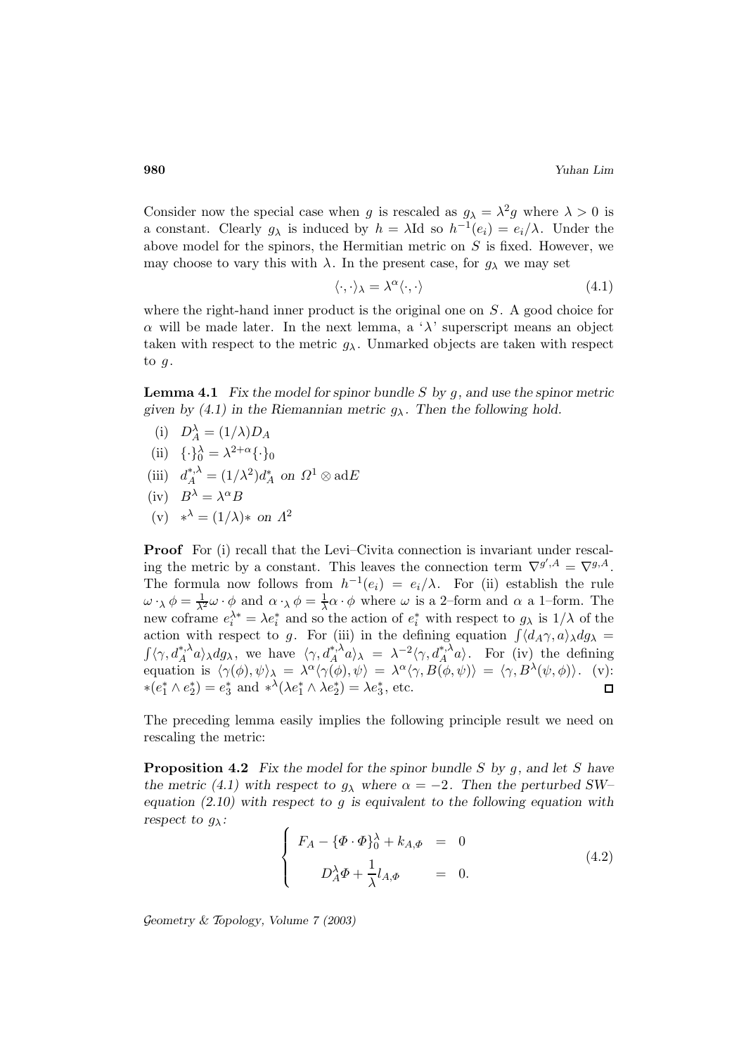Consider now the special case when $g$ is rescaled as $g_\lambda = \lambda^2 g$ where $\lambda > 0$ is a constant. Clearly $g_\lambda$ is induced by $h = \lambda \mathrm{Id}$ so $h^{-1}(e_i) = e_i/\lambda$. Under the above model for the spinors, the Hermitian metric on $S$ is fixed. However, we may choose to vary this with $\lambda$. In the present case, for $g_\lambda$ we may set

$$\langle \cdot, \cdot \rangle_\lambda = \lambda^\alpha \langle \cdot, \cdot \rangle \tag{4.1}$$

where the right-hand inner product is the original one on $S$. A good choice for $\alpha$ will be made later. In the next lemma, a '$\lambda$' superscript means an object taken with respect to the metric $g_\lambda$. Unmarked objects are taken with respect to $g$.

**Lemma 4.1** *Fix the model for spinor bundle $S$ by $g$, and use the spinor metric given by (4.1) in the Riemannian metric $g_\lambda$. Then the following hold.*

(i) $D_A^\lambda = (1/\lambda) D_A$

(ii) $\{\cdot\}_0^\lambda = \lambda^{2+\alpha}\{\cdot\}_0$

(iii) $d_A^{*,\lambda} = (1/\lambda^2) d_A^*$ *on* $\Omega^1 \otimes \mathrm{ad}E$

(iv) $B^\lambda = \lambda^\alpha B$

(v) $*^\lambda = (1/\lambda)*$ *on* $\Lambda^2$

**Proof** For (i) recall that the Levi–Civita connection is invariant under rescaling the metric by a constant. This leaves the connection term $\nabla^{g',A} = \nabla^{g,A}$. The formula now follows from $h^{-1}(e_i) = e_i/\lambda$. For (ii) establish the rule $\omega \cdot_\lambda \phi = \frac{1}{\lambda^2}\omega \cdot \phi$ and $\alpha \cdot_\lambda \phi = \frac{1}{\lambda}\alpha \cdot \phi$ where $\omega$ is a 2–form and $\alpha$ a 1–form. The new coframe $e_i^{\lambda *} = \lambda e_i^*$ and so the action of $e_i^*$ with respect to $g_\lambda$ is $1/\lambda$ of the action with respect to $g$. For (iii) in the defining equation $\int \langle d_A\gamma, a\rangle_\lambda dg_\lambda = \int \langle \gamma, d_A^{*,\lambda} a\rangle_\lambda dg_\lambda$, we have $\langle \gamma, d_A^{*,\lambda} a\rangle_\lambda = \lambda^{-2}\langle \gamma, d_A^{*,\lambda} a\rangle$. For (iv) the defining equation is $\langle \gamma(\phi), \psi\rangle_\lambda = \lambda^\alpha \langle \gamma(\phi), \psi\rangle = \lambda^\alpha \langle \gamma, B(\phi, \psi)\rangle = \langle \gamma, B^\lambda(\psi, \phi)\rangle$. (v): $*(e_1^* \wedge e_2^*) = e_3^*$ and $*^\lambda(\lambda e_1^* \wedge \lambda e_2^*) = \lambda e_3^*$, etc. $\square$

The preceding lemma easily implies the following principle result we need on rescaling the metric:

**Proposition 4.2** *Fix the model for the spinor bundle $S$ by $g$, and let $S$ have the metric (4.1) with respect to $g_\lambda$ where $\alpha = -2$. Then the perturbed SW–equation (2.10) with respect to $g$ is equivalent to the following equation with respect to $g_\lambda$:*

$$\left\{ \begin{array}{rcl} F_A - \{\Phi \cdot \Phi\}_0^\lambda + k_{A,\Phi} & = & 0 \\ D_A^\lambda \Phi + \dfrac{1}{\lambda} l_{A,\Phi} & = & 0. \end{array} \right. \tag{4.2}$$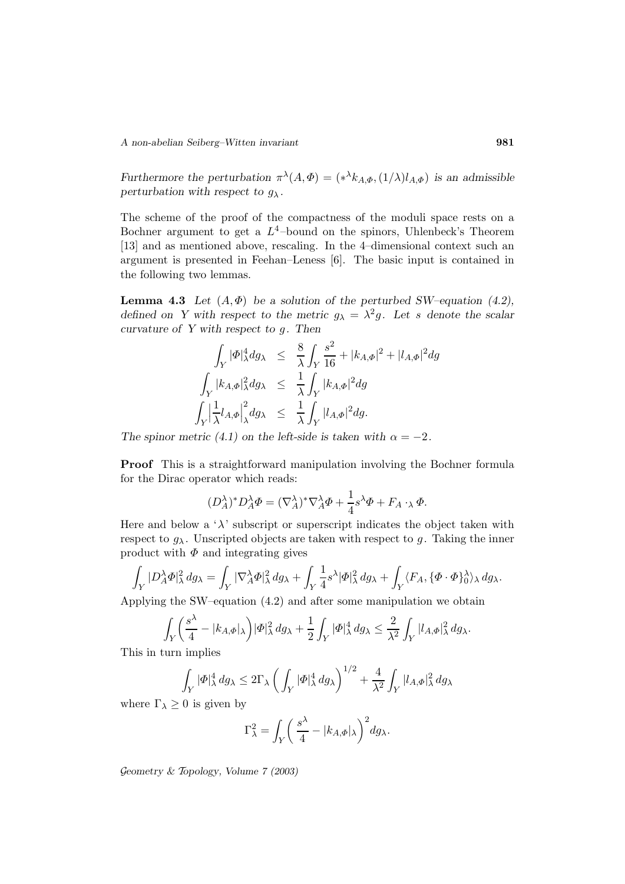*Furthermore the perturbation $\pi^\lambda(A,\Phi) = (*^\lambda k_{A,\Phi}, (1/\lambda) l_{A,\Phi})$ is an admissible perturbation with respect to $g_\lambda$.*

The scheme of the proof of the compactness of the moduli space rests on a Bochner argument to get a $L^4$–bound on the spinors, Uhlenbeck's Theorem [13] and as mentioned above, rescaling. In the 4–dimensional context such an argument is presented in Feehan–Leness [6]. The basic input is contained in the following two lemmas.

**Lemma 4.3** *Let $(A,\Phi)$ be a solution of the perturbed SW–equation (4.2), defined on $Y$ with respect to the metric $g_\lambda = \lambda^2 g$. Let $s$ denote the scalar curvature of $Y$ with respect to $g$. Then*

$$\begin{aligned}
\int_Y |\Phi|_\lambda^4 dg_\lambda &\leq \frac{8}{\lambda}\int_Y \frac{s^2}{16} + |k_{A,\Phi}|^2 + |l_{A,\Phi}|^2 dg \\
\int_Y |k_{A,\Phi}|_\lambda^2 dg_\lambda &\leq \frac{1}{\lambda}\int_Y |k_{A,\Phi}|^2 dg \\
\int_Y \Big|\frac{1}{\lambda} l_{A,\Phi}\Big|_\lambda^2 dg_\lambda &\leq \frac{1}{\lambda}\int_Y |l_{A,\Phi}|^2 dg.
\end{aligned}$$

*The spinor metric (4.1) on the left-side is taken with $\alpha = -2$.*

**Proof** This is a straightforward manipulation involving the Bochner formula for the Dirac operator which reads:

$$(D_A^\lambda)^* D_A^\lambda \Phi = (\nabla_A^\lambda)^* \nabla_A^\lambda \Phi + \frac{1}{4} s^\lambda \Phi + F_A \cdot_\lambda \Phi.$$

Here and below a '$\lambda$' subscript or superscript indicates the object taken with respect to $g_\lambda$. Unscripted objects are taken with respect to $g$. Taking the inner product with $\Phi$ and integrating gives

$$\int_Y |D_A^\lambda \Phi|_\lambda^2 \, dg_\lambda = \int_Y |\nabla_A^\lambda \Phi|_\lambda^2 \, dg_\lambda + \int_Y \frac{1}{4} s^\lambda |\Phi|_\lambda^2 \, dg_\lambda + \int_Y \langle F_A, \{\Phi \cdot \Phi\}_0^\lambda \rangle_\lambda \, dg_\lambda.$$

Applying the SW–equation (4.2) and after some manipulation we obtain

$$\int_Y \Big( \frac{s^\lambda}{4} - |k_{A,\Phi}|_\lambda \Big) |\Phi|_\lambda^2 \, dg_\lambda + \frac{1}{2} \int_Y |\Phi|_\lambda^4 \, dg_\lambda \leq \frac{2}{\lambda^2} \int_Y |l_{A,\Phi}|_\lambda^2 \, dg_\lambda.$$

This in turn implies

$$\int_Y |\Phi|_\lambda^4 \, dg_\lambda \leq 2\Gamma_\lambda \left( \int_Y |\Phi|_\lambda^4 \, dg_\lambda \right)^{1/2} + \frac{4}{\lambda^2} \int_Y |l_{A,\Phi}|_\lambda^2 \, dg_\lambda$$

where $\Gamma_\lambda \geq 0$ is given by

$$\Gamma_\lambda^2 = \int_Y \Big( \frac{s^\lambda}{4} - |k_{A,\Phi}|_\lambda \Big)^2 dg_\lambda.$$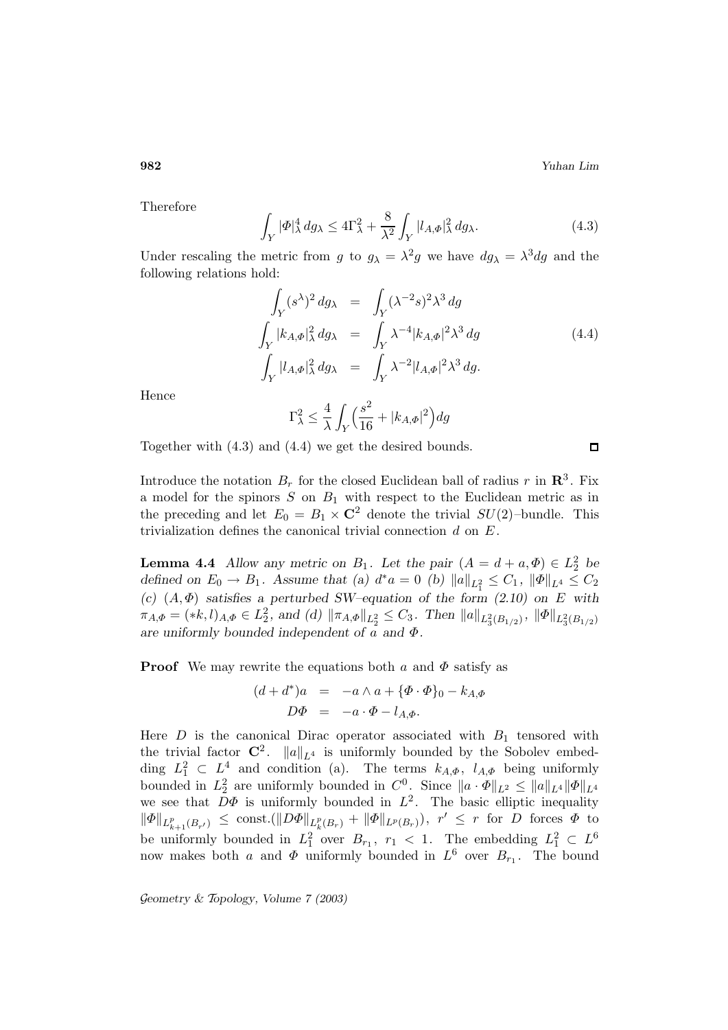Therefore

$$\int_Y |\Phi|^4_\lambda \, dg_\lambda \le 4\Gamma^2_\lambda + \frac{8}{\lambda^2}\int_Y |l_{A,\Phi}|^2_\lambda \, dg_\lambda. \tag{4.3}$$

Under rescaling the metric from $g$ to $g_\lambda = \lambda^2 g$ we have $dg_\lambda = \lambda^3 dg$ and the following relations hold:

$$\begin{aligned}
\int_Y (s^\lambda)^2 \, dg_\lambda &= \int_Y (\lambda^{-2}s)^2 \lambda^3 \, dg \\
\int_Y |k_{A,\Phi}|^2_\lambda \, dg_\lambda &= \int_Y \lambda^{-4}|k_{A,\Phi}|^2 \lambda^3 \, dg \\
\int_Y |l_{A,\Phi}|^2_\lambda \, dg_\lambda &= \int_Y \lambda^{-2}|l_{A,\Phi}|^2 \lambda^3 \, dg.
\end{aligned} \tag{4.4}$$

Hence

$$\Gamma^2_\lambda \le \frac{4}{\lambda}\int_Y \Big(\frac{s^2}{16} + |k_{A,\Phi}|^2\Big) dg$$

Together with (4.3) and (4.4) we get the desired bounds. □

Introduce the notation $B_r$ for the closed Euclidean ball of radius $r$ in $\mathbf{R}^3$. Fix a model for the spinors $S$ on $B_1$ with respect to the Euclidean metric as in the preceding and let $E_0 = B_1 \times \mathbf{C}^2$ denote the trivial $SU(2)$–bundle. This trivialization defines the canonical trivial connection $d$ on $E$.

**Lemma 4.4** *Allow any metric on $B_1$. Let the pair $(A = d + a, \Phi) \in L^2_2$ be defined on $E_0 \to B_1$. Assume that (a) $d^*a = 0$ (b) $\|a\|_{L^2_1} \le C_1$, $\|\Phi\|_{L^4} \le C_2$ (c) $(A, \Phi)$ satisfies a perturbed SW–equation of the form (2.10) on $E$ with $\pi_{A,\Phi} = (*k, l)_{A,\Phi} \in L^2_2$, and (d) $\|\pi_{A,\Phi}\|_{L^2_2} \le C_3$. Then $\|a\|_{L^2_3(B_{1/2})}$, $\|\Phi\|_{L^2_3(B_{1/2})}$ are uniformly bounded independent of $a$ and $\Phi$.*

**Proof** We may rewrite the equations both $a$ and $\Phi$ satisfy as

$$\begin{aligned}
(d + d^*)a &= -a \wedge a + \{\Phi \cdot \Phi\}_0 - k_{A,\Phi} \\
D\Phi &= -a \cdot \Phi - l_{A,\Phi}.
\end{aligned}$$

Here $D$ is the canonical Dirac operator associated with $B_1$ tensored with the trivial factor $\mathbf{C}^2$. $\|a\|_{L^4}$ is uniformly bounded by the Sobolev embedding $L^2_1 \subset L^4$ and condition (a). The terms $k_{A,\Phi}$, $l_{A,\Phi}$ being uniformly bounded in $L^2_2$ are uniformly bounded in $C^0$. Since $\|a \cdot \Phi\|_{L^2} \le \|a\|_{L^4}\|\Phi\|_{L^4}$ we see that $D\Phi$ is uniformly bounded in $L^2$. The basic elliptic inequality $\|\Phi\|_{L^p_{k+1}(B_{r'})} \le \text{const.}(\|D\Phi\|_{L^p_k(B_r)} + \|\Phi\|_{L^p(B_r)})$, $r' \le r$ for $D$ forces $\Phi$ to be uniformly bounded in $L^2_1$ over $B_{r_1}$, $r_1 < 1$. The embedding $L^2_1 \subset L^6$ now makes both $a$ and $\Phi$ uniformly bounded in $L^6$ over $B_{r_1}$. The bound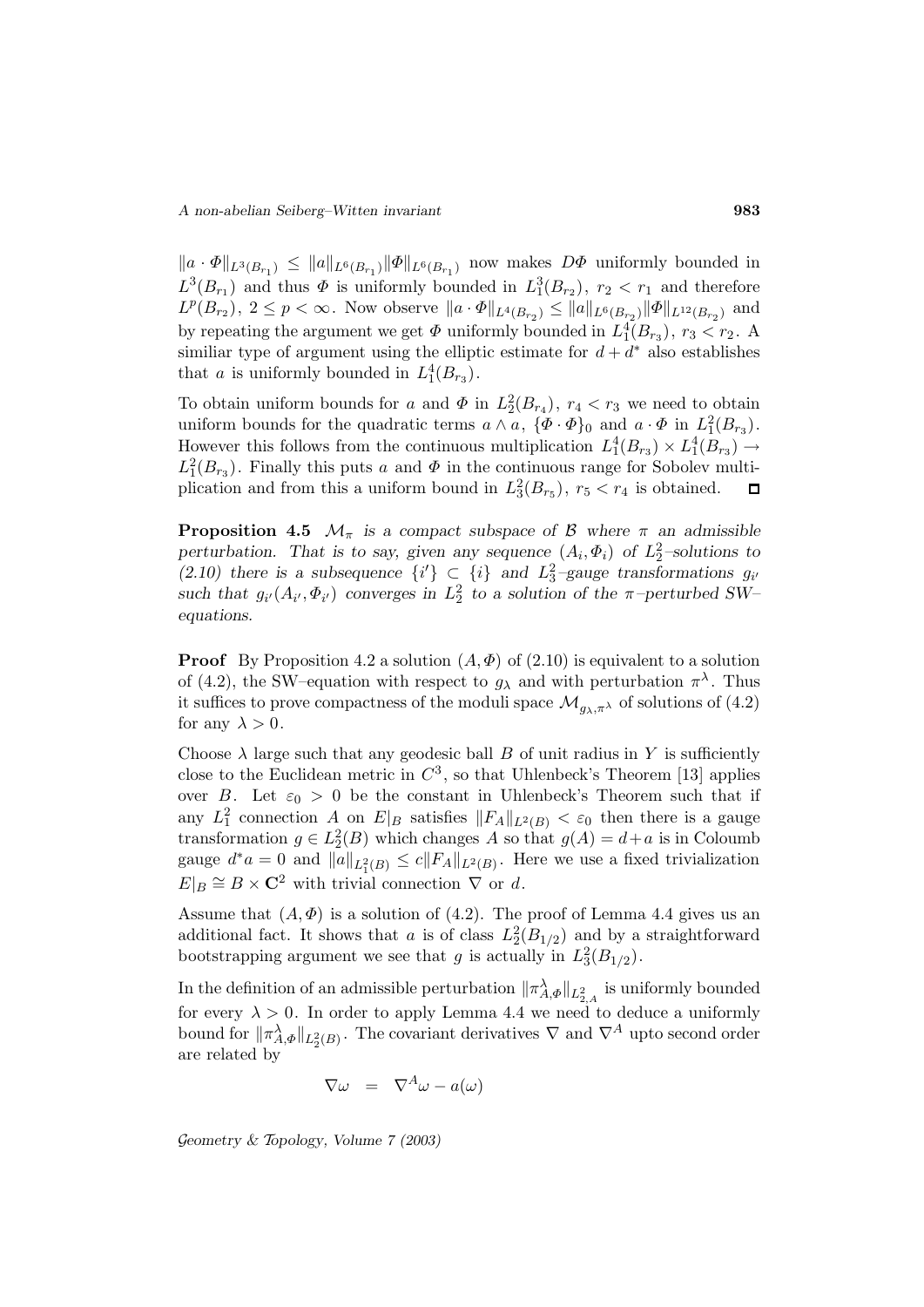$\|a \cdot \Phi\|_{L^3(B_{r_1})} \leq \|a\|_{L^6(B_{r_1})}\|\Phi\|_{L^6(B_{r_1})}$ now makes $D\Phi$ uniformly bounded in $L^3(B_{r_1})$ and thus $\Phi$ is uniformly bounded in $L^3_1(B_{r_2})$, $r_2 < r_1$ and therefore $L^p(B_{r_2})$, $2 \leq p < \infty$. Now observe $\|a \cdot \Phi\|_{L^4(B_{r_2})} \leq \|a\|_{L^6(B_{r_2})}\|\Phi\|_{L^{12}(B_{r_2})}$ and by repeating the argument we get $\Phi$ uniformly bounded in $L^4_1(B_{r_3})$, $r_3 < r_2$. A similiar type of argument using the elliptic estimate for $d + d^*$ also establishes that $a$ is uniformly bounded in $L^4_1(B_{r_3})$.

To obtain uniform bounds for $a$ and $\Phi$ in $L^2_2(B_{r_4})$, $r_4 < r_3$ we need to obtain uniform bounds for the quadratic terms $a \wedge a$, $\{\Phi \cdot \Phi\}_0$ and $a \cdot \Phi$ in $L^2_1(B_{r_3})$. However this follows from the continuous multiplication $L^4_1(B_{r_3}) \times L^4_1(B_{r_3}) \to L^2_1(B_{r_3})$. Finally this puts $a$ and $\Phi$ in the continuous range for Sobolev multiplication and from this a uniform bound in $L^2_3(B_{r_5})$, $r_5 < r_4$ is obtained. □

**Proposition 4.5** *$\mathcal{M}_\pi$ is a compact subspace of $\mathcal{B}$ where $\pi$ an admissible perturbation. That is to say, given any sequence $(A_i, \Phi_i)$ of $L^2_2$–solutions to (2.10) there is a subsequence $\{i'\} \subset \{i\}$ and $L^2_3$–gauge transformations $g_{i'}$ such that $g_{i'}(A_{i'}, \Phi_{i'})$ converges in $L^2_2$ to a solution of the $\pi$–perturbed SW–equations.*

**Proof** By Proposition 4.2 a solution $(A, \Phi)$ of (2.10) is equivalent to a solution of (4.2), the SW–equation with respect to $g_\lambda$ and with perturbation $\pi^\lambda$. Thus it suffices to prove compactness of the moduli space $\mathcal{M}_{g_\lambda, \pi^\lambda}$ of solutions of (4.2) for any $\lambda > 0$.

Choose $\lambda$ large such that any geodesic ball $B$ of unit radius in $Y$ is sufficiently close to the Euclidean metric in $C^3$, so that Uhlenbeck's Theorem [13] applies over $B$. Let $\varepsilon_0 > 0$ be the constant in Uhlenbeck's Theorem such that if any $L^2_1$ connection $A$ on $E|_B$ satisfies $\|F_A\|_{L^2(B)} < \varepsilon_0$ then there is a gauge transformation $g \in L^2_2(B)$ which changes $A$ so that $g(A) = d + a$ is in Coloumb gauge $d^*a = 0$ and $\|a\|_{L^2_1(B)} \leq c\|F_A\|_{L^2(B)}$. Here we use a fixed trivialization $E|_B \cong B \times \mathbf{C}^2$ with trivial connection $\nabla$ or $d$.

Assume that $(A, \Phi)$ is a solution of (4.2). The proof of Lemma 4.4 gives us an additional fact. It shows that $a$ is of class $L^2_2(B_{1/2})$ and by a straightforward bootstrapping argument we see that $g$ is actually in $L^2_3(B_{1/2})$.

In the definition of an admissible perturbation $\|\pi^\lambda_{A,\Phi}\|_{L^2_{2,A}}$ is uniformly bounded for every $\lambda > 0$. In order to apply Lemma 4.4 we need to deduce a uniformly bound for $\|\pi^\lambda_{A,\Phi}\|_{L^2_2(B)}$. The covariant derivatives $\nabla$ and $\nabla^A$ upto second order are related by

$$\nabla\omega \quad = \quad \nabla^A\omega - a(\omega)$$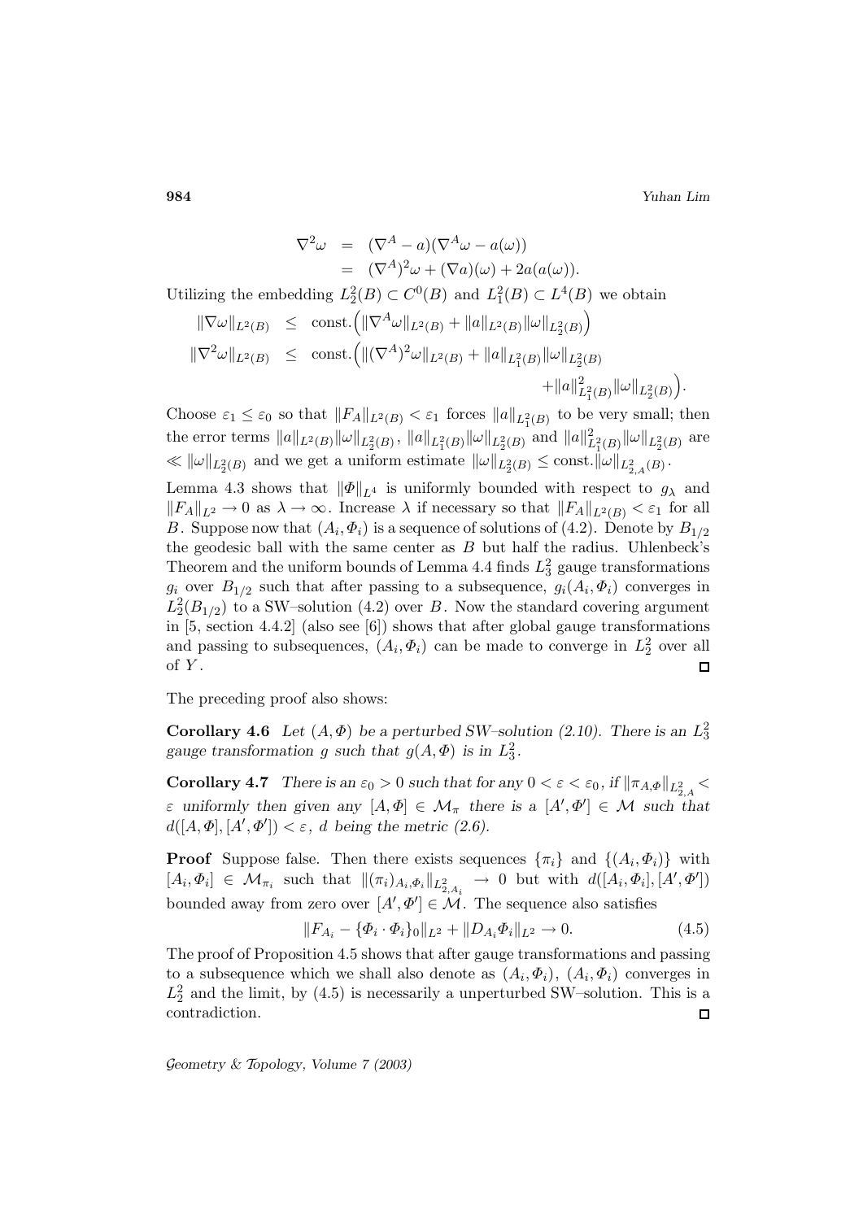$$
\begin{aligned}
\nabla^2\omega &= (\nabla^A - a)(\nabla^A\omega - a(\omega)) \\
&= (\nabla^A)^2\omega + (\nabla a)(\omega) + 2a(a(\omega)).
\end{aligned}
$$

Utilizing the embedding $L^2_2(B) \subset C^0(B)$ and $L^2_1(B) \subset L^4(B)$ we obtain

$$
\begin{aligned}
\|\nabla\omega\|_{L^2(B)} &\leq \text{const.}\Big(\|\nabla^A\omega\|_{L^2(B)} + \|a\|_{L^2(B)}\|\omega\|_{L^2_2(B)}\Big) \\
\|\nabla^2\omega\|_{L^2(B)} &\leq \text{const.}\Big(\|(\nabla^A)^2\omega\|_{L^2(B)} + \|a\|_{L^2_1(B)}\|\omega\|_{L^2_2(B)} \\
&\qquad\qquad + \|a\|^2_{L^2_1(B)}\|\omega\|_{L^2_2(B)}\Big).
\end{aligned}
$$

Choose $\varepsilon_1 \leq \varepsilon_0$ so that $\|F_A\|_{L^2(B)} < \varepsilon_1$ forces $\|a\|_{L^2_1(B)}$ to be very small; then the error terms $\|a\|_{L^2(B)}\|\omega\|_{L^2_2(B)}$, $\|a\|_{L^2_1(B)}\|\omega\|_{L^2_2(B)}$ and $\|a\|^2_{L^2_1(B)}\|\omega\|_{L^2_2(B)}$ are $\ll \|\omega\|_{L^2_2(B)}$ and we get a uniform estimate $\|\omega\|_{L^2_2(B)} \leq \text{const.}\|\omega\|_{L^2_{2,A}(B)}$.

Lemma 4.3 shows that $\|\Phi\|_{L^4}$ is uniformly bounded with respect to $g_\lambda$ and $\|F_A\|_{L^2} \to 0$ as $\lambda \to \infty$. Increase $\lambda$ if necessary so that $\|F_A\|_{L^2(B)} < \varepsilon_1$ for all $B$. Suppose now that $(A_i, \Phi_i)$ is a sequence of solutions of (4.2). Denote by $B_{1/2}$ the geodesic ball with the same center as $B$ but half the radius. Uhlenbeck's Theorem and the uniform bounds of Lemma 4.4 finds $L^2_3$ gauge transformations $g_i$ over $B_{1/2}$ such that after passing to a subsequence, $g_i(A_i, \Phi_i)$ converges in $L^2_2(B_{1/2})$ to a SW–solution (4.2) over $B$. Now the standard covering argument in [5, section 4.4.2] (also see [6]) shows that after global gauge transformations and passing to subsequences, $(A_i, \Phi_i)$ can be made to converge in $L^2_2$ over all of $Y$. □

The preceding proof also shows:

**Corollary 4.6** *Let $(A, \Phi)$ be a perturbed SW–solution (2.10). There is an $L^2_3$ gauge transformation $g$ such that $g(A, \Phi)$ is in $L^2_3$.*

**Corollary 4.7** *There is an $\varepsilon_0 > 0$ such that for any $0 < \varepsilon < \varepsilon_0$, if $\|\pi_{A,\Phi}\|_{L^2_{2,A}} < \varepsilon$ uniformly then given any $[A, \Phi] \in \mathcal{M}_\pi$ there is a $[A', \Phi'] \in \mathcal{M}$ such that $d([A, \Phi], [A', \Phi']) < \varepsilon$, $d$ being the metric (2.6).*

**Proof** Suppose false. Then there exists sequences $\{\pi_i\}$ and $\{(A_i, \Phi_i)\}$ with $[A_i, \Phi_i] \in \mathcal{M}_{\pi_i}$ such that $\|(\pi_i)_{A_i,\Phi_i}\|_{L^2_{2,A_i}} \to 0$ but with $d([A_i, \Phi_i], [A', \Phi'])$ bounded away from zero over $[A', \Phi'] \in \mathcal{M}$. The sequence also satisfies

$$
\|F_{A_i} - \{\Phi_i \cdot \Phi_i\}_0\|_{L^2} + \|D_{A_i}\Phi_i\|_{L^2} \to 0. \tag{4.5}
$$

The proof of Proposition 4.5 shows that after gauge transformations and passing to a subsequence which we shall also denote as $(A_i, \Phi_i)$, $(A_i, \Phi_i)$ converges in $L^2_2$ and the limit, by (4.5) is necessarily a unperturbed SW–solution. This is a contradiction. □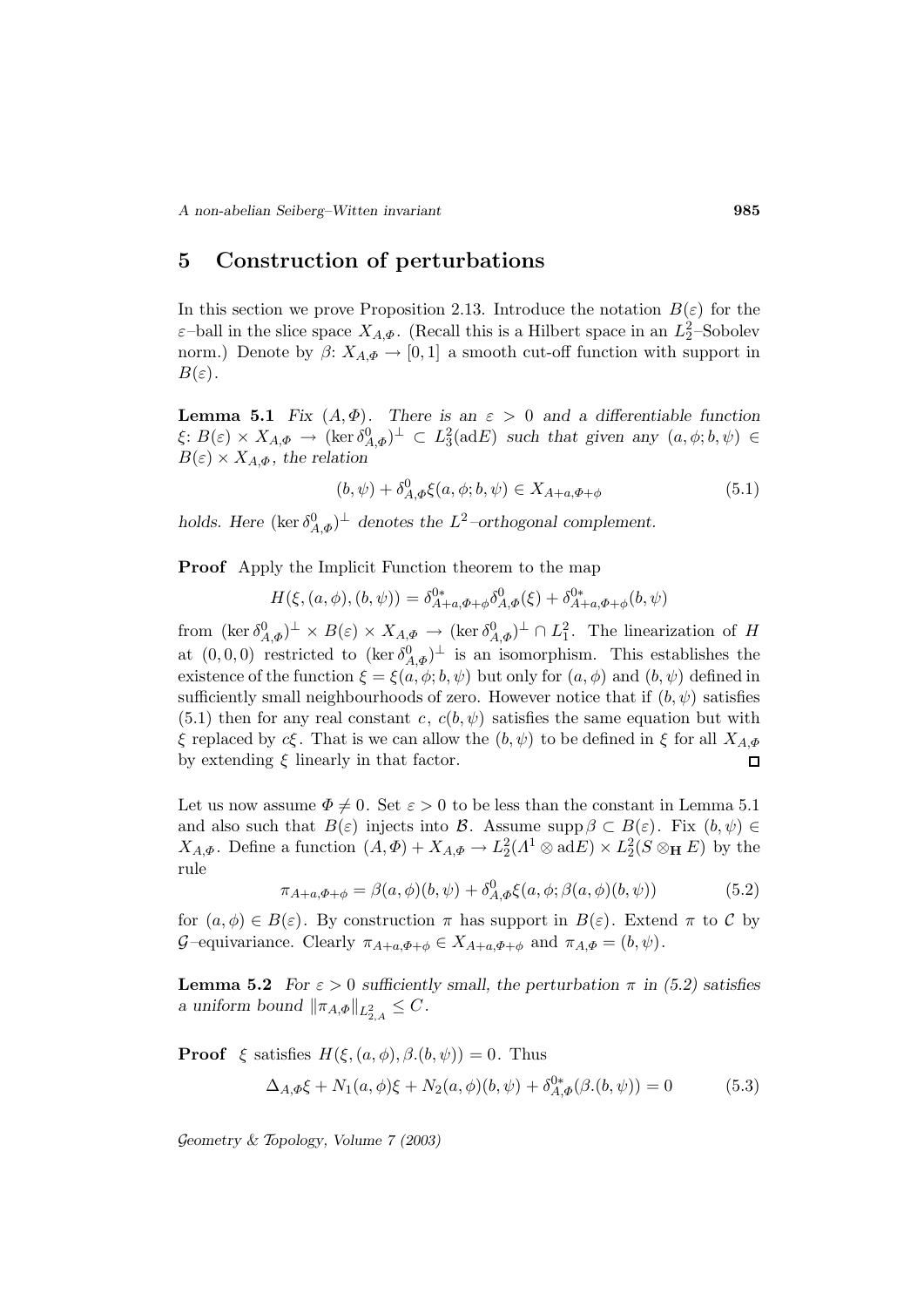## 5 Construction of perturbations

In this section we prove Proposition 2.13. Introduce the notation $B(\varepsilon)$ for the $\varepsilon$–ball in the slice space $X_{A,\Phi}$. (Recall this is a Hilbert space in an $L^2_2$–Sobolev norm.) Denote by $\beta\colon X_{A,\Phi} \to [0,1]$ a smooth cut-off function with support in $B(\varepsilon)$.

**Lemma 5.1** *Fix $(A,\Phi)$. There is an $\varepsilon > 0$ and a differentiable function $\xi\colon B(\varepsilon) \times X_{A,\Phi} \to (\ker \delta^0_{A,\Phi})^\perp \subset L^2_3(\mathrm{ad}E)$ such that given any $(a,\phi;b,\psi) \in B(\varepsilon) \times X_{A,\Phi}$, the relation*

$$(b,\psi) + \delta^0_{A,\Phi}\xi(a,\phi;b,\psi) \in X_{A+a,\Phi+\phi} \tag{5.1}$$

*holds. Here $(\ker \delta^0_{A,\Phi})^\perp$ denotes the $L^2$–orthogonal complement.*

**Proof** Apply the Implicit Function theorem to the map

$$H(\xi,(a,\phi),(b,\psi)) = \delta^{0*}_{A+a,\Phi+\phi}\delta^0_{A,\Phi}(\xi) + \delta^{0*}_{A+a,\Phi+\phi}(b,\psi)$$

from $(\ker \delta^0_{A,\Phi})^\perp \times B(\varepsilon) \times X_{A,\Phi} \to (\ker \delta^0_{A,\Phi})^\perp \cap L^2_1$. The linearization of $H$ at $(0,0,0)$ restricted to $(\ker \delta^0_{A,\Phi})^\perp$ is an isomorphism. This establishes the existence of the function $\xi = \xi(a,\phi;b,\psi)$ but only for $(a,\phi)$ and $(b,\psi)$ defined in sufficiently small neighbourhoods of zero. However notice that if $(b,\psi)$ satisfies (5.1) then for any real constant $c$, $c(b,\psi)$ satisfies the same equation but with $\xi$ replaced by $c\xi$. That is we can allow the $(b,\psi)$ to be defined in $\xi$ for all $X_{A,\Phi}$ by extending $\xi$ linearly in that factor. □

Let us now assume $\Phi \neq 0$. Set $\varepsilon > 0$ to be less than the constant in Lemma 5.1 and also such that $B(\varepsilon)$ injects into $\mathcal{B}$. Assume $\operatorname{supp}\beta \subset B(\varepsilon)$. Fix $(b,\psi) \in X_{A,\Phi}$. Define a function $(A,\Phi) + X_{A,\Phi} \to L^2_2(\Lambda^1 \otimes \mathrm{ad}E) \times L^2_2(S \otimes_{\mathbf{H}} E)$ by the rule

$$\pi_{A+a,\Phi+\phi} = \beta(a,\phi)(b,\psi) + \delta^0_{A,\Phi}\xi(a,\phi;\beta(a,\phi)(b,\psi)) \tag{5.2}$$

for $(a,\phi) \in B(\varepsilon)$. By construction $\pi$ has support in $B(\varepsilon)$. Extend $\pi$ to $\mathcal{C}$ by $\mathcal{G}$–equivariance. Clearly $\pi_{A+a,\Phi+\phi} \in X_{A+a,\Phi+\phi}$ and $\pi_{A,\Phi} = (b,\psi)$.

**Lemma 5.2** *For $\varepsilon > 0$ sufficiently small, the perturbation $\pi$ in (5.2) satisfies a uniform bound $\|\pi_{A,\Phi}\|_{L^2_{2,A}} \leq C$.*

**Proof** $\xi$ satisfies $H(\xi,(a,\phi),\beta.(b,\psi)) = 0$. Thus

$$\Delta_{A,\Phi}\xi + N_1(a,\phi)\xi + N_2(a,\phi)(b,\psi) + \delta^{0*}_{A,\Phi}(\beta.(b,\psi)) = 0 \tag{5.3}$$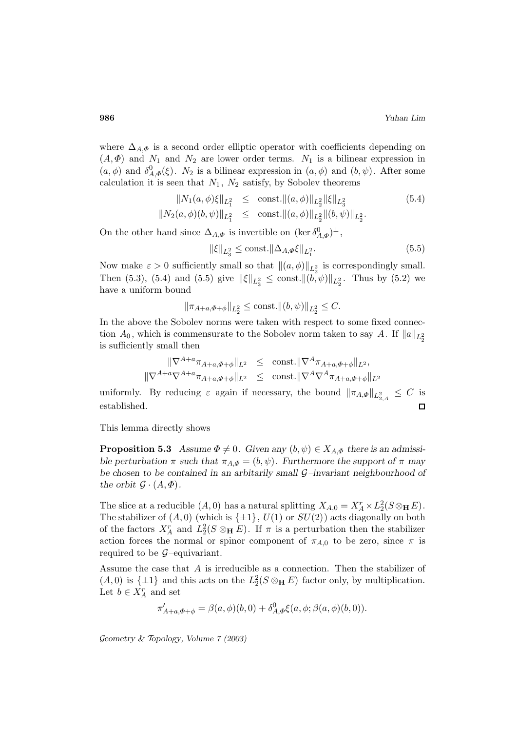where $\Delta_{A,\Phi}$ is a second order elliptic operator with coefficients depending on $(A, \Phi)$ and $N_1$ and $N_2$ are lower order terms. $N_1$ is a bilinear expression in $(a, \phi)$ and $\delta^0_{A,\Phi}(\xi)$. $N_2$ is a bilinear expression in $(a, \phi)$ and $(b, \psi)$. After some calculation it is seen that $N_1$, $N_2$ satisfy, by Sobolev theorems

$$
\begin{aligned}
\|N_1(a, \phi)\xi\|_{L^2_1} &\leq \text{const.}\|(a, \phi)\|_{L^2_2}\|\xi\|_{L^2_3} \\
\|N_2(a, \phi)(b, \psi)\|_{L^2_1} &\leq \text{const.}\|(a, \phi)\|_{L^2_2}\|(b, \psi)\|_{L^2_2}.
\end{aligned}
\tag{5.4}
$$

On the other hand since $\Delta_{A,\Phi}$ is invertible on $(\ker \delta^0_{A,\Phi})^\perp$,

$$
\|\xi\|_{L^2_3} \leq \text{const.}\|\Delta_{A,\Phi}\xi\|_{L^2_1}. \tag{5.5}
$$

Now make $\varepsilon > 0$ sufficiently small so that $\|(a, \phi)\|_{L^2_2}$ is correspondingly small. Then (5.3), (5.4) and (5.5) give $\|\xi\|_{L^2_3} \leq \text{const.}\|(b, \psi)\|_{L^2_2}$. Thus by (5.2) we have a uniform bound

$$
\|\pi_{A+a,\Phi+\phi}\|_{L^2_2} \leq \text{const.}\|(b, \psi)\|_{L^2_2} \leq C.
$$

In the above the Sobolev norms were taken with respect to some fixed connection $A_0$, which is commensurate to the Sobolev norm taken to say $A$. If $\|a\|_{L^2_2}$ is sufficiently small then

$$
\begin{aligned}
\|\nabla^{A+a}\pi_{A+a,\Phi+\phi}\|_{L^2} &\leq \text{const.}\|\nabla^{A}\pi_{A+a,\Phi+\phi}\|_{L^2}, \\
\|\nabla^{A+a}\nabla^{A+a}\pi_{A+a,\Phi+\phi}\|_{L^2} &\leq \text{const.}\|\nabla^{A}\nabla^{A}\pi_{A+a,\Phi+\phi}\|_{L^2}
\end{aligned}
$$

uniformly. By reducing $\varepsilon$ again if necessary, the bound $\|\pi_{A,\Phi}\|_{L^2_{2,A}} \leq C$ is established. □

This lemma directly shows

**Proposition 5.3** *Assume $\Phi \neq 0$. Given any $(b, \psi) \in X_{A,\Phi}$ there is an admissible perturbation $\pi$ such that $\pi_{A,\Phi} = (b, \psi)$. Furthermore the support of $\pi$ may be chosen to be contained in an arbitarily small $\mathcal{G}$–invariant neighbourhood of the orbit $\mathcal{G} \cdot (A, \Phi)$.*

The slice at a reducible $(A, 0)$ has a natural splitting $X_{A,0} = X^r_A \times L^2_2(S \otimes_{\mathbf{H}} E)$. The stabilizer of $(A, 0)$ (which is $\{\pm 1\}$, $U(1)$ or $SU(2)$) acts diagonally on both of the factors $X^r_A$ and $L^2_2(S \otimes_{\mathbf{H}} E)$. If $\pi$ is a perturbation then the stabilizer action forces the normal or spinor component of $\pi_{A,0}$ to be zero, since $\pi$ is required to be $\mathcal{G}$–equivariant.

Assume the case that $A$ is irreducible as a connection. Then the stabilizer of $(A, 0)$ is $\{\pm 1\}$ and this acts on the $L^2_2(S \otimes_{\mathbf{H}} E)$ factor only, by multiplication. Let $b \in X^r_A$ and set

$$
\pi'_{A+a,\Phi+\phi} = \beta(a, \phi)(b, 0) + \delta^0_{A,\Phi}\xi(a, \phi; \beta(a, \phi)(b, 0)).
$$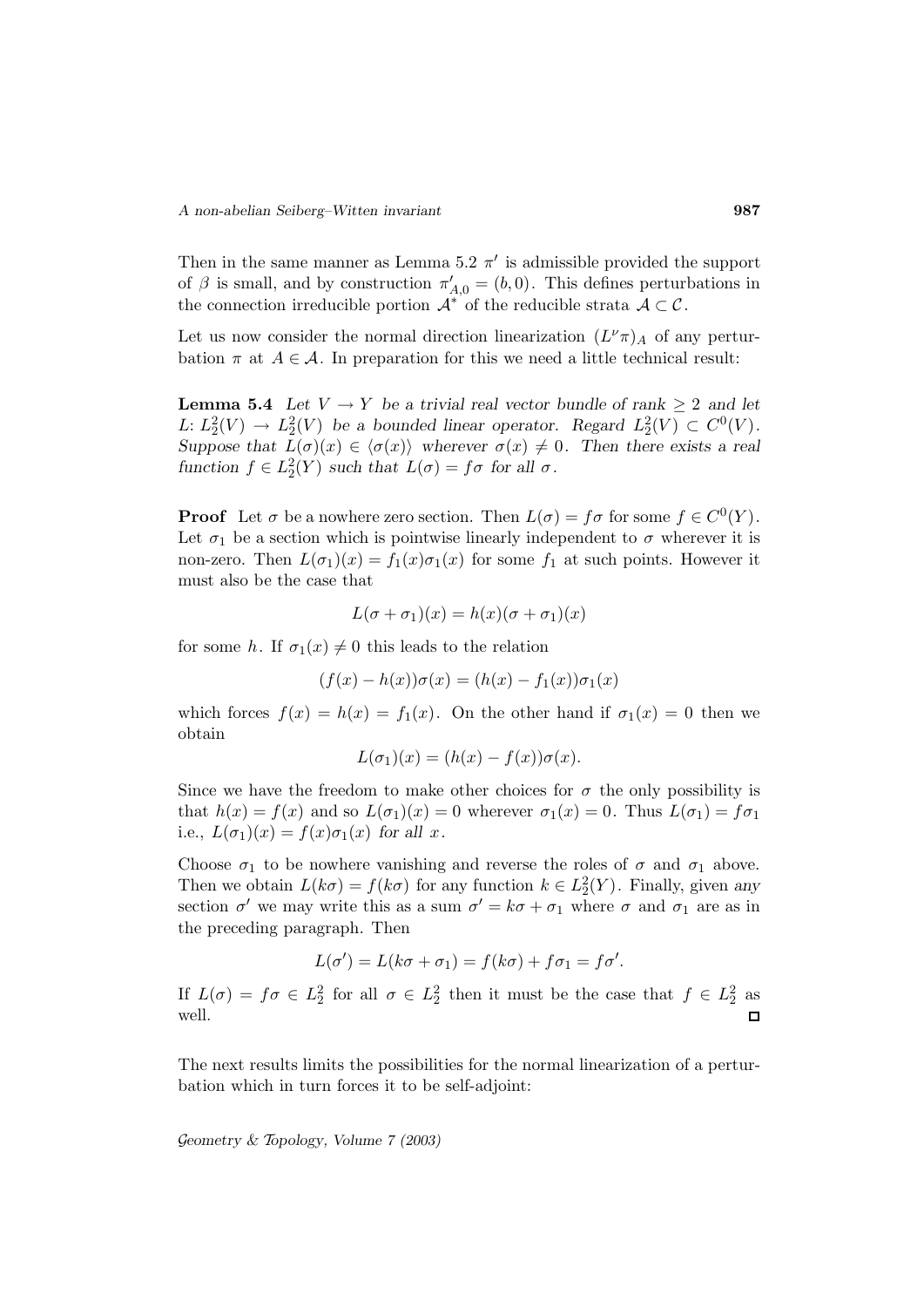Then in the same manner as Lemma 5.2 $\pi'$ is admissible provided the support of $\beta$ is small, and by construction $\pi'_{A,0} = (b, 0)$. This defines perturbations in the connection irreducible portion $\mathcal{A}^*$ of the reducible strata $\mathcal{A} \subset \mathcal{C}$.

Let us now consider the normal direction linearization $(L^\nu \pi)_A$ of any perturbation $\pi$ at $A \in \mathcal{A}$. In preparation for this we need a little technical result:

**Lemma 5.4** *Let $V \to Y$ be a trivial real vector bundle of rank $\geq 2$ and let $L\colon L^2_2(V) \to L^2_2(V)$ be a bounded linear operator. Regard $L^2_2(V) \subset C^0(V)$. Suppose that $L(\sigma)(x) \in \langle \sigma(x) \rangle$ wherever $\sigma(x) \neq 0$. Then there exists a real function $f \in L^2_2(Y)$ such that $L(\sigma) = f\sigma$ for all $\sigma$.*

**Proof** Let $\sigma$ be a nowhere zero section. Then $L(\sigma) = f\sigma$ for some $f \in C^0(Y)$. Let $\sigma_1$ be a section which is pointwise linearly independent to $\sigma$ wherever it is non-zero. Then $L(\sigma_1)(x) = f_1(x)\sigma_1(x)$ for some $f_1$ at such points. However it must also be the case that

$$L(\sigma + \sigma_1)(x) = h(x)(\sigma + \sigma_1)(x)$$

for some $h$. If $\sigma_1(x) \neq 0$ this leads to the relation

$$(f(x) - h(x))\sigma(x) = (h(x) - f_1(x))\sigma_1(x)$$

which forces $f(x) = h(x) = f_1(x)$. On the other hand if $\sigma_1(x) = 0$ then we obtain

$$L(\sigma_1)(x) = (h(x) - f(x))\sigma(x).$$

Since we have the freedom to make other choices for $\sigma$ the only possibility is that $h(x) = f(x)$ and so $L(\sigma_1)(x) = 0$ wherever $\sigma_1(x) = 0$. Thus $L(\sigma_1) = f\sigma_1$ i.e., $L(\sigma_1)(x) = f(x)\sigma_1(x)$ *for all* $x$.

Choose $\sigma_1$ to be nowhere vanishing and reverse the roles of $\sigma$ and $\sigma_1$ above. Then we obtain $L(k\sigma) = f(k\sigma)$ for any function $k \in L^2_2(Y)$. Finally, given *any* section $\sigma'$ we may write this as a sum $\sigma' = k\sigma + \sigma_1$ where $\sigma$ and $\sigma_1$ are as in the preceding paragraph. Then

$$L(\sigma') = L(k\sigma + \sigma_1) = f(k\sigma) + f\sigma_1 = f\sigma'.$$

If $L(\sigma) = f\sigma \in L^2_2$ for all $\sigma \in L^2_2$ then it must be the case that $f \in L^2_2$ as well. $\square$

The next results limits the possibilities for the normal linearization of a perturbation which in turn forces it to be self-adjoint: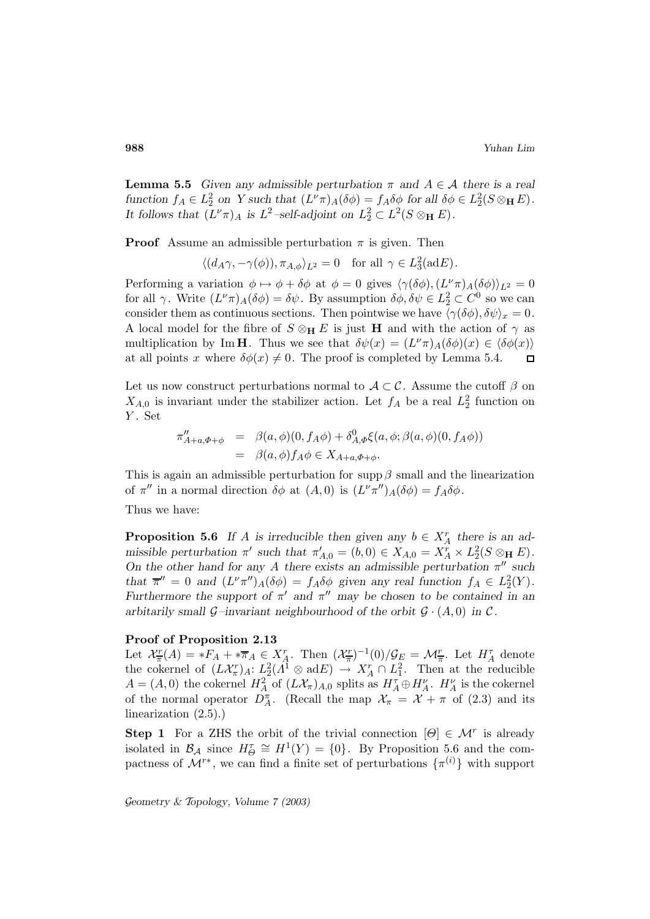**Lemma 5.5** *Given any admissible perturbation $\pi$ and $A \in \mathcal{A}$ there is a real function $f_A \in L^2_2$ on $Y$ such that $(L^\nu \pi)_A(\delta\phi) = f_A \delta\phi$ for all $\delta\phi \in L^2_2(S \otimes_{\mathbf{H}} E)$. It follows that $(L^\nu \pi)_A$ is $L^2$–self-adjoint on $L^2_2 \subset L^2(S \otimes_{\mathbf{H}} E)$.*

**Proof** Assume an admissible perturbation $\pi$ is given. Then

$$\langle (d_A \gamma, -\gamma(\phi)), \pi_{A,\phi} \rangle_{L^2} = 0 \quad \text{for all } \gamma \in L^2_3(\mathrm{ad}E).$$

Performing a variation $\phi \mapsto \phi + \delta\phi$ at $\phi = 0$ gives $\langle \gamma(\delta\phi), (L^\nu \pi)_A(\delta\phi) \rangle_{L^2} = 0$ for all $\gamma$. Write $(L^\nu \pi)_A(\delta\phi) = \delta\psi$. By assumption $\delta\phi, \delta\psi \in L^2_2 \subset C^0$ so we can consider them as continuous sections. Then pointwise we have $\langle \gamma(\delta\phi), \delta\psi \rangle_x = 0$. A local model for the fibre of $S \otimes_{\mathbf{H}} E$ is just $\mathbf{H}$ and with the action of $\gamma$ as multiplication by $\mathrm{Im}\,\mathbf{H}$. Thus we see that $\delta\psi(x) = (L^\nu \pi)_A(\delta\phi)(x) \in \langle \delta\phi(x) \rangle$ at all points $x$ where $\delta\phi(x) \neq 0$. The proof is completed by Lemma 5.4. □

Let us now construct perturbations normal to $\mathcal{A} \subset \mathcal{C}$. Assume the cutoff $\beta$ on $X_{A,0}$ is invariant under the stabilizer action. Let $f_A$ be a real $L^2_2$ function on $Y$. Set

$$\begin{aligned}
\pi''_{A+a,\Phi+\phi} &= \beta(a,\phi)(0, f_A \phi) + \delta^0_{A,\Phi} \xi(a, \phi; \beta(a,\phi)(0, f_A\phi)) \\
&= \beta(a,\phi) f_A \phi \in X_{A+a,\Phi+\phi}.
\end{aligned}$$

This is again an admissible perturbation for $\mathrm{supp}\,\beta$ small and the linearization of $\pi''$ in a normal direction $\delta\phi$ at $(A,0)$ is $(L^\nu \pi'')_A(\delta\phi) = f_A \delta\phi$.

Thus we have:

**Proposition 5.6** *If $A$ is irreducible then given any $b \in X^r_A$ there is an admissible perturbation $\pi'$ such that $\pi'_{A,0} = (b, 0) \in X_{A,0} = X^r_A \times L^2_2(S \otimes_{\mathbf{H}} E)$. On the other hand for any $A$ there exists an admissible perturbation $\pi''$ such that $\overline{\pi}'' = 0$ and $(L^\nu \pi'')_A(\delta\phi) = f_A \delta\phi$ given any real function $f_A \in L^2_2(Y)$. Furthermore the support of $\pi'$ and $\pi''$ may be chosen to be contained in an arbitarily small $\mathcal{G}$–invariant neighbourhood of the orbit $\mathcal{G} \cdot (A, 0)$ in $\mathcal{C}$.*

**Proof of Proposition 2.13**

Let $\mathcal{X}^r_{\overline{\pi}}(A) = *F_A + *\overline{\pi}_A \in X^r_A$. Then $(\mathcal{X}^r_{\overline{\pi}})^{-1}(0)/\mathcal{G}_E = \mathcal{M}^r_{\overline{\pi}}$. Let $H^\tau_A$ denote the cokernel of $(L\mathcal{X}^r_\pi)_A \colon L^2_2(\Lambda^1 \otimes \mathrm{ad}E) \to X^r_A \cap L^2_1$. Then at the reducible $A = (A, 0)$ the cokernel $H^2_A$ of $(L\mathcal{X}_\pi)_{A,0}$ splits as $H^\tau_A \oplus H^\nu_A$. $H^\nu_A$ is the cokernel of the normal operator $D^\pi_A$. (Recall the map $\mathcal{X}_\pi = \mathcal{X} + \pi$ of (2.3) and its linearization (2.5).)

**Step 1** For a ZHS the orbit of the trivial connection $[\Theta] \in \mathcal{M}^r$ is already isolated in $\mathcal{B}_{\mathcal{A}}$ since $H^\tau_\Theta \cong H^1(Y) = \{0\}$. By Proposition 5.6 and the compactness of $\mathcal{M}^{r*}$, we can find a finite set of perturbations $\{\pi^{(i)}\}$ with support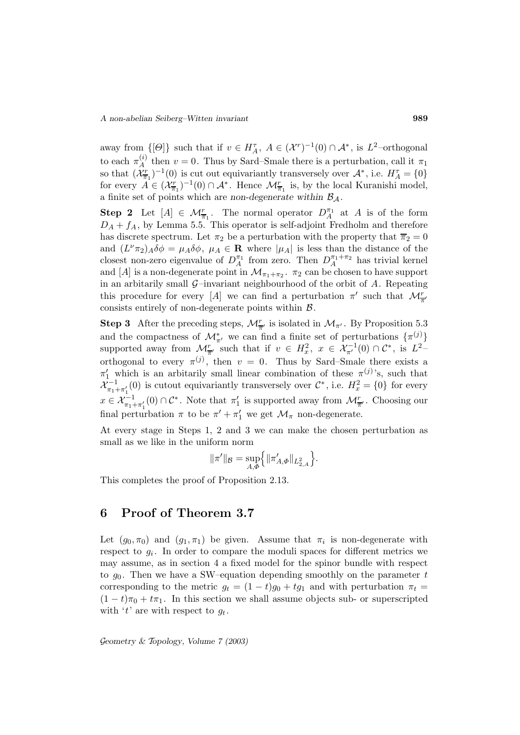away from $\{[\Theta]\}$ such that if $v \in H^\tau_A$, $A \in (\mathcal{X}^r)^{-1}(0) \cap \mathcal{A}^*$, is $L^2$–orthogonal to each $\pi^{(i)}_A$ then $v = 0$. Thus by Sard–Smale there is a perturbation, call it $\pi_1$ so that $(\mathcal{X}^r_{\overline{\pi}_1})^{-1}(0)$ is cut out equivariantly transversely over $\mathcal{A}^*$, i.e. $H^\tau_A = \{0\}$ for every $A \in (\mathcal{X}^r_{\overline{\pi}_1})^{-1}(0) \cap \mathcal{A}^*$. Hence $\mathcal{M}^r_{\overline{\pi}_1}$ is, by the local Kuranishi model, a finite set of points which are *non-degenerate within* $\mathcal{B}_\mathcal{A}$.

**Step 2** Let $[A] \in \mathcal{M}^r_{\overline{\pi}_1}$. The normal operator $D^{\pi_1}_A$ at $A$ is of the form $D_A + f_A$, by Lemma 5.5. This operator is self-adjoint Fredholm and therefore has discrete spectrum. Let $\pi_2$ be a perturbation with the property that $\overline{\pi}_2 = 0$ and $(L^\nu \pi_2)_A \delta\phi = \mu_A \delta\phi$, $\mu_A \in \mathbf{R}$ where $|\mu_A|$ is less than the distance of the closest non-zero eigenvalue of $D^{\pi_1}_A$ from zero. Then $D^{\pi_1+\pi_2}_A$ has trivial kernel and $[A]$ is a non-degenerate point in $\mathcal{M}_{\pi_1+\pi_2}$. $\pi_2$ can be chosen to have support in an arbitarily small $\mathcal{G}$–invariant neighbourhood of the orbit of $A$. Repeating this procedure for every $[A]$ we can find a perturbation $\pi'$ such that $\mathcal{M}^r_{\overline{\pi}'}$ consists entirely of non-degenerate points within $\mathcal{B}$.

**Step 3** After the preceding steps, $\mathcal{M}^r_{\overline{\pi}'}$ is isolated in $\mathcal{M}_{\pi'}$. By Proposition 5.3 and the compactness of $\mathcal{M}^*_{\pi'}$ we can find a finite set of perturbations $\{\pi^{(j)}\}$ supported away from $\mathcal{M}^r_{\overline{\pi}'}$ such that if $v \in H^2_x$, $x \in \mathcal{X}^{-1}_{\pi'}(0) \cap \mathcal{C}^*$, is $L^2$–orthogonal to every $\pi^{(j)}$, then $v = 0$. Thus by Sard–Smale there exists a $\pi'_1$ which is an arbitrarily small linear combination of these $\pi^{(j)}$'s, such that $\mathcal{X}^{-1}_{\pi_1+\pi'_1}(0)$ is cutout equivariantly transversely over $\mathcal{C}^*$, i.e. $H^2_x = \{0\}$ for every $x \in \mathcal{X}^{-1}_{\pi_1+\pi'_1}(0) \cap \mathcal{C}^*$. Note that $\pi'_1$ is supported away from $\mathcal{M}^r_{\overline{\pi}'}$. Choosing our final perturbation $\pi$ to be $\pi' + \pi'_1$ we get $\mathcal{M}_\pi$ non-degenerate.

At every stage in Steps 1, 2 and 3 we can make the chosen perturbation as small as we like in the uniform norm

$$\|\pi'\|_\mathcal{B} = \sup_{A,\Phi}\Big\{\|\pi'_{A,\Phi}\|_{L^2_{2,A}}\Big\}.$$

This completes the proof of Proposition 2.13.

## 6 Proof of Theorem 3.7

Let $(g_0, \pi_0)$ and $(g_1, \pi_1)$ be given. Assume that $\pi_i$ is non-degenerate with respect to $g_i$. In order to compare the moduli spaces for different metrics we may assume, as in section 4 a fixed model for the spinor bundle with respect to $g_0$. Then we have a SW–equation depending smoothly on the parameter $t$ corresponding to the metric $g_t = (1-t)g_0 + tg_1$ and with perturbation $\pi_t = (1-t)\pi_0 + t\pi_1$. In this section we shall assume objects sub- or superscripted with '$t$' are with respect to $g_t$.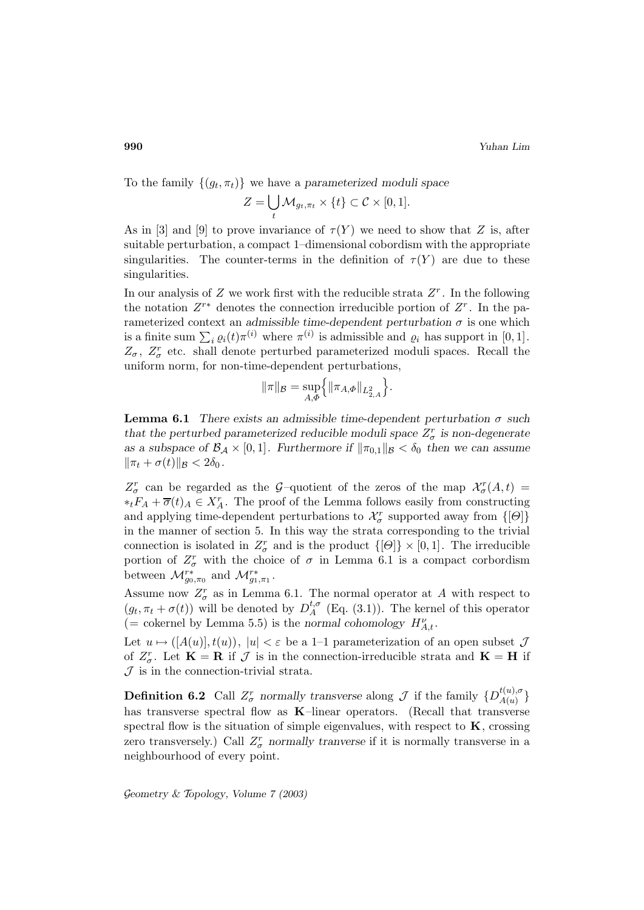To the family $\{(g_t, \pi_t)\}$ we have a *parameterized moduli space*

$$Z = \bigcup_t \mathcal{M}_{g_t,\pi_t} \times \{t\} \subset \mathcal{C} \times [0,1].$$

As in [3] and [9] to prove invariance of $\tau(Y)$ we need to show that $Z$ is, after suitable perturbation, a compact 1–dimensional cobordism with the appropriate singularities. The counter-terms in the definition of $\tau(Y)$ are due to these singularities.

In our analysis of $Z$ we work first with the reducible strata $Z^r$. In the following the notation $Z^{r*}$ denotes the connection irreducible portion of $Z^r$. In the parameterized context an *admissible time-dependent perturbation* $\sigma$ is one which is a finite sum $\sum_i \varrho_i(t)\pi^{(i)}$ where $\pi^{(i)}$ is admissible and $\varrho_i$ has support in $[0,1]$. $Z_\sigma$, $Z_\sigma^r$ etc. shall denote perturbed parameterized moduli spaces. Recall the uniform norm, for non-time-dependent perturbations,

$$\|\pi\|_{\mathcal{B}} = \sup_{A,\Phi}\Big\{\|\pi_{A,\Phi}\|_{L^2_{2,A}}\Big\}.$$

**Lemma 6.1** *There exists an admissible time-dependent perturbation $\sigma$ such that the perturbed parameterized reducible moduli space $Z_\sigma^r$ is non-degenerate as a subspace of $\mathcal{B}_{\mathcal{A}} \times [0,1]$. Furthermore if $\|\pi_{0,1}\|_{\mathcal{B}} < \delta_0$ then we can assume $\|\pi_t + \sigma(t)\|_{\mathcal{B}} < 2\delta_0$.*

$Z_\sigma^r$ can be regarded as the $\mathcal{G}$–quotient of the zeros of the map $\mathcal{X}_\sigma^r(A,t) = *_t F_A + \overline{\sigma}(t)_A \in X_A^r$. The proof of the Lemma follows easily from constructing and applying time-dependent perturbations to $\mathcal{X}_\sigma^r$ supported away from $\{[\Theta]\}$ in the manner of section 5. In this way the strata corresponding to the trivial connection is isolated in $Z_\sigma^r$ and is the product $\{[\Theta]\} \times [0,1]$. The irreducible portion of $Z_\sigma^r$ with the choice of $\sigma$ in Lemma 6.1 is a compact corbordism between $\mathcal{M}_{g_0,\pi_0}^{r*}$ and $\mathcal{M}_{g_1,\pi_1}^{r*}$.

Assume now $Z_\sigma^r$ as in Lemma 6.1. The normal operator at $A$ with respect to $(g_t, \pi_t + \sigma(t))$ will be denoted by $D_A^{t,\sigma}$ (Eq. (3.1)). The kernel of this operator (= cokernel by Lemma 5.5) is the *normal cohomology* $H_{A,t}^\nu$.

Let $u \mapsto ([A(u)], t(u))$, $|u| < \varepsilon$ be a 1–1 parameterization of an open subset $\mathcal{J}$ of $Z_\sigma^r$. Let $\mathbf{K} = \mathbf{R}$ if $\mathcal{J}$ is in the connection-irreducible strata and $\mathbf{K} = \mathbf{H}$ if $\mathcal{J}$ is in the connection-trivial strata.

**Definition 6.2** Call $Z_\sigma^r$ *normally transverse* along $\mathcal{J}$ if the family $\{D_{A(u)}^{t(u),\sigma}\}$ has transverse spectral flow as $\mathbf{K}$–linear operators. (Recall that transverse spectral flow is the situation of simple eigenvalues, with respect to $\mathbf{K}$, crossing zero transversely.) Call $Z_\sigma^r$ *normally tranverse* if it is normally transverse in a neighbourhood of every point.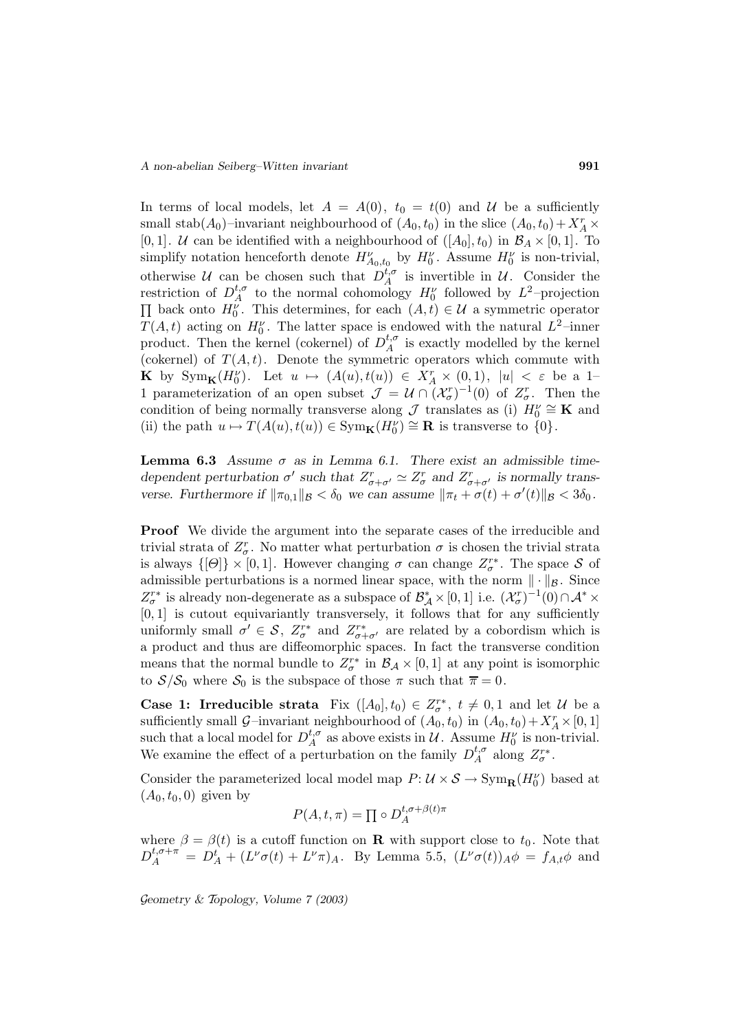In terms of local models, let $A = A(0)$, $t_0 = t(0)$ and $\mathcal{U}$ be a sufficiently small $\mathrm{stab}(A_0)$–invariant neighbourhood of $(A_0, t_0)$ in the slice $(A_0, t_0) + X^r_A \times [0,1]$. $\mathcal{U}$ can be identified with a neighbourhood of $([A_0], t_0)$ in $\mathcal{B}_A \times [0,1]$. To simplify notation henceforth denote $H^\nu_{A_0,t_0}$ by $H^\nu_0$. Assume $H^\nu_0$ is non-trivial, otherwise $\mathcal{U}$ can be chosen such that $D^{t,\sigma}_A$ is invertible in $\mathcal{U}$. Consider the restriction of $D^{t,\sigma}_A$ to the normal cohomology $H^\nu_0$ followed by $L^2$–projection $\prod$ back onto $H^\nu_0$. This determines, for each $(A,t) \in \mathcal{U}$ a symmetric operator $T(A,t)$ acting on $H^\nu_0$. The latter space is endowed with the natural $L^2$–inner product. Then the kernel (cokernel) of $D^{t,\sigma}_A$ is exactly modelled by the kernel (cokernel) of $T(A,t)$. Denote the symmetric operators which commute with $\mathbf{K}$ by $\mathrm{Sym}_{\mathbf{K}}(H^\nu_0)$. Let $u \mapsto (A(u), t(u)) \in X^r_A \times (0,1)$, $|u| < \varepsilon$ be a 1–1 parameterization of an open subset $\mathcal{J} = \mathcal{U} \cap (\mathcal{X}^r_\sigma)^{-1}(0)$ of $Z^r_\sigma$. Then the condition of being normally transverse along $\mathcal{J}$ translates as (i) $H^\nu_0 \cong \mathbf{K}$ and (ii) the path $u \mapsto T(A(u), t(u)) \in \mathrm{Sym}_{\mathbf{K}}(H^\nu_0) \cong \mathbf{R}$ is transverse to $\{0\}$.

**Lemma 6.3** *Assume $\sigma$ as in Lemma 6.1. There exist an admissible time-dependent perturbation $\sigma'$ such that $Z^r_{\sigma+\sigma'} \simeq Z^r_\sigma$ and $Z^r_{\sigma+\sigma'}$ is normally transverse. Furthermore if $\|\pi_{0,1}\|_{\mathcal{B}} < \delta_0$ we can assume $\|\pi_t + \sigma(t) + \sigma'(t)\|_{\mathcal{B}} < 3\delta_0$.*

**Proof** We divide the argument into the separate cases of the irreducible and trivial strata of $Z^r_\sigma$. No matter what perturbation $\sigma$ is chosen the trivial strata is always $\{[\Theta]\} \times [0,1]$. However changing $\sigma$ can change $Z^{r*}_\sigma$. The space $\mathcal{S}$ of admissible perturbations is a normed linear space, with the norm $\|\cdot\|_{\mathcal{B}}$. Since $Z^{r*}_\sigma$ is already non-degenerate as a subspace of $\mathcal{B}^*_{\mathcal{A}} \times [0,1]$ i.e. $(\mathcal{X}^r_\sigma)^{-1}(0) \cap \mathcal{A}^* \times [0,1]$ is cutout equivariantly transversely, it follows that for any sufficiently uniformly small $\sigma' \in \mathcal{S}$, $Z^{r*}_\sigma$ and $Z^{r*}_{\sigma+\sigma'}$ are related by a cobordism which is a product and thus are diffeomorphic spaces. In fact the transverse condition means that the normal bundle to $Z^{r*}_\sigma$ in $\mathcal{B}_{\mathcal{A}} \times [0,1]$ at any point is isomorphic to $\mathcal{S}/\mathcal{S}_0$ where $\mathcal{S}_0$ is the subspace of those $\pi$ such that $\overline{\pi} = 0$.

**Case 1: Irreducible strata** Fix $([A_0], t_0) \in Z^{r*}_\sigma$, $t \neq 0,1$ and let $\mathcal{U}$ be a sufficiently small $\mathcal{G}$–invariant neighbourhood of $(A_0, t_0)$ in $(A_0, t_0) + X^r_A \times [0,1]$ such that a local model for $D^{t,\sigma}_A$ as above exists in $\mathcal{U}$. $H^\nu_0$ is non-trivial. We examine the effect of a perturbation on the family $D^{t,\sigma}_A$ along $Z^{r*}_\sigma$.

Consider the parameterized local model map $P\colon \mathcal{U} \times \mathcal{S} \to \mathrm{Sym}_{\mathbf{R}}(H^\nu_0)$ based at $(A_0, t_0, 0)$ given by

$$P(A,t,\pi) = \prod \circ D^{t,\sigma+\beta(t)\pi}_A$$

where $\beta = \beta(t)$ is a cutoff function on $\mathbf{R}$ with support close to $t_0$. Note that $D^{t,\sigma+\pi}_A = D^t_A + (L^\nu\sigma(t) + L^\nu\pi)_A$. By Lemma 5.5, $(L^\nu\sigma(t))_A\phi = f_{A,t}\phi$ and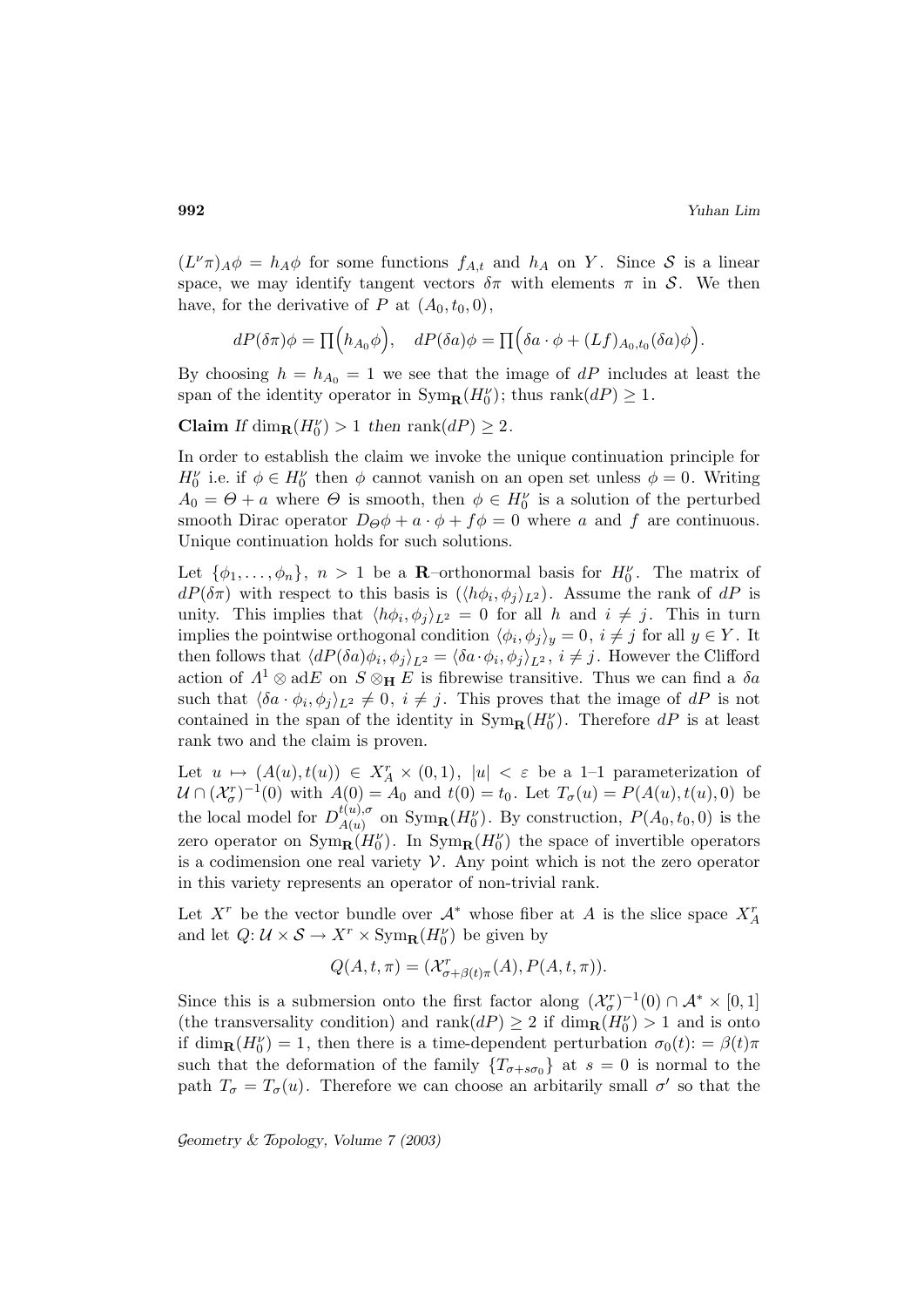$(L^\nu \pi)_A \phi = h_A \phi$ for some functions $f_{A,t}$ and $h_A$ on $Y$. Since $\mathcal{S}$ is a linear space, we may identify tangent vectors $\delta\pi$ with elements $\pi$ in $\mathcal{S}$. We then have, for the derivative of $P$ at $(A_0, t_0, 0)$,

$$dP(\delta\pi)\phi = \prod\Big(h_{A_0}\phi\Big), \quad dP(\delta a)\phi = \prod\Big(\delta a \cdot \phi + (Lf)_{A_0,t_0}(\delta a)\phi\Big).$$

By choosing $h = h_{A_0} = 1$ we see that the image of $dP$ includes at least the span of the identity operator in $\mathrm{Sym}_{\mathbf{R}}(H_0^\nu)$; thus $\mathrm{rank}(dP) \geq 1$.

**Claim** *If* $\dim_{\mathbf{R}}(H_0^\nu) > 1$ *then* $\mathrm{rank}(dP) \geq 2$.

In order to establish the claim we invoke the unique continuation principle for $H_0^\nu$ i.e. if $\phi \in H_0^\nu$ then $\phi$ cannot vanish on an open set unless $\phi = 0$. Writing $A_0 = \Theta + a$ where $\Theta$ is smooth, then $\phi \in H_0^\nu$ is a solution of the perturbed smooth Dirac operator $D_\Theta \phi + a \cdot \phi + f\phi = 0$ where $a$ and $f$ are continuous. Unique continuation holds for such solutions.

Let $\{\phi_1, \ldots, \phi_n\}$, $n > 1$ be a $\mathbf{R}$–orthonormal basis for $H_0^\nu$. The matrix of $dP(\delta\pi)$ with respect to this basis is $(\langle h\phi_i, \phi_j\rangle_{L^2})$. Assume the rank of $dP$ is unity. This implies that $\langle h\phi_i, \phi_j\rangle_{L^2} = 0$ for all $h$ and $i \neq j$. This in turn implies the pointwise orthogonal condition $\langle \phi_i, \phi_j\rangle_y = 0$, $i \neq j$ for all $y \in Y$. It then follows that $\langle dP(\delta a)\phi_i, \phi_j\rangle_{L^2} = \langle \delta a \cdot \phi_i, \phi_j\rangle_{L^2}$, $i \neq j$. However the Clifford action of $\Lambda^1 \otimes \mathrm{ad}E$ on $S \otimes_{\mathbf{H}} E$ is fibrewise transitive. Thus we can find a $\delta a$ such that $\langle \delta a \cdot \phi_i, \phi_j\rangle_{L^2} \neq 0$, $i \neq j$. This proves that the image of $dP$ is not contained in the span of the identity in $\mathrm{Sym}_{\mathbf{R}}(H_0^\nu)$. Therefore $dP$ is at least rank two and the claim is proven.

Let $u \mapsto (A(u), t(u)) \in X_A^r \times (0,1)$, $|u| < \varepsilon$ be a 1–1 parameterization of $\mathcal{U} \cap (\mathcal{X}_\sigma^r)^{-1}(0)$ with $A(0) = A_0$ and $t(0) = t_0$. Let $T_\sigma(u) = P(A(u), t(u), 0)$ be the local model for $D_{A(u)}^{t(u),\sigma}$ on $\mathrm{Sym}_{\mathbf{R}}(H_0^\nu)$. By construction, $P(A_0, t_0, 0)$ is the zero operator on $\mathrm{Sym}_{\mathbf{R}}(H_0^\nu)$. In $\mathrm{Sym}_{\mathbf{R}}(H_0^\nu)$ the space of invertible operators is a codimension one real variety $\mathcal{V}$. Any point which is not the zero operator in this variety represents an operator of non-trivial rank.

Let $X^r$ be the vector bundle over $\mathcal{A}^*$ whose fiber at $A$ is the slice space $X_A^r$ and let $Q\colon \mathcal{U} \times \mathcal{S} \to X^r \times \mathrm{Sym}_{\mathbf{R}}(H_0^\nu)$ be given by

$$Q(A, t, \pi) = (\mathcal{X}_{\sigma + \beta(t)\pi}^r(A), P(A, t, \pi)).$$

Since this is a submersion onto the first factor along $(\mathcal{X}_\sigma^r)^{-1}(0) \cap \mathcal{A}^* \times [0,1]$ (the transversality condition) and $\mathrm{rank}(dP) \geq 2$ if $\dim_{\mathbf{R}}(H_0^\nu) > 1$ and is onto if $\dim_{\mathbf{R}}(H_0^\nu) = 1$, then there is a time-dependent perturbation $\sigma_0(t) := \beta(t)\pi$ such that the deformation of the family $\{T_{\sigma + s\sigma_0}\}$ at $s = 0$ is normal to the path $T_\sigma = T_\sigma(u)$. Therefore we can choose an arbitarily small $\sigma'$ so that the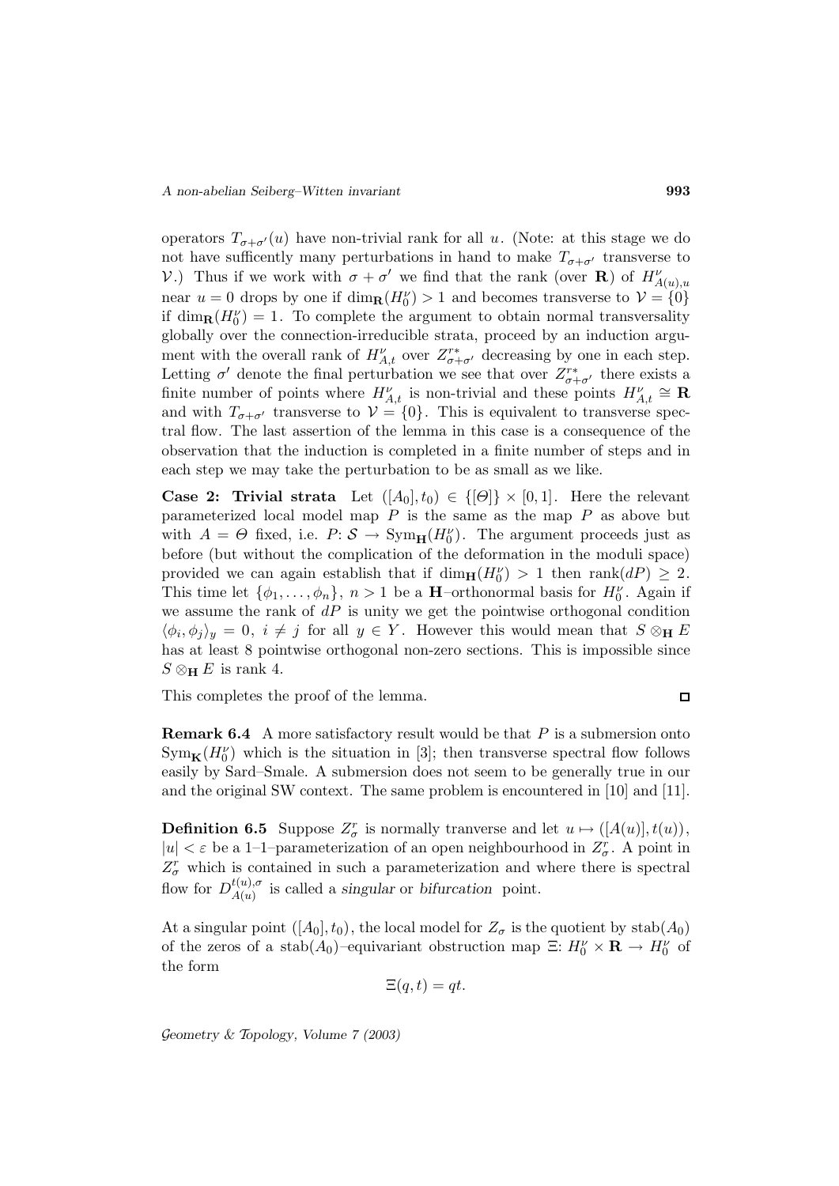operators $T_{\sigma+\sigma'}(u)$ have non-trivial rank for all $u$. (Note: at this stage we do not have sufficently many perturbations in hand to make $T_{\sigma+\sigma'}$ transverse to $\mathcal{V}$.) Thus if we work with $\sigma + \sigma'$ we find that the rank (over $\mathbf{R}$) of $H^{\nu}_{A(u),u}$ near $u = 0$ drops by one if $\dim_{\mathbf{R}}(H^{\nu}_0) > 1$ and becomes transverse to $\mathcal{V} = \{0\}$ if $\dim_{\mathbf{R}}(H^{\nu}_0) = 1$. To complete the argument to obtain normal transversality globally over the connection-irreducible strata, proceed by an induction argument with the overall rank of $H^{\nu}_{A,t}$ over $Z^{r*}_{\sigma+\sigma'}$ decreasing by one in each step. Letting $\sigma'$ denote the final perturbation we see that over $Z^{r*}_{\sigma+\sigma'}$ there exists a finite number of points where $H^{\nu}_{A,t}$ is non-trivial and these points $H^{\nu}_{A,t} \cong \mathbf{R}$ and with $T_{\sigma+\sigma'}$ transverse to $\mathcal{V} = \{0\}$. This is equivalent to transverse spectral flow. The last assertion of the lemma in this case is a consequence of the observation that the induction is completed in a finite number of steps and in each step we may take the perturbation to be as small as we like.

**Case 2: Trivial strata** Let $([A_0], t_0) \in \{[\Theta]\} \times [0, 1]$. Here the relevant parameterized local model map $P$ is the same as the map $P$ as above but with $A = \Theta$ fixed, i.e. $P\colon \mathcal{S} \to \mathrm{Sym}_{\mathbf{H}}(H^{\nu}_0)$. The argument proceeds just as before (but without the complication of the deformation in the moduli space) provided we can again establish that if $\dim_{\mathbf{H}}(H^{\nu}_0) > 1$ then $\mathrm{rank}(dP) \geq 2$. This time let $\{\phi_1, \ldots, \phi_n\}$, $n > 1$ be a $\mathbf{H}$–orthonormal basis for $H^{\nu}_0$. Again if we assume the rank of $dP$ is unity we get the pointwise orthogonal condition $\langle \phi_i, \phi_j \rangle_y = 0$, $i \neq j$ for all $y \in Y$. However this would mean that $S \otimes_{\mathbf{H}} E$ has at least 8 pointwise orthogonal non-zero sections. This is impossible since $S \otimes_{\mathbf{H}} E$ is rank 4.

This completes the proof of the lemma. □

**Remark 6.4** A more satisfactory result would be that $P$ is a submersion onto $\mathrm{Sym}_{\mathbf{K}}(H^{\nu}_0)$ which is the situation in [3]; then transverse spectral flow follows easily by Sard–Smale. A submersion does not seem to be generally true in our and the original SW context. The same problem is encountered in [10] and [11].

**Definition 6.5** Suppose $Z^r_\sigma$ is normally tranverse and let $u \mapsto ([A(u)], t(u))$, $|u| < \varepsilon$ be a 1–1–parameterization of an open neighbourhood in $Z^r_\sigma$. A point in $Z^r_\sigma$ which is contained in such a parameterization and where there is spectral flow for $D^{t(u),\sigma}_{A(u)}$ is called a *singular* or *bifurcation* point.

At a singular point $([A_0], t_0)$, the local model for $Z_\sigma$ is the quotient by $\mathrm{stab}(A_0)$ of the zeros of a $\mathrm{stab}(A_0)$–equivariant obstruction map $\Xi\colon H^{\nu}_0 \times \mathbf{R} \to H^{\nu}_0$ of the form

$$\Xi(q, t) = qt.$$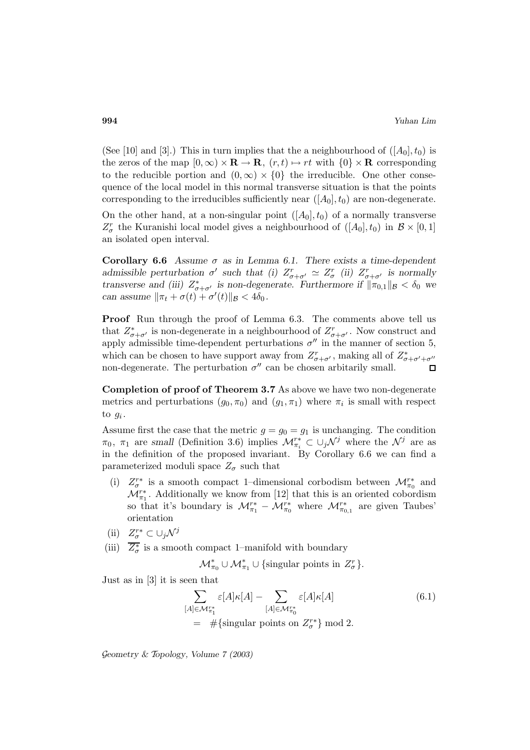(See [10] and [3].) This in turn implies that the a neighbourhood of $([A_0], t_0)$ is the zeros of the map $[0, \infty) \times \mathbf{R} \to \mathbf{R}$, $(r, t) \mapsto rt$ with $\{0\} \times \mathbf{R}$ corresponding to the reducible portion and $(0, \infty) \times \{0\}$ the irreducible. One other consequence of the local model in this normal transverse situation is that the points corresponding to the irreducibles sufficiently near $([A_0], t_0)$ are non-degenerate.

On the other hand, at a non-singular point $([A_0], t_0)$ of a normally transverse $Z^r_\sigma$ the Kuranishi local model gives a neighbourhood of $([A_0], t_0)$ in $\mathcal{B} \times [0, 1]$ an isolated open interval.

**Corollary 6.6** *Assume $\sigma$ as in Lemma 6.1. There exists a time-dependent admissible perturbation $\sigma'$ such that (i) $Z^r_{\sigma+\sigma'} \simeq Z^r_\sigma$ (ii) $Z^r_{\sigma+\sigma'}$ is normally transverse and (iii) $Z^*_{\sigma+\sigma'}$ is non-degenerate. Furthermore if $\|\pi_{0,1}\|_{\mathcal{B}} < \delta_0$ we can assume $\|\pi_t + \sigma(t) + \sigma'(t)\|_{\mathcal{B}} < 4\delta_0$.*

**Proof** Run through the proof of Lemma 6.3. The comments above tell us that $Z^*_{\sigma+\sigma'}$ is non-degenerate in a neighbourhood of $Z^r_{\sigma+\sigma'}$. Now construct and apply admissible time-dependent perturbations $\sigma''$ in the manner of section 5, which can be chosen to have support away from $Z^r_{\sigma+\sigma'}$, making all of $Z^*_{\sigma+\sigma'+\sigma''}$ non-degenerate. The perturbation $\sigma''$ can be chosen arbitarily small. $\square$

**Completion of proof of Theorem 3.7** As above we have two non-degenerate metrics and perturbations $(g_0, \pi_0)$ and $(g_1, \pi_1)$ where $\pi_i$ is small with respect to $g_i$.

Assume first the case that the metric $g = g_0 = g_1$ is unchanging. The condition $\pi_0$, $\pi_1$ are *small* (Definition 3.6) implies $\mathcal{M}^{r*}_{\pi_i} \subset \cup_j \mathcal{N}^j$ where the $\mathcal{N}^j$ are as in the definition of the proposed invariant. By Corollary 6.6 we can find a parameterized moduli space $Z_\sigma$ such that

(i) $Z^{r*}_\sigma$ is a smooth compact 1–dimensional corbodism between $\mathcal{M}^{r*}_{\pi_0}$ and $\mathcal{M}^{r*}_{\pi_1}$. Additionally we know from [12] that this is an oriented cobordism so that it's boundary is $\mathcal{M}^{r*}_{\pi_1} - \mathcal{M}^{r*}_{\pi_0}$ where $\mathcal{M}^{r*}_{\pi_{0,1}}$ are given Taubes' orientation

(ii) $Z^{r*}_\sigma \subset \cup_j \mathcal{N}^j$

(iii) $\overline{Z^*_\sigma}$ is a smooth compact 1–manifold with boundary
$$\mathcal{M}^*_{\pi_0} \cup \mathcal{M}^*_{\pi_1} \cup \{\text{singular points in } Z^r_\sigma\}.$$

Just as in [3] it is seen that

$$\begin{aligned}\sum_{[A]\in\mathcal{M}^{r*}_{\pi_1}} \varepsilon[A]\kappa[A] - \sum_{[A]\in\mathcal{M}^{r*}_{\pi_0}} \varepsilon[A]\kappa[A] \\ = \#\{\text{singular points on } Z^{r*}_\sigma\} \bmod 2.\end{aligned} \tag{6.1}$$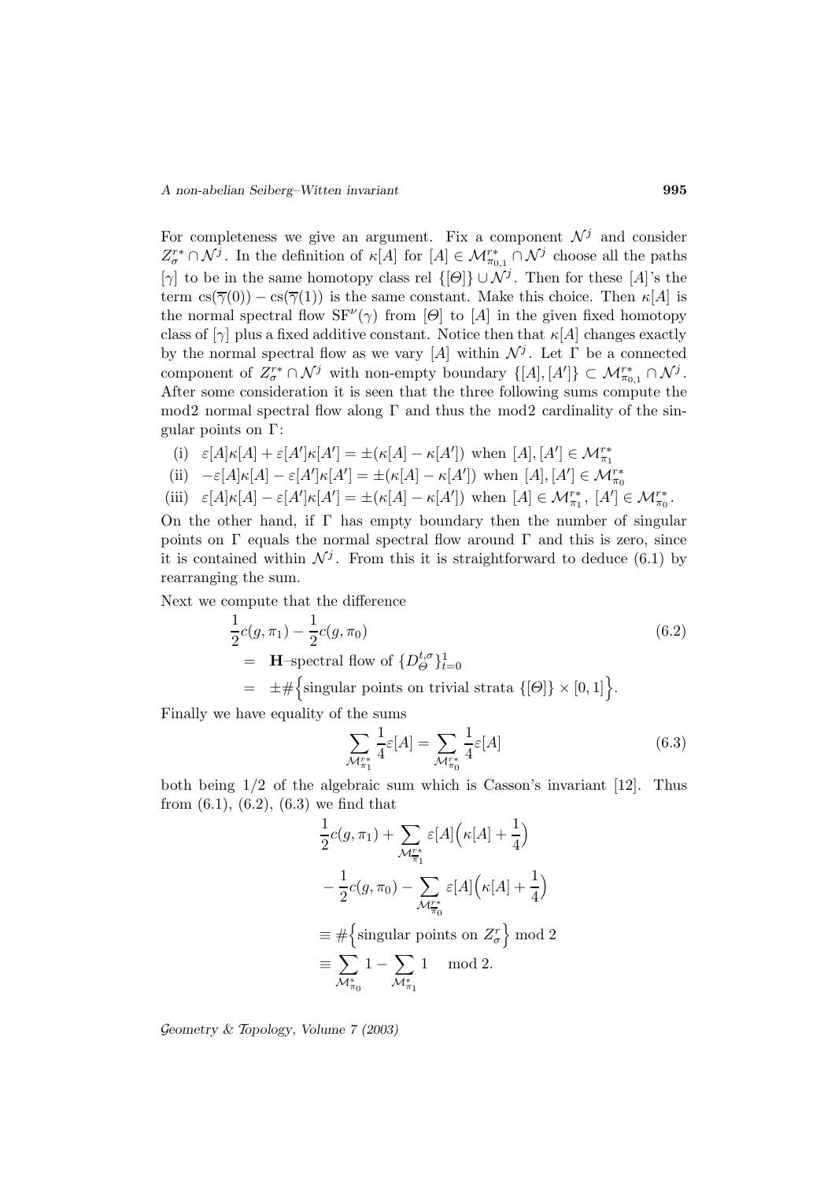For completeness we give an argument. Fix a component $\mathcal{N}^j$ and consider $Z^{r*}_\sigma \cap \mathcal{N}^j$. In the definition of $\kappa[A]$ for $[A] \in \mathcal{M}^{r*}_{\pi_{0,1}} \cap \mathcal{N}^j$ choose all the paths $[\gamma]$ to be in the same homotopy class rel $\{[\Theta]\} \cup \mathcal{N}^j$. Then for these $[A]$'s the term $\mathrm{cs}(\overline{\gamma}(0)) - \mathrm{cs}(\overline{\gamma}(1))$ is the same constant. Make this choice. Then $\kappa[A]$ is the normal spectral flow $\mathrm{SF}^\nu(\gamma)$ from $[\Theta]$ to $[A]$ in the given fixed homotopy class of $[\gamma]$ plus a fixed additive constant. Notice then that $\kappa[A]$ changes exactly by the normal spectral flow as we vary $[A]$ within $\mathcal{N}^j$. Let $\Gamma$ be a connected component of $Z^{r*}_\sigma \cap \mathcal{N}^j$ with non-empty boundary $\{[A], [A']\} \subset \mathcal{M}^{r*}_{\pi_{0,1}} \cap \mathcal{N}^j$. After some consideration it is seen that the three following sums compute the mod2 normal spectral flow along $\Gamma$ and thus the mod2 cardinality of the singular points on $\Gamma$:

(i) $\varepsilon[A]\kappa[A] + \varepsilon[A']\kappa[A'] = \pm(\kappa[A] - \kappa[A'])$ when $[A], [A'] \in \mathcal{M}^{r*}_{\pi_1}$

(ii) $-\varepsilon[A]\kappa[A] - \varepsilon[A']\kappa[A'] = \pm(\kappa[A] - \kappa[A'])$ when $[A], [A'] \in \mathcal{M}^{r*}_{\pi_0}$

(iii) $\varepsilon[A]\kappa[A] - \varepsilon[A']\kappa[A'] = \pm(\kappa[A] - \kappa[A'])$ when $[A] \in \mathcal{M}^{r*}_{\pi_1}$, $[A'] \in \mathcal{M}^{r*}_{\pi_0}$.

On the other hand, if $\Gamma$ has empty boundary then the number of singular points on $\Gamma$ equals the normal spectral flow around $\Gamma$ and this is zero, since it is contained within $\mathcal{N}^j$. From this it is straightforward to deduce (6.1) by rearranging the sum.

Next we compute that the difference

$$
\begin{aligned}
&\frac{1}{2}c(g,\pi_1) - \frac{1}{2}c(g,\pi_0) \qquad (6.2)\\
&= \ \mathbf{H}\text{–spectral flow of } \{D^{t,\sigma}_\Theta\}^1_{t=0}\\
&= \ \pm\#\Big\{\text{singular points on trivial strata } \{[\Theta]\}\times[0,1]\Big\}.
\end{aligned}
$$

Finally we have equality of the sums

$$
\sum_{\mathcal{M}^{r*}_{\pi_1}} \frac{1}{4}\varepsilon[A] = \sum_{\mathcal{M}^{r*}_{\pi_0}} \frac{1}{4}\varepsilon[A] \qquad (6.3)
$$

both being $1/2$ of the algebraic sum which is Casson's invariant [12]. Thus from (6.1), (6.2), (6.3) we find that

$$
\begin{aligned}
&\frac{1}{2}c(g,\pi_1) + \sum_{\mathcal{M}^{r*}_{\overline{\pi}_1}} \varepsilon[A]\Big(\kappa[A] + \frac{1}{4}\Big)\\
&- \frac{1}{2}c(g,\pi_0) - \sum_{\mathcal{M}^{r*}_{\overline{\pi}_0}} \varepsilon[A]\Big(\kappa[A] + \frac{1}{4}\Big)\\
&\equiv \#\Big\{\text{singular points on } Z^r_\sigma\Big\} \bmod 2\\
&\equiv \sum_{\mathcal{M}^*_{\pi_0}} 1 - \sum_{\mathcal{M}^*_{\pi_1}} 1 \quad \bmod 2.
\end{aligned}
$$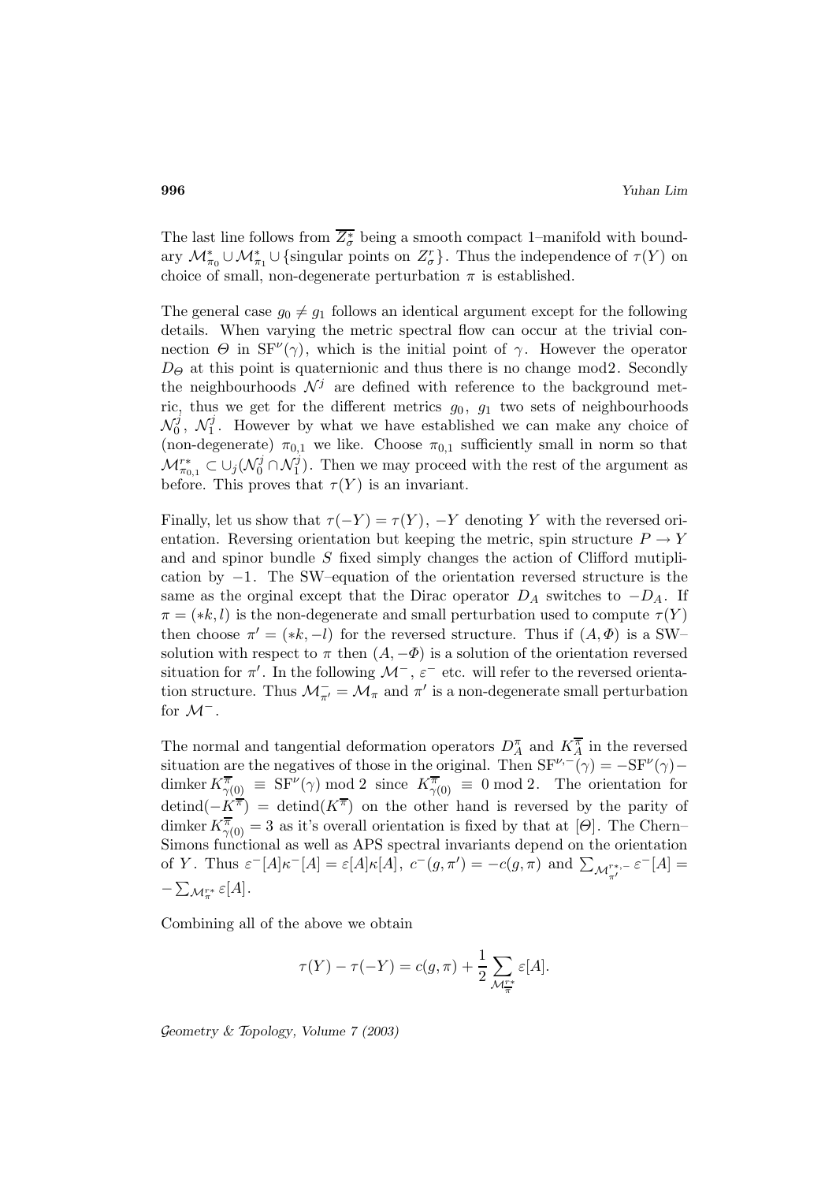The last line follows from $\overline{Z^*_\sigma}$ being a smooth compact 1–manifold with boundary $\mathcal{M}^*_{\pi_0} \cup \mathcal{M}^*_{\pi_1} \cup \{\text{singular points on } Z^r_\sigma\}$. Thus the independence of $\tau(Y)$ on choice of small, non-degenerate perturbation $\pi$ is established.

The general case $g_0 \neq g_1$ follows an identical argument except for the following details. When varying the metric spectral flow can occur at the trivial connection $\Theta$ in $\mathrm{SF}^\nu(\gamma)$, which is the initial point of $\gamma$. However the operator $D_\Theta$ at this point is quaternionic and thus there is no change mod2. Secondly the neighbourhoods $\mathcal{N}^j$ are defined with reference to the background metric, thus we get for the different metrics $g_0$, $g_1$ two sets of neighbourhoods $\mathcal{N}^j_0$, $\mathcal{N}^j_1$. However by what we have established we can make any choice of (non-degenerate) $\pi_{0,1}$ we like. Choose $\pi_{0,1}$ sufficiently small in norm so that $\mathcal{M}^{r*}_{\pi_{0,1}} \subset \cup_j(\mathcal{N}^j_0 \cap \mathcal{N}^j_1)$. Then we may proceed with the rest of the argument as before. This proves that $\tau(Y)$ is an invariant.

Finally, let us show that $\tau(-Y) = \tau(Y)$, $-Y$ denoting $Y$ with the reversed orientation. Reversing orientation but keeping the metric, spin structure $P \to Y$ and and spinor bundle $S$ fixed simply changes the action of Clifford mutiplication by $-1$. The SW–equation of the orientation reversed structure is the same as the orginal except that the Dirac operator $D_A$ switches to $-D_A$. If $\pi = (*k, l)$ is the non-degenerate and small perturbation used to compute $\tau(Y)$ then choose $\pi' = (*k, -l)$ for the reversed structure. Thus if $(A, \Phi)$ is a SW–solution with respect to $\pi$ then $(A, -\Phi)$ is a solution of the orientation reversed situation for $\pi'$. In the following $\mathcal{M}^-$, $\varepsilon^-$ etc. will refer to the reversed orientation structure. Thus $\mathcal{M}^-_{\pi'} = \mathcal{M}_\pi$ and $\pi'$ is a non-degenerate small perturbation for $\mathcal{M}^-$.

The normal and tangential deformation operators $D^\pi_A$ and $K^{\overline{\pi}}_A$ in the reversed situation are the negatives of those in the original. Then $\mathrm{SF}^{\nu,-}(\gamma) = -\mathrm{SF}^\nu(\gamma) - \operatorname{dimker} K^{\overline{\pi}}_{\gamma(0)} \equiv \mathrm{SF}^\nu(\gamma) \bmod 2$ since $K^{\overline{\pi}}_{\gamma(0)} \equiv 0 \bmod 2$. The orientation for $\operatorname{detind}(-K^{\overline{\pi}}) = \operatorname{detind}(K^{\overline{\pi}})$ on the other hand is reversed by the parity of $\operatorname{dimker} K^{\overline{\pi}}_{\gamma(0)} = 3$ as it's overall orientation is fixed by that at $[\Theta]$. The Chern–Simons functional as well as APS spectral invariants depend on the orientation of $Y$. Thus $\varepsilon^-[A]\kappa^-[A] = \varepsilon[A]\kappa[A]$, $c^-(g, \pi') = -c(g, \pi)$ and $\sum_{\mathcal{M}^{r*,-}_{\pi'}} \varepsilon^-[A] = -\sum_{\mathcal{M}^{r*}_\pi} \varepsilon[A]$.

Combining all of the above we obtain

$$\tau(Y) - \tau(-Y) = c(g, \pi) + \frac{1}{2} \sum_{\mathcal{M}^{r*}_{\overline{\pi}}} \varepsilon[A].$$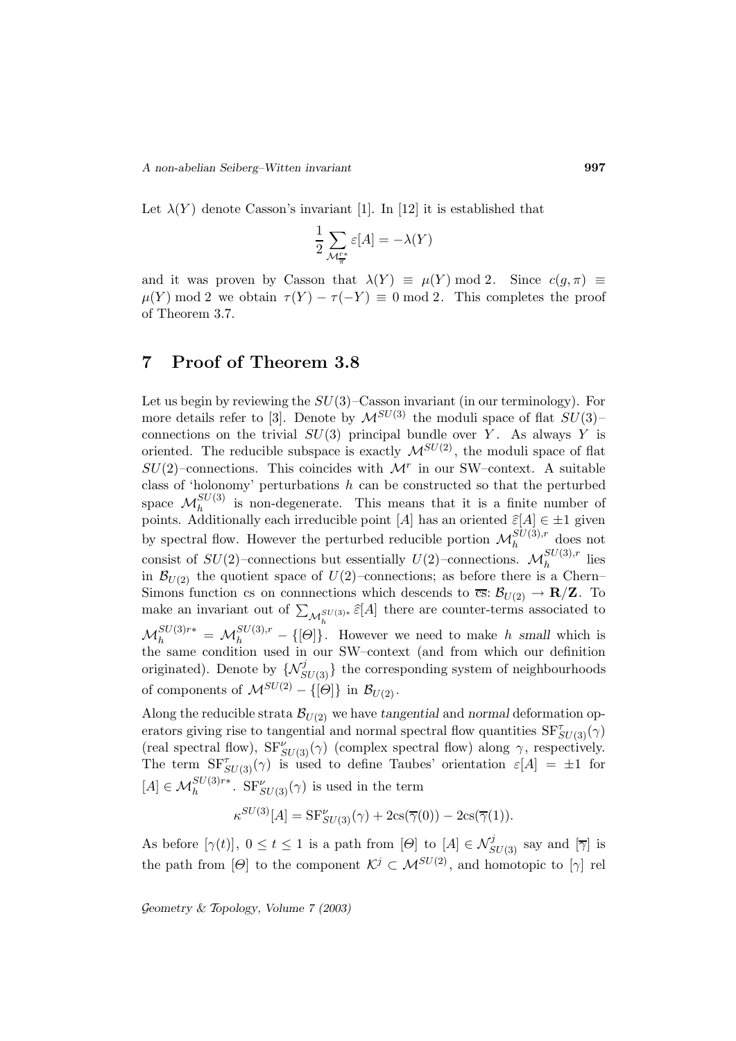Let $\lambda(Y)$ denote Casson's invariant [1]. In [12] it is established that

$$\frac{1}{2}\sum_{\mathcal{M}^{r*}_{\overline{\pi}}} \varepsilon[A] = -\lambda(Y)$$

and it was proven by Casson that $\lambda(Y) \equiv \mu(Y) \bmod 2$. Since $c(g,\pi) \equiv \mu(Y) \bmod 2$ we obtain $\tau(Y) - \tau(-Y) \equiv 0 \bmod 2$. This completes the proof of Theorem 3.7.

# 7 Proof of Theorem 3.8

Let us begin by reviewing the $SU(3)$–Casson invariant (in our terminology). For more details refer to [3]. Denote by $\mathcal{M}^{SU(3)}$ the moduli space of flat $SU(3)$–connections on the trivial $SU(3)$ principal bundle over $Y$. As always $Y$ is oriented. The reducible subspace is exactly $\mathcal{M}^{SU(2)}$, the moduli space of flat $SU(2)$–connections. This coincides with $\mathcal{M}^r$ in our SW–context. A suitable class of 'holonomy' perturbations $h$ can be constructed so that the perturbed space $\mathcal{M}_h^{SU(3)}$ is non-degenerate. This means that it is a finite number of points. Additionally each irreducible point $[A]$ has an oriented $\widehat{\varepsilon}[A] \in \pm 1$ given by spectral flow. However the perturbed reducible portion $\mathcal{M}_h^{SU(3),r}$ does not consist of $SU(2)$–connections but essentially $U(2)$–connections. $\mathcal{M}_h^{SU(3),r}$ lies in $\mathcal{B}_{U(2)}$ the quotient space of $U(2)$–connections; as before there is a Chern–Simons function cs on connnections which descends to $\overline{\text{cs}}\colon \mathcal{B}_{U(2)} \to \mathbf{R}/\mathbf{Z}$. To make an invariant out of $\sum_{\mathcal{M}_h^{SU(3)*}} \widehat{\varepsilon}[A]$ there are counter-terms associated to $\mathcal{M}_h^{SU(3)r*} = \mathcal{M}_h^{SU(3),r} - \{[\Theta]\}$. However we need to make $h$ *small* which is the same condition used in our SW–context (and from which our definition originated). Denote by $\{\mathcal{N}^j_{SU(3)}\}$ the corresponding system of neighbourhoods of components of $\mathcal{M}^{SU(2)} - \{[\Theta]\}$ in $\mathcal{B}_{U(2)}$.

Along the reducible strata $\mathcal{B}_{U(2)}$ we have *tangential* and *normal* deformation operators giving rise to tangential and normal spectral flow quantities $\text{SF}^{\tau}_{SU(3)}(\gamma)$ (real spectral flow), $\text{SF}^{\nu}_{SU(3)}(\gamma)$ (complex spectral flow) along $\gamma$, respectively. The term $\text{SF}^{\tau}_{SU(3)}(\gamma)$ is used to define Taubes' orientation $\varepsilon[A] = \pm 1$ for $[A] \in \mathcal{M}_h^{SU(3)r*}$. $\text{SF}^{\nu}_{SU(3)}(\gamma)$ is used in the term

$$\kappa^{SU(3)}[A] = \text{SF}^{\nu}_{SU(3)}(\gamma) + 2\text{cs}(\overline{\gamma}(0)) - 2\text{cs}(\overline{\gamma}(1)).$$

As before $[\gamma(t)]$, $0 \leq t \leq 1$ is a path from $[\Theta]$ to $[A] \in \mathcal{N}^j_{SU(3)}$ say and $[\overline{\gamma}]$ is the path from $[\Theta]$ to the component $\mathcal{K}^j \subset \mathcal{M}^{SU(2)}$, and homotopic to $[\gamma]$ rel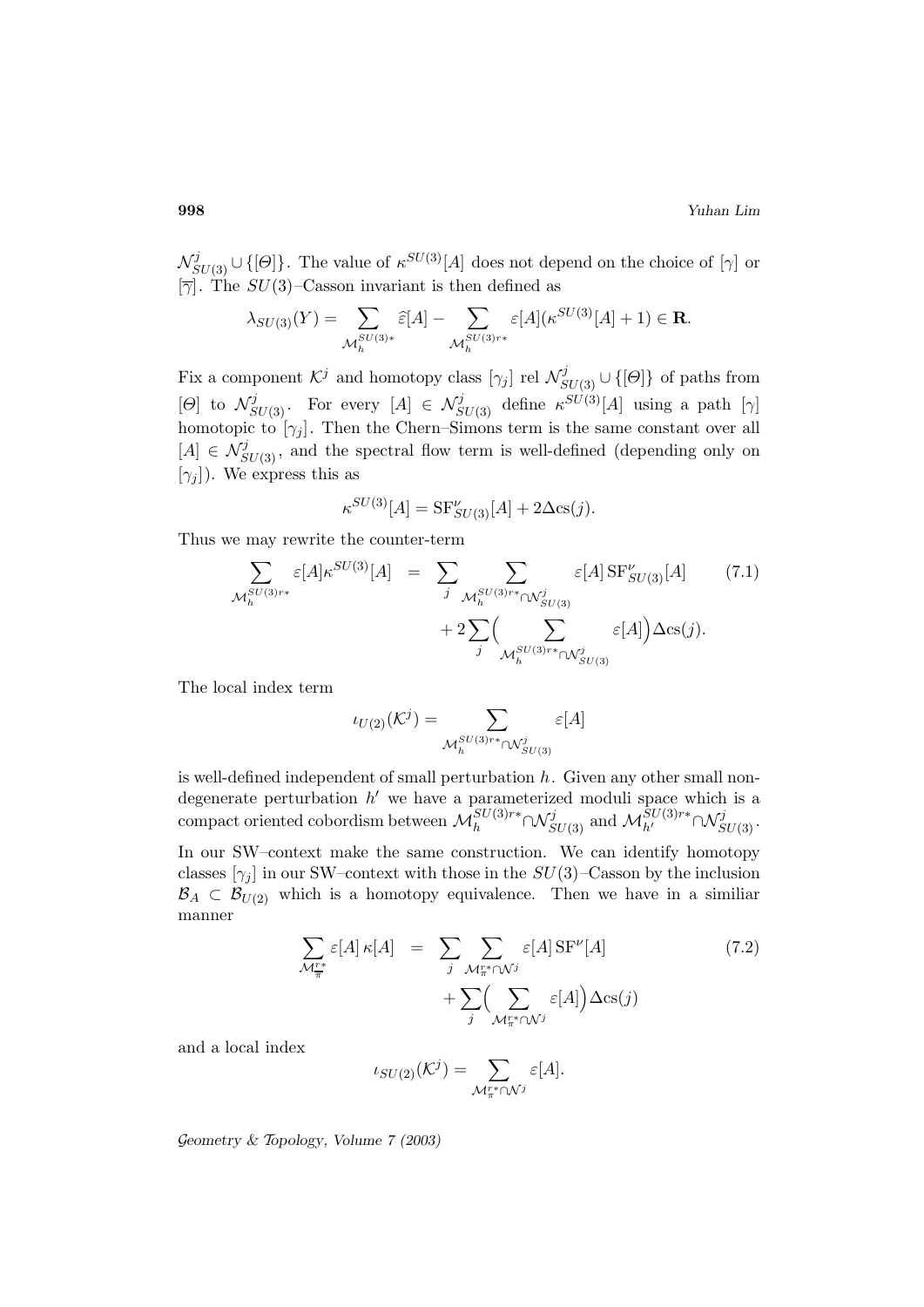$\mathcal{N}^j_{SU(3)} \cup \{[\Theta]\}$. The value of $\kappa^{SU(3)}[A]$ does not depend on the choice of $[\gamma]$ or $[\overline{\gamma}]$. The $SU(3)$–Casson invariant is then defined as

$$\lambda_{SU(3)}(Y) = \sum_{\mathcal{M}_h^{SU(3)*}} \widehat{\varepsilon}[A] - \sum_{\mathcal{M}_h^{SU(3)r*}} \varepsilon[A](\kappa^{SU(3)}[A] + 1) \in \mathbf{R}.$$

Fix a component $\mathcal{K}^j$ and homotopy class $[\gamma_j]$ rel $\mathcal{N}^j_{SU(3)} \cup \{[\Theta]\}$ of paths from $[\Theta]$ to $\mathcal{N}^j_{SU(3)}$. For every $[A] \in \mathcal{N}^j_{SU(3)}$ define $\kappa^{SU(3)}[A]$ using a path $[\gamma]$ homotopic to $[\gamma_j]$. Then the Chern–Simons term is the same constant over all $[A] \in \mathcal{N}^j_{SU(3)}$, and the spectral flow term is well-defined (depending only on $[\gamma_j]$). We express this as

$$\kappa^{SU(3)}[A] = \mathrm{SF}^{\nu}_{SU(3)}[A] + 2\Delta\mathrm{cs}(j).$$

Thus we may rewrite the counter-term

$$\begin{aligned}\sum_{\mathcal{M}_h^{SU(3)r*}} \varepsilon[A]\kappa^{SU(3)}[A] &= \sum_j \sum_{\mathcal{M}_h^{SU(3)r*} \cap \mathcal{N}^j_{SU(3)}} \varepsilon[A]\,\mathrm{SF}^{\nu}_{SU(3)}[A] \\ &\quad + 2\sum_j \Big( \sum_{\mathcal{M}_h^{SU(3)r*} \cap \mathcal{N}^j_{SU(3)}} \varepsilon[A] \Big) \Delta\mathrm{cs}(j). \end{aligned} \tag{7.1}$$

The local index term

$$\iota_{U(2)}(\mathcal{K}^j) = \sum_{\mathcal{M}_h^{SU(3)r*} \cap \mathcal{N}^j_{SU(3)}} \varepsilon[A]$$

is well-defined independent of small perturbation $h$. Given any other small non-degenerate perturbation $h'$ we have a parameterized moduli space which is a compact oriented cobordism between $\mathcal{M}_h^{SU(3)r*} \cap \mathcal{N}^j_{SU(3)}$ and $\mathcal{M}_{h'}^{SU(3)r*} \cap \mathcal{N}^j_{SU(3)}$.

In our SW–context make the same construction. We can identify homotopy classes $[\gamma_j]$ in our SW–context with those in the $SU(3)$–Casson by the inclusion $\mathcal{B}_A \subset \mathcal{B}_{U(2)}$ which is a homotopy equivalence. Then we have in a similiar manner

$$\begin{aligned}\sum_{\mathcal{M}_{\overline{\pi}}^{r*}} \varepsilon[A]\,\kappa[A] &= \sum_j \sum_{\mathcal{M}_{\overline{\pi}}^{r*} \cap \mathcal{N}^j} \varepsilon[A]\,\mathrm{SF}^{\nu}[A] \\ &\quad + \sum_j \Big( \sum_{\mathcal{M}_{\overline{\pi}}^{r*} \cap \mathcal{N}^j} \varepsilon[A] \Big) \Delta\mathrm{cs}(j) \end{aligned} \tag{7.2}$$

and a local index

$$\iota_{SU(2)}(\mathcal{K}^j) = \sum_{\mathcal{M}_{\overline{\pi}}^{r*} \cap \mathcal{N}^j} \varepsilon[A].$$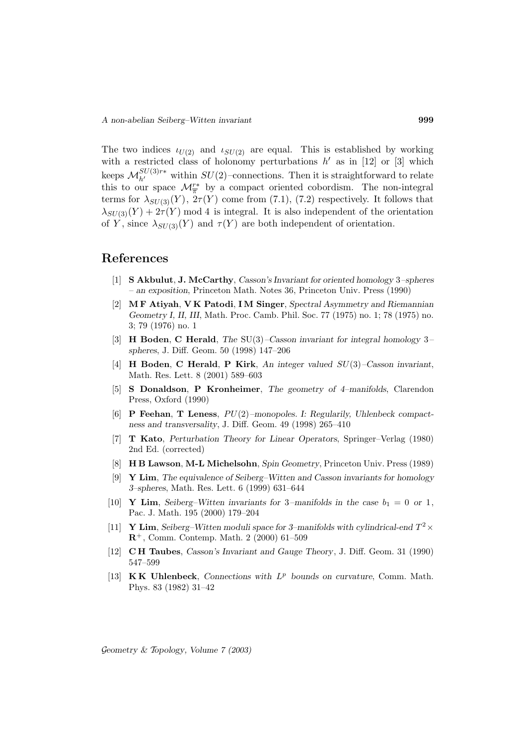The two indices $\iota_{U(2)}$ and $\iota_{SU(2)}$ are equal. This is established by working with a restricted class of holonomy perturbations $h'$ as in [12] or [3] which keeps $\mathcal{M}_{h'}^{SU(3)r*}$ within $SU(2)$–connections. Then it is straightforward to relate this to our space $\mathcal{M}_{\overline{\pi}}^{r*}$ by a compact oriented cobordism. The non-integral terms for $\lambda_{SU(3)}(Y)$, $2\tau(Y)$ come from (7.1), (7.2) respectively. It follows that $\lambda_{SU(3)}(Y) + 2\tau(Y) \bmod 4$ is integral. It is also independent of the orientation of $Y$, since $\lambda_{SU(3)}(Y)$ and $\tau(Y)$ are both independent of orientation.

# References

[1] **S Akbulut**, **J. McCarthy**, *Casson's Invariant for oriented homology 3–spheres – an exposition*, Princeton Math. Notes 36, Princeton Univ. Press (1990)

[2] **M F Atiyah**, **V K Patodi**, **I M Singer**, *Spectral Asymmetry and Riemannian Geometry I, II, III*, Math. Proc. Camb. Phil. Soc. 77 (1975) no. 1; 78 (1975) no. 3; 79 (1976) no. 1

[3] **H Boden**, **C Herald**, *The SU(3)–Casson invariant for integral homology 3–spheres*, J. Diff. Geom. 50 (1998) 147–206

[4] **H Boden**, **C Herald**, **P Kirk**, *An integer valued $SU(3)$–Casson invariant*, Math. Res. Lett. 8 (2001) 589–603

[5] **S Donaldson**, **P Kronheimer**, *The geometry of 4–manifolds*, Clarendon Press, Oxford (1990)

[6] **P Feehan**, **T Leness**, *$PU(2)$–monopoles. I: Regularily, Uhlenbeck compactness and transversality*, J. Diff. Geom. 49 (1998) 265–410

[7] **T Kato**, *Perturbation Theory for Linear Operators*, Springer–Verlag (1980) 2nd Ed. (corrected)

[8] **H B Lawson**, **M-L Michelsohn**, *Spin Geometry*, Princeton Univ. Press (1989)

[9] **Y Lim**, *The equivalence of Seiberg–Witten and Casson invariants for homology 3–spheres*, Math. Res. Lett. 6 (1999) 631–644

[10] **Y Lim**, *Seiberg–Witten invariants for 3–manifolds in the case $b_1 = 0$ or 1*, Pac. J. Math. 195 (2000) 179–204

[11] **Y Lim**, *Seiberg–Witten moduli space for 3–manifolds with cylindrical-end $T^2 \times \mathbf{R}^+$*, Comm. Contemp. Math. 2 (2000) 61–509

[12] **C H Taubes**, *Casson's Invariant and Gauge Theory*, J. Diff. Geom. 31 (1990) 547–599

[13] **K K Uhlenbeck**, *Connections with $L^p$ bounds on curvature*, Comm. Math. Phys. 83 (1982) 31–42